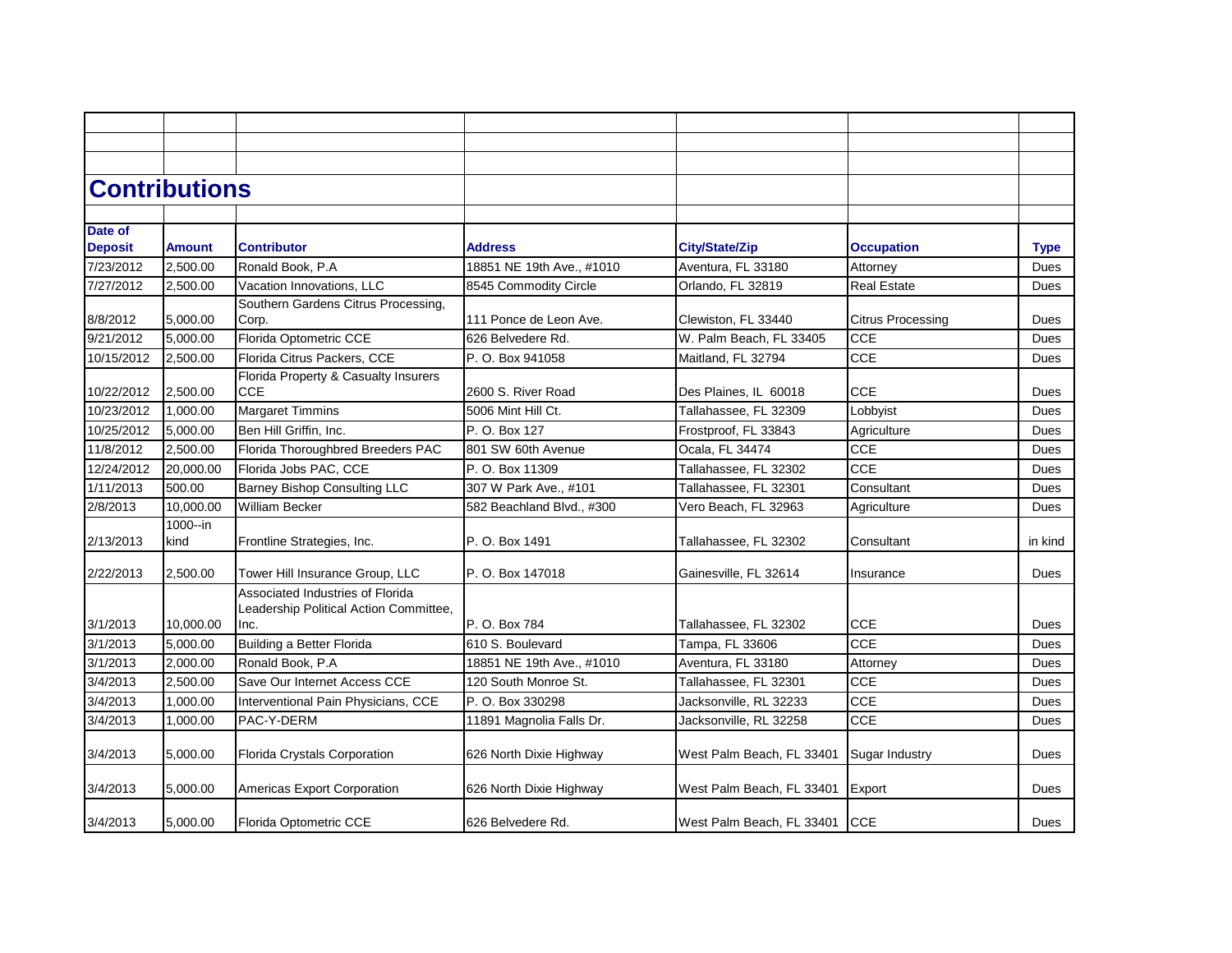## Contributions

| Date of Deposit | Amount | Contributor | Address | City/State/Zip | Occupation | Type |
|---|---|---|---|---|---|---|
| 7/23/2012 | 2,500.00 | Ronald Book, P.A | 18851 NE 19th Ave., #1010 | Aventura, FL 33180 | Attorney | Dues |
| 7/27/2012 | 2,500.00 | Vacation Innovations, LLC | 8545 Commodity Circle | Orlando, FL 32819 | Real Estate | Dues |
| 8/8/2012 | 5,000.00 | Southern Gardens Citrus Processing, Corp. | 111 Ponce de Leon Ave. | Clewiston, FL 33440 | Citrus Processing | Dues |
| 9/21/2012 | 5,000.00 | Florida Optometric CCE | 626 Belvedere Rd. | W. Palm Beach, FL 33405 | CCE | Dues |
| 10/15/2012 | 2,500.00 | Florida Citrus Packers, CCE | P. O. Box 941058 | Maitland, FL 32794 | CCE | Dues |
| 10/22/2012 | 2,500.00 | Florida Property & Casualty Insurers CCE | 2600 S. River Road | Des Plaines, IL 60018 | CCE | Dues |
| 10/23/2012 | 1,000.00 | Margaret Timmins | 5006 Mint Hill Ct. | Tallahassee, FL 32309 | Lobbyist | Dues |
| 10/25/2012 | 5,000.00 | Ben Hill Griffin, Inc. | P. O. Box 127 | Frostproof, FL 33843 | Agriculture | Dues |
| 11/8/2012 | 2,500.00 | Florida Thoroughbred Breeders PAC | 801 SW 60th Avenue | Ocala, FL 34474 | CCE | Dues |
| 12/24/2012 | 20,000.00 | Florida Jobs PAC, CCE | P. O. Box 11309 | Tallahassee, FL 32302 | CCE | Dues |
| 1/11/2013 | 500.00 | Barney Bishop Consulting LLC | 307 W Park Ave., #101 | Tallahassee, FL 32301 | Consultant | Dues |
| 2/8/2013 | 10,000.00 | William Becker | 582 Beachland Blvd., #300 | Vero Beach, FL 32963 | Agriculture | Dues |
| 2/13/2013 | 1000--in kind | Frontline Strategies, Inc. | P. O. Box 1491 | Tallahassee, FL 32302 | Consultant | in kind |
| 2/22/2013 | 2,500.00 | Tower Hill Insurance Group, LLC | P. O. Box 147018 | Gainesville, FL 32614 | Insurance | Dues |
| 3/1/2013 | 10,000.00 | Associated Industries of Florida Leadership Political Action Committee, Inc. | P. O. Box 784 | Tallahassee, FL 32302 | CCE | Dues |
| 3/1/2013 | 5,000.00 | Building a Better Florida | 610 S. Boulevard | Tampa, FL 33606 | CCE | Dues |
| 3/1/2013 | 2,000.00 | Ronald Book, P.A | 18851 NE 19th Ave., #1010 | Aventura, FL 33180 | Attorney | Dues |
| 3/4/2013 | 2,500.00 | Save Our Internet Access CCE | 120 South Monroe St. | Tallahassee, FL 32301 | CCE | Dues |
| 3/4/2013 | 1,000.00 | Interventional Pain Physicians, CCE | P. O. Box 330298 | Jacksonville, RL 32233 | CCE | Dues |
| 3/4/2013 | 1,000.00 | PAC-Y-DERM | 11891 Magnolia Falls Dr. | Jacksonville, RL 32258 | CCE | Dues |
| 3/4/2013 | 5,000.00 | Florida Crystals Corporation | 626 North Dixie Highway | West Palm Beach, FL 33401 | Sugar Industry | Dues |
| 3/4/2013 | 5,000.00 | Americas Export Corporation | 626 North Dixie Highway | West Palm Beach, FL 33401 | Export | Dues |
| 3/4/2013 | 5,000.00 | Florida Optometric CCE | 626 Belvedere Rd. | West Palm Beach, FL 33401 | CCE | Dues |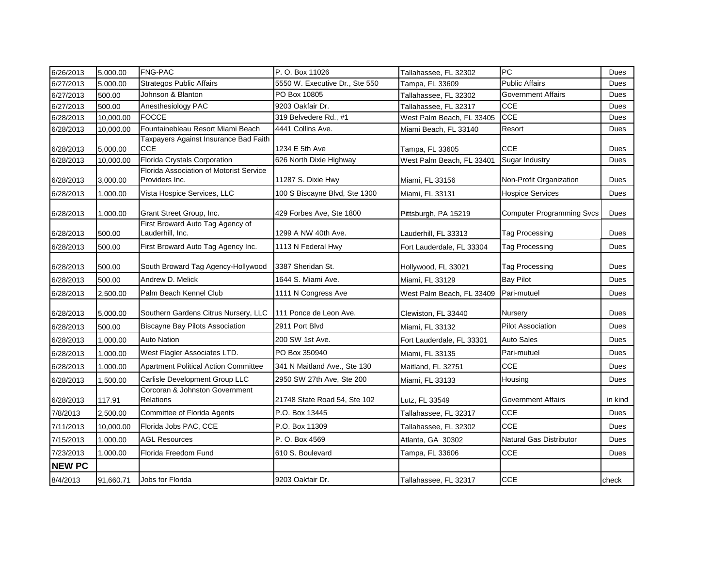| | | | | | | |
|---|---|---|---|---|---|---|
| 6/26/2013 | 5,000.00 | FNG-PAC | P. O. Box 11026 | Tallahassee, FL 32302 | PC | Dues |
| 6/27/2013 | 5,000.00 | Strategos Public Affairs | 5550 W. Executive Dr., Ste 550 | Tampa, FL 33609 | Public Affairs | Dues |
| 6/27/2013 | 500.00 | Johnson & Blanton | PO Box 10805 | Tallahassee, FL 32302 | Government Affairs | Dues |
| 6/27/2013 | 500.00 | Anesthesiology PAC | 9203 Oakfair Dr. | Tallahassee, FL 32317 | CCE | Dues |
| 6/28/2013 | 10,000.00 | FOCCE | 319 Belvedere Rd., #1 | West Palm Beach, FL 33405 | CCE | Dues |
| 6/28/2013 | 10,000.00 | Fountainebleau Resort Miami Beach | 4441 Collins Ave. | Miami Beach, FL 33140 | Resort | Dues |
| 6/28/2013 | 5,000.00 | Taxpayers Against Insurance Bad Faith CCE | 1234 E 5th Ave | Tampa, FL 33605 | CCE | Dues |
| 6/28/2013 | 10,000.00 | Florida Crystals Corporation | 626 North Dixie Highway | West Palm Beach, FL 33401 | Sugar Industry | Dues |
| 6/28/2013 | 3,000.00 | Florida Association of Motorist Service Providers Inc. | 11287 S. Dixie Hwy | Miami, FL 33156 | Non-Profit Organization | Dues |
| 6/28/2013 | 1,000.00 | Vista Hospice Services, LLC | 100 S Biscayne Blvd, Ste 1300 | Miami, FL 33131 | Hospice Services | Dues |
| 6/28/2013 | 1,000.00 | Grant Street Group, Inc. | 429 Forbes Ave, Ste 1800 | Pittsburgh, PA 15219 | Computer Programming Svcs | Dues |
| 6/28/2013 | 500.00 | First Broward Auto Tag Agency of Lauderhill, Inc. | 1299 A NW 40th Ave. | Lauderhill, FL 33313 | Tag Processing | Dues |
| 6/28/2013 | 500.00 | First Broward Auto Tag Agency Inc. | 1113 N Federal Hwy | Fort Lauderdale, FL 33304 | Tag Processing | Dues |
| 6/28/2013 | 500.00 | South Broward Tag Agency-Hollywood | 3387 Sheridan St. | Hollywood, FL 33021 | Tag Processing | Dues |
| 6/28/2013 | 500.00 | Andrew D. Melick | 1644 S. Miami Ave. | Miami, FL 33129 | Bay Pilot | Dues |
| 6/28/2013 | 2,500.00 | Palm Beach Kennel Club | 1111 N Congress Ave | West Palm Beach, FL 33409 | Pari-mutuel | Dues |
| 6/28/2013 | 5,000.00 | Southern Gardens Citrus Nursery, LLC | 111 Ponce de Leon Ave. | Clewiston, FL 33440 | Nursery | Dues |
| 6/28/2013 | 500.00 | Biscayne Bay Pilots Association | 2911 Port Blvd | Miami, FL 33132 | Pilot Association | Dues |
| 6/28/2013 | 1,000.00 | Auto Nation | 200 SW 1st Ave. | Fort Lauderdale, FL 33301 | Auto Sales | Dues |
| 6/28/2013 | 1,000.00 | West Flagler Associates LTD. | PO Box 350940 | Miami, FL 33135 | Pari-mutuel | Dues |
| 6/28/2013 | 1,000.00 | Apartment Political Action Committee | 341 N Maitland Ave., Ste 130 | Maitland, FL 32751 | CCE | Dues |
| 6/28/2013 | 1,500.00 | Carlisle Development Group LLC | 2950 SW 27th Ave, Ste 200 | Miami, FL 33133 | Housing | Dues |
| 6/28/2013 | 117.91 | Corcoran & Johnston Government Relations | 21748 State Road 54, Ste 102 | Lutz, FL 33549 | Government Affairs | in kind |
| 7/8/2013 | 2,500.00 | Committee of Florida Agents | P.O. Box 13445 | Tallahassee, FL 32317 | CCE | Dues |
| 7/11/2013 | 10,000.00 | Florida Jobs PAC, CCE | P.O. Box 11309 | Tallahassee, FL 32302 | CCE | Dues |
| 7/15/2013 | 1,000.00 | AGL Resources | P. O. Box 4569 | Atlanta, GA 30302 | Natural Gas Distributor | Dues |
| 7/23/2013 | 1,000.00 | Florida Freedom Fund | 610 S. Boulevard | Tampa, FL 33606 | CCE | Dues |
| **NEW PC** | | | | | | |
| 8/4/2013 | 91,660.71 | Jobs for Florida | 9203 Oakfair Dr. | Tallahassee, FL 32317 | CCE | check |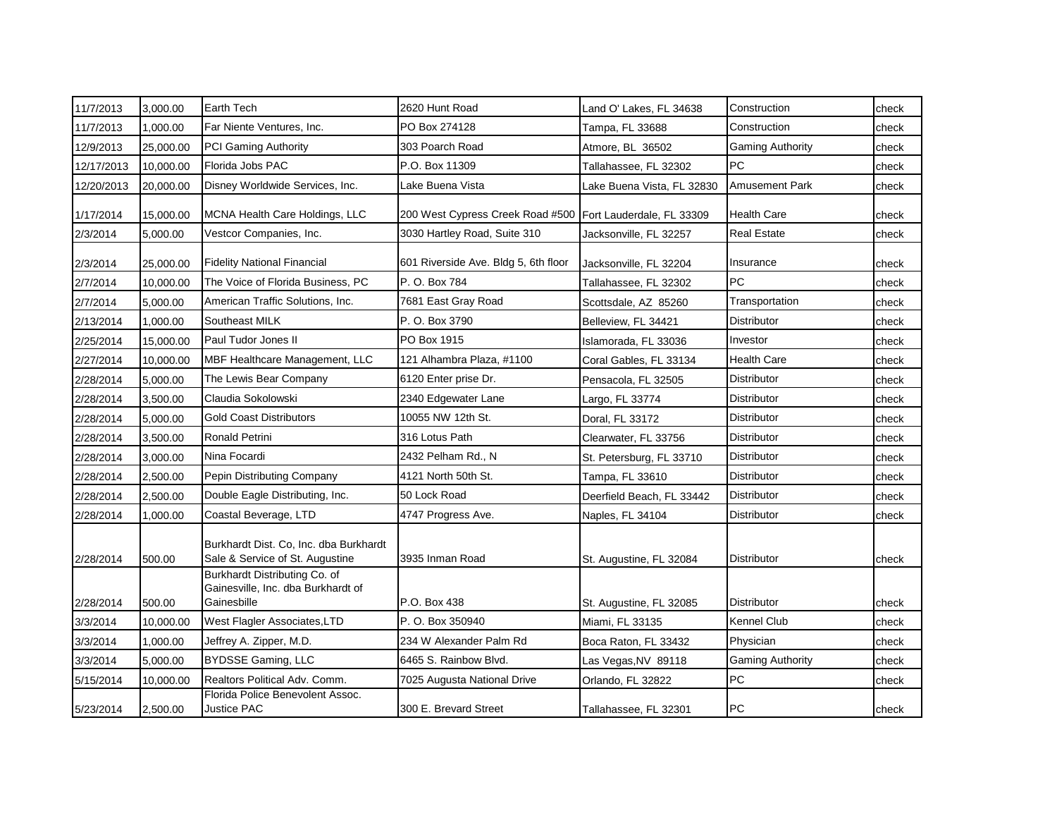| 11/7/2013 | 3,000.00 | Earth Tech | 2620 Hunt Road | Land O' Lakes, FL 34638 | Construction | check |
|---|---|---|---|---|---|---|
| 11/7/2013 | 1,000.00 | Far Niente Ventures, Inc. | PO Box 274128 | Tampa, FL 33688 | Construction | check |
| 12/9/2013 | 25,000.00 | PCI Gaming Authority | 303 Poarch Road | Atmore, BL 36502 | Gaming Authority | check |
| 12/17/2013 | 10,000.00 | Florida Jobs PAC | P.O. Box 11309 | Tallahassee, FL 32302 | PC | check |
| 12/20/2013 | 20,000.00 | Disney Worldwide Services, Inc. | Lake Buena Vista | Lake Buena Vista, FL 32830 | Amusement Park | check |
| 1/17/2014 | 15,000.00 | MCNA Health Care Holdings, LLC | 200 West Cypress Creek Road #500 | Fort Lauderdale, FL 33309 | Health Care | check |
| 2/3/2014 | 5,000.00 | Vestcor Companies, Inc. | 3030 Hartley Road, Suite 310 | Jacksonville, FL 32257 | Real Estate | check |
| 2/3/2014 | 25,000.00 | Fidelity National Financial | 601 Riverside Ave. Bldg 5, 6th floor | Jacksonville, FL 32204 | Insurance | check |
| 2/7/2014 | 10,000.00 | The Voice of Florida Business, PC | P. O. Box 784 | Tallahassee, FL 32302 | PC | check |
| 2/7/2014 | 5,000.00 | American Traffic Solutions, Inc. | 7681 East Gray Road | Scottsdale, AZ 85260 | Transportation | check |
| 2/13/2014 | 1,000.00 | Southeast MILK | P. O. Box 3790 | Belleview, FL 34421 | Distributor | check |
| 2/25/2014 | 15,000.00 | Paul Tudor Jones II | PO Box 1915 | Islamorada, FL 33036 | Investor | check |
| 2/27/2014 | 10,000.00 | MBF Healthcare Management, LLC | 121 Alhambra Plaza, #1100 | Coral Gables, FL 33134 | Health Care | check |
| 2/28/2014 | 5,000.00 | The Lewis Bear Company | 6120 Enter prise Dr. | Pensacola, FL 32505 | Distributor | check |
| 2/28/2014 | 3,500.00 | Claudia Sokolowski | 2340 Edgewater Lane | Largo, FL 33774 | Distributor | check |
| 2/28/2014 | 5,000.00 | Gold Coast Distributors | 10055 NW 12th St. | Doral, FL 33172 | Distributor | check |
| 2/28/2014 | 3,500.00 | Ronald Petrini | 316 Lotus Path | Clearwater, FL 33756 | Distributor | check |
| 2/28/2014 | 3,000.00 | Nina Focardi | 2432 Pelham Rd., N | St. Petersburg, FL 33710 | Distributor | check |
| 2/28/2014 | 2,500.00 | Pepin Distributing Company | 4121 North 50th St. | Tampa, FL 33610 | Distributor | check |
| 2/28/2014 | 2,500.00 | Double Eagle Distributing, Inc. | 50 Lock Road | Deerfield Beach, FL 33442 | Distributor | check |
| 2/28/2014 | 1,000.00 | Coastal Beverage, LTD | 4747 Progress Ave. | Naples, FL 34104 | Distributor | check |
| 2/28/2014 | 500.00 | Burkhardt Dist. Co, Inc. dba Burkhardt Sale & Service of St. Augustine | 3935 Inman Road | St. Augustine, FL 32084 | Distributor | check |
| 2/28/2014 | 500.00 | Burkhardt Distributing Co. of Gainesville, Inc. dba Burkhardt of Gainesbille | P.O. Box 438 | St. Augustine, FL 32085 | Distributor | check |
| 3/3/2014 | 10,000.00 | West Flagler Associates,LTD | P. O. Box 350940 | Miami, FL 33135 | Kennel Club | check |
| 3/3/2014 | 1,000.00 | Jeffrey A. Zipper, M.D. | 234 W Alexander Palm Rd | Boca Raton, FL 33432 | Physician | check |
| 3/3/2014 | 5,000.00 | BYDSSE Gaming, LLC | 6465 S. Rainbow Blvd. | Las Vegas,NV 89118 | Gaming Authority | check |
| 5/15/2014 | 10,000.00 | Realtors Political Adv. Comm. | 7025 Augusta National Drive | Orlando, FL 32822 | PC | check |
| 5/23/2014 | 2,500.00 | Florida Police Benevolent Assoc. Justice PAC | 300 E. Brevard Street | Tallahassee, FL 32301 | PC | check |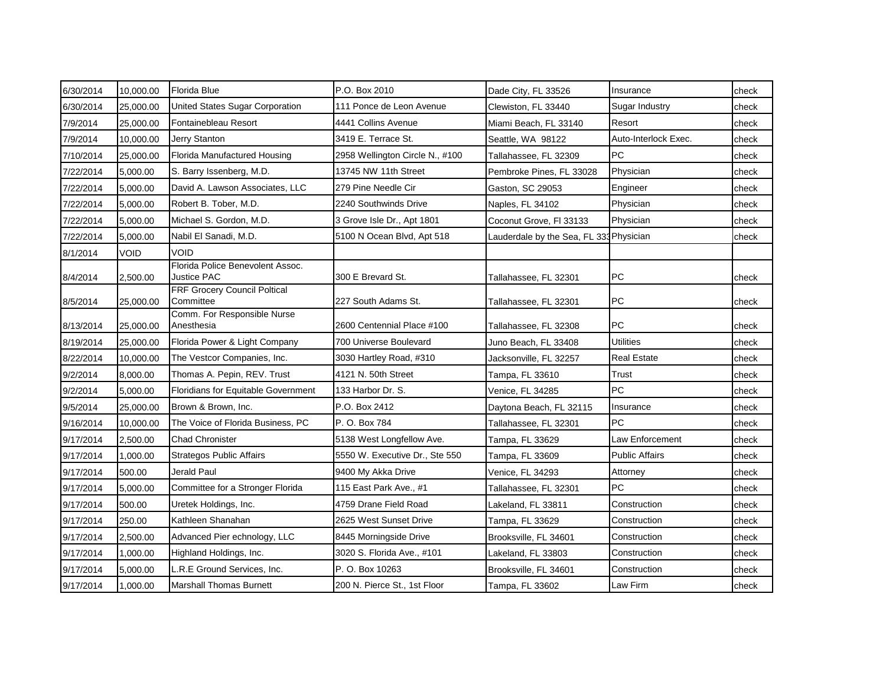| | | | | | | |
|---|---|---|---|---|---|---|
| 6/30/2014 | 10,000.00 | Florida Blue | P.O. Box 2010 | Dade City, FL 33526 | Insurance | check |
| 6/30/2014 | 25,000.00 | United States Sugar Corporation | 111 Ponce de Leon Avenue | Clewiston, FL 33440 | Sugar Industry | check |
| 7/9/2014 | 25,000.00 | Fontainebleau Resort | 4441 Collins Avenue | Miami Beach, FL 33140 | Resort | check |
| 7/9/2014 | 10,000.00 | Jerry Stanton | 3419 E. Terrace St. | Seattle, WA 98122 | Auto-Interlock Exec. | check |
| 7/10/2014 | 25,000.00 | Florida Manufactured Housing | 2958 Wellington Circle N., #100 | Tallahassee, FL 32309 | PC | check |
| 7/22/2014 | 5,000.00 | S. Barry Issenberg, M.D. | 13745 NW 11th Street | Pembroke Pines, FL 33028 | Physician | check |
| 7/22/2014 | 5,000.00 | David A. Lawson Associates, LLC | 279 Pine Needle Cir | Gaston, SC 29053 | Engineer | check |
| 7/22/2014 | 5,000.00 | Robert B. Tober, M.D. | 2240 Southwinds Drive | Naples, FL 34102 | Physician | check |
| 7/22/2014 | 5,000.00 | Michael S. Gordon, M.D. | 3 Grove Isle Dr., Apt 1801 | Coconut Grove, Fl 33133 | Physician | check |
| 7/22/2014 | 5,000.00 | Nabil El Sanadi, M.D. | 5100 N Ocean Blvd, Apt 518 | Lauderdale by the Sea, FL 333 | Physician | check |
| 8/1/2014 | VOID | VOID | | | | |
| 8/4/2014 | 2,500.00 | Florida Police Benevolent Assoc. Justice PAC | 300 E Brevard St. | Tallahassee, FL 32301 | PC | check |
| 8/5/2014 | 25,000.00 | FRF Grocery Council Poltical Committee | 227 South Adams St. | Tallahassee, FL 32301 | PC | check |
| 8/13/2014 | 25,000.00 | Comm. For Responsible Nurse Anesthesia | 2600 Centennial Place #100 | Tallahassee, FL 32308 | PC | check |
| 8/19/2014 | 25,000.00 | Florida Power & Light Company | 700 Universe Boulevard | Juno Beach, FL 33408 | Utilities | check |
| 8/22/2014 | 10,000.00 | The Vestcor Companies, Inc. | 3030 Hartley Road, #310 | Jacksonville, FL 32257 | Real Estate | check |
| 9/2/2014 | 8,000.00 | Thomas A. Pepin, REV. Trust | 4121 N. 50th Street | Tampa, FL 33610 | Trust | check |
| 9/2/2014 | 5,000.00 | Floridians for Equitable Government | 133 Harbor Dr. S. | Venice, FL 34285 | PC | check |
| 9/5/2014 | 25,000.00 | Brown & Brown, Inc. | P.O. Box 2412 | Daytona Beach, FL 32115 | Insurance | check |
| 9/16/2014 | 10,000.00 | The Voice of Florida Business, PC | P. O. Box 784 | Tallahassee, FL 32301 | PC | check |
| 9/17/2014 | 2,500.00 | Chad Chronister | 5138 West Longfellow Ave. | Tampa, FL 33629 | Law Enforcement | check |
| 9/17/2014 | 1,000.00 | Strategos Public Affairs | 5550 W. Executive Dr., Ste 550 | Tampa, FL 33609 | Public Affairs | check |
| 9/17/2014 | 500.00 | Jerald Paul | 9400 My Akka Drive | Venice, FL 34293 | Attorney | check |
| 9/17/2014 | 5,000.00 | Committee for a Stronger Florida | 115 East Park Ave., #1 | Tallahassee, FL 32301 | PC | check |
| 9/17/2014 | 500.00 | Uretek Holdings, Inc. | 4759 Drane Field Road | Lakeland, FL 33811 | Construction | check |
| 9/17/2014 | 250.00 | Kathleen Shanahan | 2625 West Sunset Drive | Tampa, FL 33629 | Construction | check |
| 9/17/2014 | 2,500.00 | Advanced Pier echnology, LLC | 8445 Morningside Drive | Brooksville, FL 34601 | Construction | check |
| 9/17/2014 | 1,000.00 | Highland Holdings, Inc. | 3020 S. Florida Ave., #101 | Lakeland, FL 33803 | Construction | check |
| 9/17/2014 | 5,000.00 | L.R.E Ground Services, Inc. | P. O. Box 10263 | Brooksville, FL 34601 | Construction | check |
| 9/17/2014 | 1,000.00 | Marshall Thomas Burnett | 200 N. Pierce St., 1st Floor | Tampa, FL 33602 | Law Firm | check |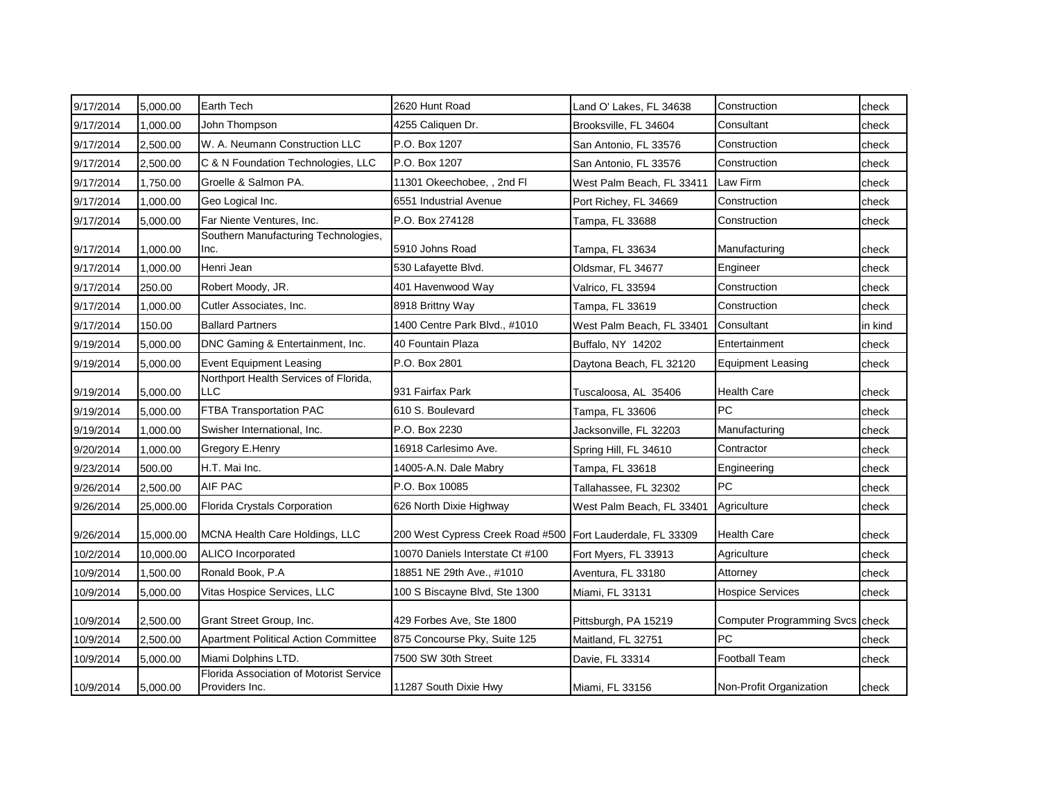| | | | | | | |
|---|---|---|---|---|---|---|
| 9/17/2014 | 5,000.00 | Earth Tech | 2620 Hunt Road | Land O' Lakes, FL 34638 | Construction | check |
| 9/17/2014 | 1,000.00 | John Thompson | 4255 Caliquen Dr. | Brooksville, FL 34604 | Consultant | check |
| 9/17/2014 | 2,500.00 | W. A. Neumann Construction LLC | P.O. Box 1207 | San Antonio, FL 33576 | Construction | check |
| 9/17/2014 | 2,500.00 | C & N Foundation Technologies, LLC | P.O. Box 1207 | San Antonio, FL 33576 | Construction | check |
| 9/17/2014 | 1,750.00 | Groelle & Salmon PA. | 11301 Okeechobee, , 2nd Fl | West Palm Beach, FL 33411 | Law Firm | check |
| 9/17/2014 | 1,000.00 | Geo Logical Inc. | 6551 Industrial Avenue | Port Richey, FL 34669 | Construction | check |
| 9/17/2014 | 5,000.00 | Far Niente Ventures, Inc. | P.O. Box 274128 | Tampa, FL 33688 | Construction | check |
| 9/17/2014 | 1,000.00 | Southern Manufacturing Technologies, Inc. | 5910 Johns Road | Tampa, FL 33634 | Manufacturing | check |
| 9/17/2014 | 1,000.00 | Henri Jean | 530 Lafayette Blvd. | Oldsmar, FL 34677 | Engineer | check |
| 9/17/2014 | 250.00 | Robert Moody, JR. | 401 Havenwood Way | Valrico, FL 33594 | Construction | check |
| 9/17/2014 | 1,000.00 | Cutler Associates, Inc. | 8918 Brittny Way | Tampa, FL 33619 | Construction | check |
| 9/17/2014 | 150.00 | Ballard Partners | 1400 Centre Park Blvd., #1010 | West Palm Beach, FL 33401 | Consultant | in kind |
| 9/19/2014 | 5,000.00 | DNC Gaming & Entertainment, Inc. | 40 Fountain Plaza | Buffalo, NY 14202 | Entertainment | check |
| 9/19/2014 | 5,000.00 | Event Equipment Leasing | P.O. Box 2801 | Daytona Beach, FL 32120 | Equipment Leasing | check |
| 9/19/2014 | 5,000.00 | Northport Health Services of Florida, LLC | 931 Fairfax Park | Tuscaloosa, AL 35406 | Health Care | check |
| 9/19/2014 | 5,000.00 | FTBA Transportation PAC | 610 S. Boulevard | Tampa, FL 33606 | PC | check |
| 9/19/2014 | 1,000.00 | Swisher International, Inc. | P.O. Box 2230 | Jacksonville, FL 32203 | Manufacturing | check |
| 9/20/2014 | 1,000.00 | Gregory E.Henry | 16918 Carlesimo Ave. | Spring Hill, FL 34610 | Contractor | check |
| 9/23/2014 | 500.00 | H.T. Mai Inc. | 14005-A.N. Dale Mabry | Tampa, FL 33618 | Engineering | check |
| 9/26/2014 | 2,500.00 | AIF PAC | P.O. Box 10085 | Tallahassee, FL 32302 | PC | check |
| 9/26/2014 | 25,000.00 | Florida Crystals Corporation | 626 North Dixie Highway | West Palm Beach, FL 33401 | Agriculture | check |
| 9/26/2014 | 15,000.00 | MCNA Health Care Holdings, LLC | 200 West Cypress Creek Road #500 | Fort Lauderdale, FL 33309 | Health Care | check |
| 10/2/2014 | 10,000.00 | ALICO Incorporated | 10070 Daniels Interstate Ct #100 | Fort Myers, FL 33913 | Agriculture | check |
| 10/9/2014 | 1,500.00 | Ronald Book, P.A | 18851 NE 29th Ave., #1010 | Aventura, FL 33180 | Attorney | check |
| 10/9/2014 | 5,000.00 | Vitas Hospice Services, LLC | 100 S Biscayne Blvd, Ste 1300 | Miami, FL 33131 | Hospice Services | check |
| 10/9/2014 | 2,500.00 | Grant Street Group, Inc. | 429 Forbes Ave, Ste 1800 | Pittsburgh, PA 15219 | Computer Programming Svcs | check |
| 10/9/2014 | 2,500.00 | Apartment Political Action Committee | 875 Concourse Pky, Suite 125 | Maitland, FL 32751 | PC | check |
| 10/9/2014 | 5,000.00 | Miami Dolphins LTD. | 7500 SW 30th Street | Davie, FL 33314 | Football Team | check |
| 10/9/2014 | 5,000.00 | Florida Association of Motorist Service Providers Inc. | 11287 South Dixie Hwy | Miami, FL 33156 | Non-Profit Organization | check |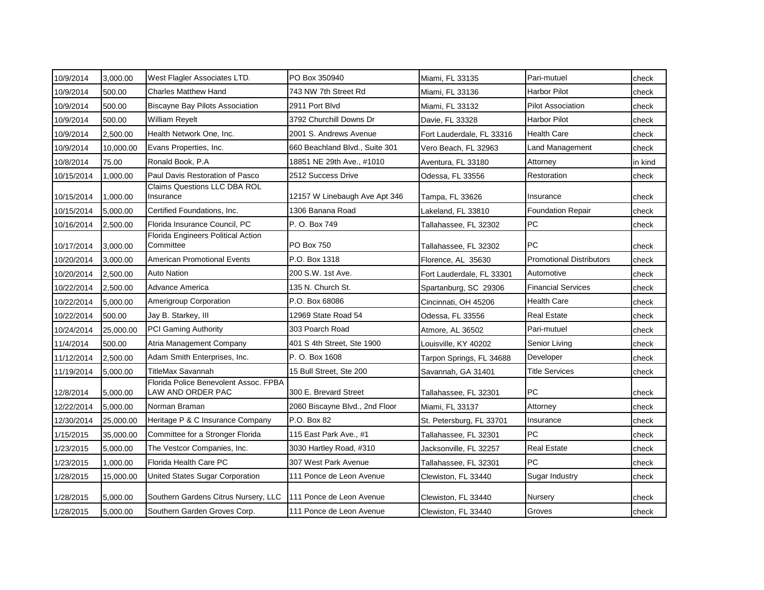| | | | | | | |
|---|---|---|---|---|---|---|
| 10/9/2014 | 3,000.00 | West Flagler Associates LTD. | PO Box 350940 | Miami, FL 33135 | Pari-mutuel | check |
| 10/9/2014 | 500.00 | Charles Matthew Hand | 743 NW 7th Street Rd | Miami, FL 33136 | Harbor Pilot | check |
| 10/9/2014 | 500.00 | Biscayne Bay Pilots Association | 2911 Port Blvd | Miami, FL 33132 | Pilot Association | check |
| 10/9/2014 | 500.00 | William Reyelt | 3792 Churchill Downs Dr | Davie, FL 33328 | Harbor Pilot | check |
| 10/9/2014 | 2,500.00 | Health Network One, Inc. | 2001 S. Andrews Avenue | Fort Lauderdale, FL 33316 | Health Care | check |
| 10/9/2014 | 10,000.00 | Evans Properties, Inc. | 660 Beachland Blvd., Suite 301 | Vero Beach, FL 32963 | Land Management | check |
| 10/8/2014 | 75.00 | Ronald Book, P.A | 18851 NE 29th Ave., #1010 | Aventura, FL 33180 | Attorney | in kind |
| 10/15/2014 | 1,000.00 | Paul Davis Restoration of Pasco | 2512 Success Drive | Odessa, FL 33556 | Restoration | check |
| 10/15/2014 | 1,000.00 | Claims Questions LLC DBA ROL Insurance | 12157 W Linebaugh Ave Apt 346 | Tampa, FL 33626 | Insurance | check |
| 10/15/2014 | 5,000.00 | Certified Foundations, Inc. | 1306 Banana Road | Lakeland, FL 33810 | Foundation Repair | check |
| 10/16/2014 | 2,500.00 | Florida Insurance Council, PC | P. O. Box 749 | Tallahassee, FL 32302 | PC | check |
| 10/17/2014 | 3,000.00 | Florida Engineers Political Action Committee | PO Box 750 | Tallahassee, FL 32302 | PC | check |
| 10/20/2014 | 3,000.00 | American Promotional Events | P.O. Box 1318 | Florence, AL 35630 | Promotional Distributors | check |
| 10/20/2014 | 2,500.00 | Auto Nation | 200 S.W. 1st Ave. | Fort Lauderdale, FL 33301 | Automotive | check |
| 10/22/2014 | 2,500.00 | Advance America | 135 N. Church St. | Spartanburg, SC 29306 | Financial Services | check |
| 10/22/2014 | 5,000.00 | Amerigroup Corporation | P.O. Box 68086 | Cincinnati, OH 45206 | Health Care | check |
| 10/22/2014 | 500.00 | Jay B. Starkey, III | 12969 State Road 54 | Odessa, FL 33556 | Real Estate | check |
| 10/24/2014 | 25,000.00 | PCI Gaming Authority | 303 Poarch Road | Atmore, AL 36502 | Pari-mutuel | check |
| 11/4/2014 | 500.00 | Atria Management Company | 401 S 4th Street, Ste 1900 | Louisville, KY 40202 | Senior Living | check |
| 11/12/2014 | 2,500.00 | Adam Smith Enterprises, Inc. | P. O. Box 1608 | Tarpon Springs, FL 34688 | Developer | check |
| 11/19/2014 | 5,000.00 | TitleMax Savannah | 15 Bull Street, Ste 200 | Savannah, GA 31401 | Title Services | check |
| 12/8/2014 | 5,000.00 | Florida Police Benevolent Assoc. FPBA LAW AND ORDER PAC | 300 E. Brevard Street | Tallahassee, FL 32301 | PC | check |
| 12/22/2014 | 5,000.00 | Norman Braman | 2060 Biscayne Blvd., 2nd Floor | Miami, FL 33137 | Attorney | check |
| 12/30/2014 | 25,000.00 | Heritage P & C Insurance Company | P.O. Box 82 | St. Petersburg, FL 33701 | Insurance | check |
| 1/15/2015 | 35,000.00 | Committee for a Stronger Florida | 115 East Park Ave., #1 | Tallahassee, FL 32301 | PC | check |
| 1/23/2015 | 5,000.00 | The Vestcor Companies, Inc. | 3030 Hartley Road, #310 | Jacksonville, FL 32257 | Real Estate | check |
| 1/23/2015 | 1,000.00 | Florida Health Care PC | 307 West Park Avenue | Tallahassee, FL 32301 | PC | check |
| 1/28/2015 | 15,000.00 | United States Sugar Corporation | 111 Ponce de Leon Avenue | Clewiston, FL 33440 | Sugar Industry | check |
| 1/28/2015 | 5,000.00 | Southern Gardens Citrus Nursery, LLC | 111 Ponce de Leon Avenue | Clewiston, FL 33440 | Nursery | check |
| 1/28/2015 | 5,000.00 | Southern Garden Groves Corp. | 111 Ponce de Leon Avenue | Clewiston, FL 33440 | Groves | check |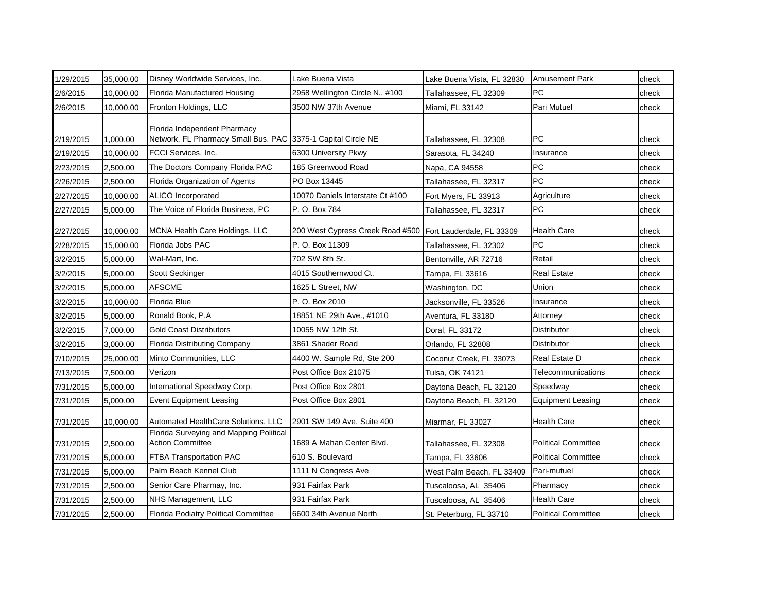| | | | | | | |
|---|---|---|---|---|---|---|
| 1/29/2015 | 35,000.00 | Disney Worldwide Services, Inc. | Lake Buena Vista | Lake Buena Vista, FL 32830 | Amusement Park | check |
| 2/6/2015 | 10,000.00 | Florida Manufactured Housing | 2958 Wellington Circle N., #100 | Tallahassee, FL 32309 | PC | check |
| 2/6/2015 | 10,000.00 | Fronton Holdings, LLC | 3500 NW 37th Avenue | Miami, FL 33142 | Pari Mutuel | check |
| 2/19/2015 | 1,000.00 | Florida Independent Pharmacy Network, FL Pharmacy Small Bus. PAC | 3375-1 Capital Circle NE | Tallahassee, FL 32308 | PC | check |
| 2/19/2015 | 10,000.00 | FCCI Services, Inc. | 6300 University Pkwy | Sarasota, FL 34240 | Insurance | check |
| 2/23/2015 | 2,500.00 | The Doctors Company Florida PAC | 185 Greenwood Road | Napa, CA 94558 | PC | check |
| 2/26/2015 | 2,500.00 | Florida Organization of Agents | PO Box 13445 | Tallahassee, FL 32317 | PC | check |
| 2/27/2015 | 10,000.00 | ALICO Incorporated | 10070 Daniels Interstate Ct #100 | Fort Myers, FL 33913 | Agriculture | check |
| 2/27/2015 | 5,000.00 | The Voice of Florida Business, PC | P. O. Box 784 | Tallahassee, FL 32317 | PC | check |
| 2/27/2015 | 10,000.00 | MCNA Health Care Holdings, LLC | 200 West Cypress Creek Road #500 | Fort Lauderdale, FL 33309 | Health Care | check |
| 2/28/2015 | 15,000.00 | Florida Jobs PAC | P. O. Box 11309 | Tallahassee, FL 32302 | PC | check |
| 3/2/2015 | 5,000.00 | Wal-Mart, Inc. | 702 SW 8th St. | Bentonville, AR 72716 | Retail | check |
| 3/2/2015 | 5,000.00 | Scott Seckinger | 4015 Southernwood Ct. | Tampa, FL 33616 | Real Estate | check |
| 3/2/2015 | 5,000.00 | AFSCME | 1625 L Street, NW | Washington, DC | Union | check |
| 3/2/2015 | 10,000.00 | Florida Blue | P. O. Box 2010 | Jacksonville, FL 33526 | Insurance | check |
| 3/2/2015 | 5,000.00 | Ronald Book, P.A | 18851 NE 29th Ave., #1010 | Aventura, FL 33180 | Attorney | check |
| 3/2/2015 | 7,000.00 | Gold Coast Distributors | 10055 NW 12th St. | Doral, FL 33172 | Distributor | check |
| 3/2/2015 | 3,000.00 | Florida Distributing Company | 3861 Shader Road | Orlando, FL 32808 | Distributor | check |
| 7/10/2015 | 25,000.00 | Minto Communities, LLC | 4400 W. Sample Rd, Ste 200 | Coconut Creek, FL 33073 | Real Estate D | check |
| 7/13/2015 | 7,500.00 | Verizon | Post Office Box 21075 | Tulsa, OK 74121 | Telecommunications | check |
| 7/31/2015 | 5,000.00 | International Speedway Corp. | Post Office Box 2801 | Daytona Beach, FL 32120 | Speedway | check |
| 7/31/2015 | 5,000.00 | Event Equipment Leasing | Post Office Box 2801 | Daytona Beach, FL 32120 | Equipment Leasing | check |
| 7/31/2015 | 10,000.00 | Automated HealthCare Solutions, LLC | 2901 SW 149 Ave, Suite 400 | Miarmar, FL 33027 | Health Care | check |
| 7/31/2015 | 2,500.00 | Florida Surveying and Mapping Political Action Committee | 1689 A Mahan Center Blvd. | Tallahassee, FL 32308 | Political Committee | check |
| 7/31/2015 | 5,000.00 | FTBA Transportation PAC | 610 S. Boulevard | Tampa, FL 33606 | Political Committee | check |
| 7/31/2015 | 5,000.00 | Palm Beach Kennel Club | 1111 N Congress Ave | West Palm Beach, FL 33409 | Pari-mutuel | check |
| 7/31/2015 | 2,500.00 | Senior Care Pharmay, Inc. | 931 Fairfax Park | Tuscaloosa, AL 35406 | Pharmacy | check |
| 7/31/2015 | 2,500.00 | NHS Management, LLC | 931 Fairfax Park | Tuscaloosa, AL 35406 | Health Care | check |
| 7/31/2015 | 2,500.00 | Florida Podiatry Political Committee | 6600 34th Avenue North | St. Peterburg, FL 33710 | Political Committee | check |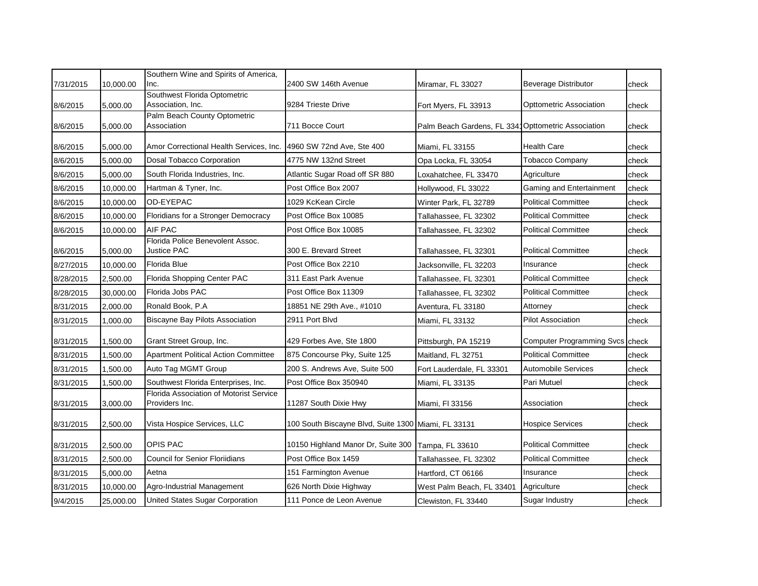| | | | | | | |
|---|---|---|---|---|---|---|
| 7/31/2015 | 10,000.00 | Southern Wine and Spirits of America, Inc. | 2400 SW 146th Avenue | Miramar, FL 33027 | Beverage Distributor | check |
| 8/6/2015 | 5,000.00 | Southwest Florida Optometric Association, Inc. | 9284 Trieste Drive | Fort Myers, FL 33913 | Opttometric Association | check |
| 8/6/2015 | 5,000.00 | Palm Beach County Optometric Association | 711 Bocce Court | Palm Beach Gardens, FL 3341 | Opttometric Association | check |
| 8/6/2015 | 5,000.00 | Amor Correctional Health Services, Inc. | 4960 SW 72nd Ave, Ste 400 | Miami, FL 33155 | Health Care | check |
| 8/6/2015 | 5,000.00 | Dosal Tobacco Corporation | 4775 NW 132nd Street | Opa Locka, FL 33054 | Tobacco Company | check |
| 8/6/2015 | 5,000.00 | South Florida Industries, Inc. | Atlantic Sugar Road off SR 880 | Loxahatchee, FL 33470 | Agriculture | check |
| 8/6/2015 | 10,000.00 | Hartman & Tyner, Inc. | Post Office Box 2007 | Hollywood, FL 33022 | Gaming and Entertainment | check |
| 8/6/2015 | 10,000.00 | OD-EYEPAC | 1029 KcKean Circle | Winter Park, FL 32789 | Political Committee | check |
| 8/6/2015 | 10,000.00 | Floridians for a Stronger Democracy | Post Office Box 10085 | Tallahassee, FL 32302 | Political Committee | check |
| 8/6/2015 | 10,000.00 | AIF PAC | Post Office Box 10085 | Tallahassee, FL 32302 | Political Committee | check |
| 8/6/2015 | 5,000.00 | Florida Police Benevolent Assoc. Justice PAC | 300 E. Brevard Street | Tallahassee, FL 32301 | Political Committee | check |
| 8/27/2015 | 10,000.00 | Florida Blue | Post Office Box 2210 | Jacksonville, FL 32203 | Insurance | check |
| 8/28/2015 | 2,500.00 | Florida Shopping Center PAC | 311 East Park Avenue | Tallahassee, FL 32301 | Political Committee | check |
| 8/28/2015 | 30,000.00 | Florida Jobs PAC | Post Office Box 11309 | Tallahassee, FL 32302 | Political Committee | check |
| 8/31/2015 | 2,000.00 | Ronald Book, P.A | 18851 NE 29th Ave., #1010 | Aventura, FL 33180 | Attorney | check |
| 8/31/2015 | 1,000.00 | Biscayne Bay Pilots Association | 2911 Port Blvd | Miami, FL 33132 | Pilot Association | check |
| 8/31/2015 | 1,500.00 | Grant Street Group, Inc. | 429 Forbes Ave, Ste 1800 | Pittsburgh, PA 15219 | Computer Programming Svcs | check |
| 8/31/2015 | 1,500.00 | Apartment Political Action Committee | 875 Concourse Pky, Suite 125 | Maitland, FL 32751 | Political Committee | check |
| 8/31/2015 | 1,500.00 | Auto Tag MGMT Group | 200 S. Andrews Ave, Suite 500 | Fort Lauderdale, FL 33301 | Automobile Services | check |
| 8/31/2015 | 1,500.00 | Southwest Florida Enterprises, Inc. | Post Office Box 350940 | Miami, FL 33135 | Pari Mutuel | check |
| 8/31/2015 | 3,000.00 | Florida Association of Motorist Service Providers Inc. | 11287 South Dixie Hwy | Miami, Fl 33156 | Association | check |
| 8/31/2015 | 2,500.00 | Vista Hospice Services, LLC | 100 South Biscayne Blvd, Suite 1300 | Miami, FL 33131 | Hospice Services | check |
| 8/31/2015 | 2,500.00 | OPIS PAC | 10150 Highland Manor Dr, Suite 300 | Tampa, FL 33610 | Political Committee | check |
| 8/31/2015 | 2,500.00 | Council for Senior Floriidians | Post Office Box 1459 | Tallahassee, FL 32302 | Political Committee | check |
| 8/31/2015 | 5,000.00 | Aetna | 151 Farmington Avenue | Hartford, CT 06166 | Insurance | check |
| 8/31/2015 | 10,000.00 | Agro-Industrial Management | 626 North Dixie Highway | West Palm Beach, FL 33401 | Agriculture | check |
| 9/4/2015 | 25,000.00 | United States Sugar Corporation | 111 Ponce de Leon Avenue | Clewiston, FL 33440 | Sugar Industry | check |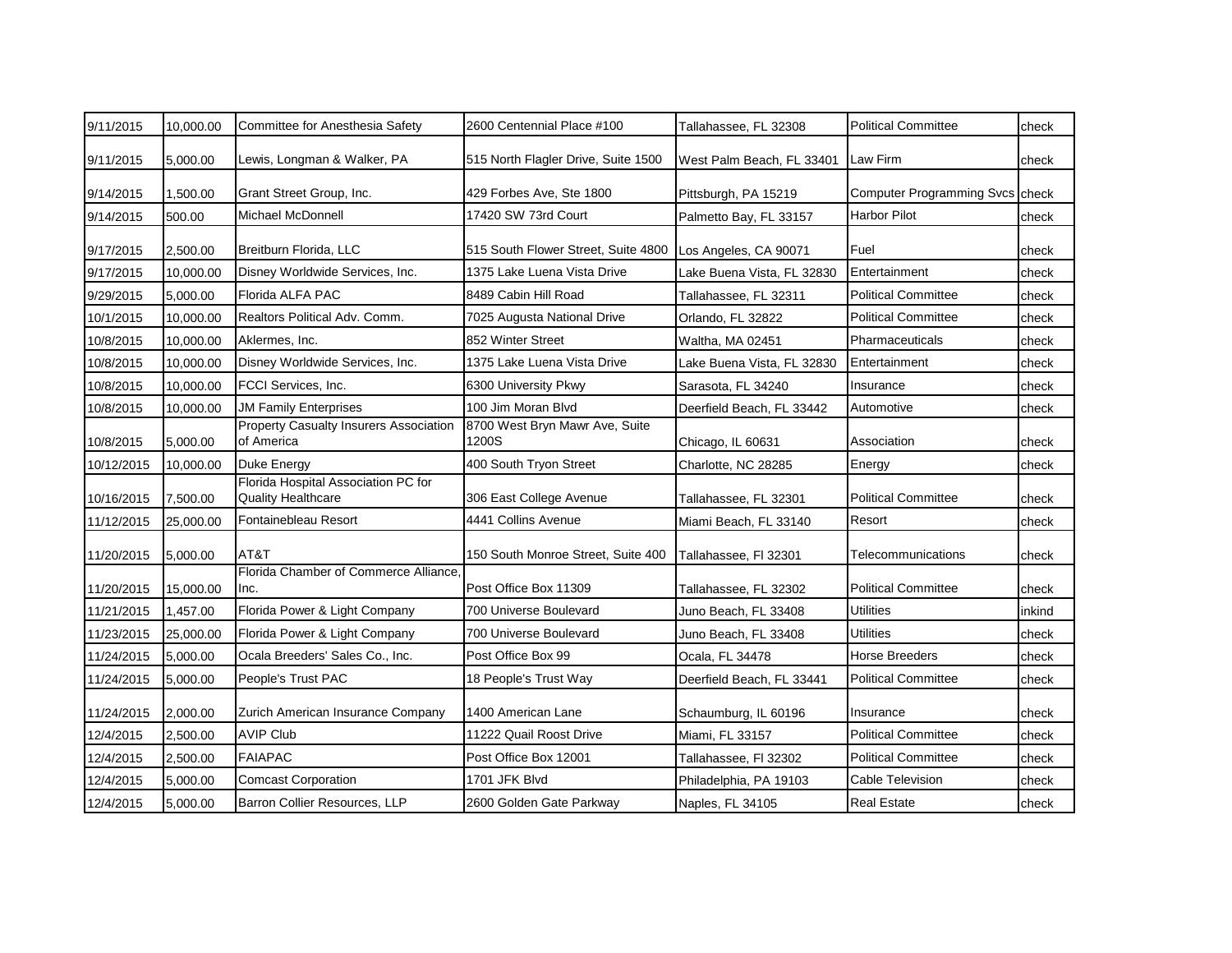| | | | | | | |
|---|---|---|---|---|---|---|
| 9/11/2015 | 10,000.00 | Committee for Anesthesia Safety | 2600 Centennial Place #100 | Tallahassee, FL 32308 | Political Committee | check |
| 9/11/2015 | 5,000.00 | Lewis, Longman & Walker, PA | 515 North Flagler Drive, Suite 1500 | West Palm Beach, FL 33401 | Law Firm | check |
| 9/14/2015 | 1,500.00 | Grant Street Group, Inc. | 429 Forbes Ave, Ste 1800 | Pittsburgh, PA 15219 | Computer Programming Svcs | check |
| 9/14/2015 | 500.00 | Michael McDonnell | 17420 SW 73rd Court | Palmetto Bay, FL 33157 | Harbor Pilot | check |
| 9/17/2015 | 2,500.00 | Breitburn Florida, LLC | 515 South Flower Street, Suite 4800 | Los Angeles, CA 90071 | Fuel | check |
| 9/17/2015 | 10,000.00 | Disney Worldwide Services, Inc. | 1375 Lake Luena Vista Drive | Lake Buena Vista, FL 32830 | Entertainment | check |
| 9/29/2015 | 5,000.00 | Florida ALFA PAC | 8489 Cabin Hill Road | Tallahassee, FL 32311 | Political Committee | check |
| 10/1/2015 | 10,000.00 | Realtors Political Adv. Comm. | 7025 Augusta National Drive | Orlando, FL 32822 | Political Committee | check |
| 10/8/2015 | 10,000.00 | Aklermes, Inc. | 852 Winter Street | Waltha, MA 02451 | Pharmaceuticals | check |
| 10/8/2015 | 10,000.00 | Disney Worldwide Services, Inc. | 1375 Lake Luena Vista Drive | Lake Buena Vista, FL 32830 | Entertainment | check |
| 10/8/2015 | 10,000.00 | FCCI Services, Inc. | 6300 University Pkwy | Sarasota, FL 34240 | Insurance | check |
| 10/8/2015 | 10,000.00 | JM Family Enterprises | 100 Jim Moran Blvd | Deerfield Beach, FL 33442 | Automotive | check |
| 10/8/2015 | 5,000.00 | Property Casualty Insurers Association of America | 8700 West Bryn Mawr Ave, Suite 1200S | Chicago, IL 60631 | Association | check |
| 10/12/2015 | 10,000.00 | Duke Energy | 400 South Tryon Street | Charlotte, NC 28285 | Energy | check |
| 10/16/2015 | 7,500.00 | Florida Hospital Association PC for Quality Healthcare | 306 East College Avenue | Tallahassee, FL 32301 | Political Committee | check |
| 11/12/2015 | 25,000.00 | Fontainebleau Resort | 4441 Collins Avenue | Miami Beach, FL 33140 | Resort | check |
| 11/20/2015 | 5,000.00 | AT&T | 150 South Monroe Street, Suite 400 | Tallahassee, Fl 32301 | Telecommunications | check |
| 11/20/2015 | 15,000.00 | Florida Chamber of Commerce Alliance, Inc. | Post Office Box 11309 | Tallahassee, FL 32302 | Political Committee | check |
| 11/21/2015 | 1,457.00 | Florida Power & Light Company | 700 Universe Boulevard | Juno Beach, FL 33408 | Utilities | inkind |
| 11/23/2015 | 25,000.00 | Florida Power & Light Company | 700 Universe Boulevard | Juno Beach, FL 33408 | Utilities | check |
| 11/24/2015 | 5,000.00 | Ocala Breeders' Sales Co., Inc. | Post Office Box 99 | Ocala, FL 34478 | Horse Breeders | check |
| 11/24/2015 | 5,000.00 | People's Trust PAC | 18 People's Trust Way | Deerfield Beach, FL 33441 | Political Committee | check |
| 11/24/2015 | 2,000.00 | Zurich American Insurance Company | 1400 American Lane | Schaumburg, IL 60196 | Insurance | check |
| 12/4/2015 | 2,500.00 | AVIP Club | 11222 Quail Roost Drive | Miami, FL 33157 | Political Committee | check |
| 12/4/2015 | 2,500.00 | FAIAPAC | Post Office Box 12001 | Tallahassee, Fl 32302 | Political Committee | check |
| 12/4/2015 | 5,000.00 | Comcast Corporation | 1701 JFK Blvd | Philadelphia, PA 19103 | Cable Television | check |
| 12/4/2015 | 5,000.00 | Barron Collier Resources, LLP | 2600 Golden Gate Parkway | Naples, FL 34105 | Real Estate | check |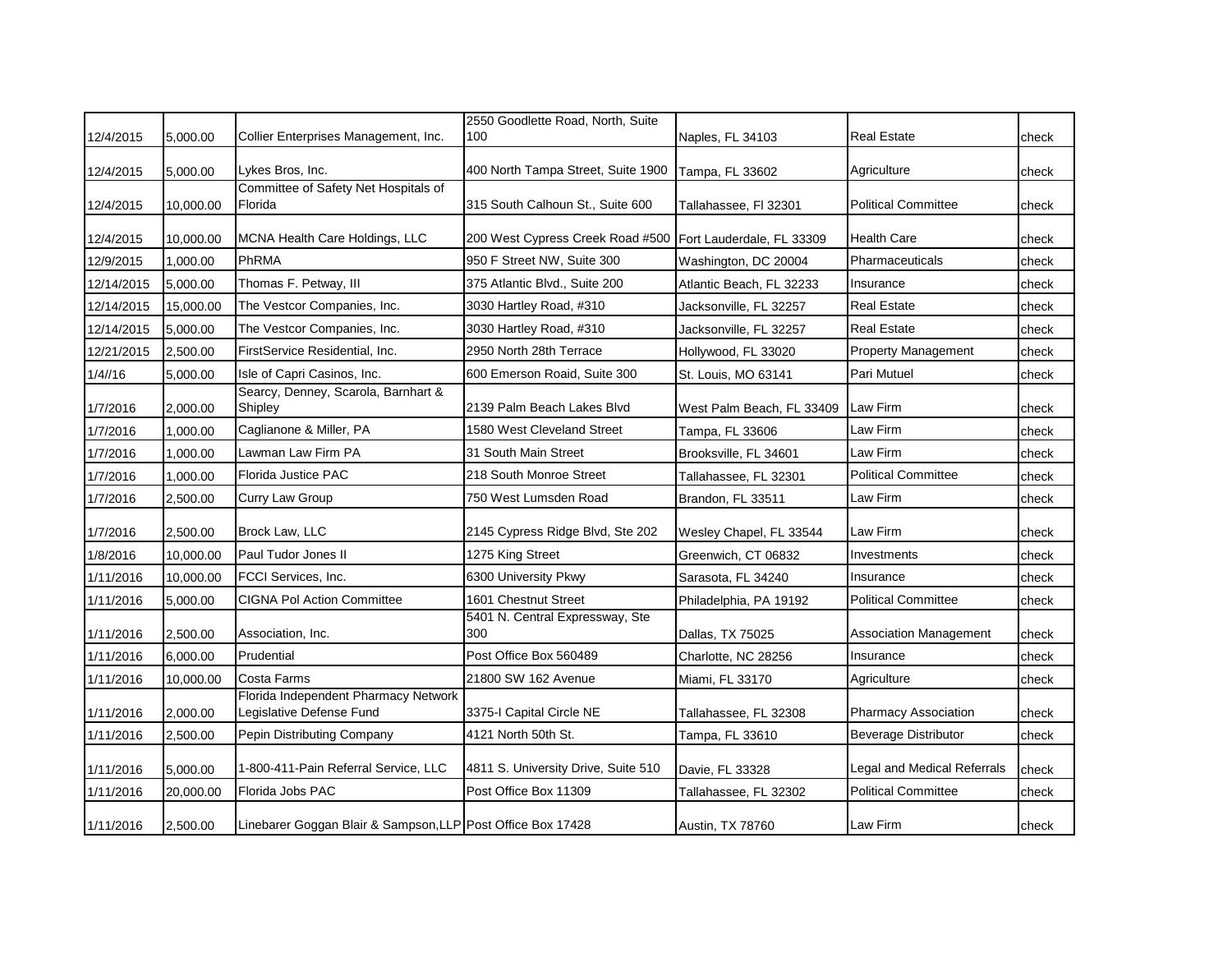| | | | | | | |
|---|---|---|---|---|---|---|
| 12/4/2015 | 5,000.00 | Collier Enterprises Management, Inc. | 2550 Goodlette Road, North, Suite 100 | Naples, FL 34103 | Real Estate | check |
| 12/4/2015 | 5,000.00 | Lykes Bros, Inc. | 400 North Tampa Street, Suite 1900 | Tampa, FL 33602 | Agriculture | check |
| 12/4/2015 | 10,000.00 | Committee of Safety Net Hospitals of Florida | 315 South Calhoun St., Suite 600 | Tallahassee, Fl 32301 | Political Committee | check |
| 12/4/2015 | 10,000.00 | MCNA Health Care Holdings, LLC | 200 West Cypress Creek Road #500 | Fort Lauderdale, FL 33309 | Health Care | check |
| 12/9/2015 | 1,000.00 | PhRMA | 950 F Street NW, Suite 300 | Washington, DC 20004 | Pharmaceuticals | check |
| 12/14/2015 | 5,000.00 | Thomas F. Petway, III | 375 Atlantic Blvd., Suite 200 | Atlantic Beach, FL 32233 | Insurance | check |
| 12/14/2015 | 15,000.00 | The Vestcor Companies, Inc. | 3030 Hartley Road, #310 | Jacksonville, FL 32257 | Real Estate | check |
| 12/14/2015 | 5,000.00 | The Vestcor Companies, Inc. | 3030 Hartley Road, #310 | Jacksonville, FL 32257 | Real Estate | check |
| 12/21/2015 | 2,500.00 | FirstService Residential, Inc. | 2950 North 28th Terrace | Hollywood, FL 33020 | Property Management | check |
| 1/4//16 | 5,000.00 | Isle of Capri Casinos, Inc. | 600 Emerson Roaid, Suite 300 | St. Louis, MO 63141 | Pari Mutuel | check |
| 1/7/2016 | 2,000.00 | Searcy, Denney, Scarola, Barnhart & Shipley | 2139 Palm Beach Lakes Blvd | West Palm Beach, FL 33409 | Law Firm | check |
| 1/7/2016 | 1,000.00 | Caglianone & Miller, PA | 1580 West Cleveland Street | Tampa, FL 33606 | Law Firm | check |
| 1/7/2016 | 1,000.00 | Lawman Law Firm PA | 31 South Main Street | Brooksville, FL 34601 | Law Firm | check |
| 1/7/2016 | 1,000.00 | Florida Justice PAC | 218 South Monroe Street | Tallahassee, FL 32301 | Political Committee | check |
| 1/7/2016 | 2,500.00 | Curry Law Group | 750 West Lumsden Road | Brandon, FL 33511 | Law Firm | check |
| 1/7/2016 | 2,500.00 | Brock Law, LLC | 2145 Cypress Ridge Blvd, Ste 202 | Wesley Chapel, FL 33544 | Law Firm | check |
| 1/8/2016 | 10,000.00 | Paul Tudor Jones II | 1275 King Street | Greenwich, CT 06832 | Investments | check |
| 1/11/2016 | 10,000.00 | FCCI Services, Inc. | 6300 University Pkwy | Sarasota, FL 34240 | Insurance | check |
| 1/11/2016 | 5,000.00 | CIGNA Pol Action Committee | 1601 Chestnut Street | Philadelphia, PA 19192 | Political Committee | check |
| 1/11/2016 | 2,500.00 | Association, Inc. | 5401 N. Central Expressway, Ste 300 | Dallas, TX 75025 | Association Management | check |
| 1/11/2016 | 6,000.00 | Prudential | Post Office Box 560489 | Charlotte, NC 28256 | Insurance | check |
| 1/11/2016 | 10,000.00 | Costa Farms | 21800 SW 162 Avenue | Miami, FL 33170 | Agriculture | check |
| 1/11/2016 | 2,000.00 | Florida Independent Pharmacy Network Legislative Defense Fund | 3375-I Capital Circle NE | Tallahassee, FL 32308 | Pharmacy Association | check |
| 1/11/2016 | 2,500.00 | Pepin Distributing Company | 4121 North 50th St. | Tampa, FL 33610 | Beverage Distributor | check |
| 1/11/2016 | 5,000.00 | 1-800-411-Pain Referral Service, LLC | 4811 S. University Drive, Suite 510 | Davie, FL 33328 | Legal and Medical Referrals | check |
| 1/11/2016 | 20,000.00 | Florida Jobs PAC | Post Office Box 11309 | Tallahassee, FL 32302 | Political Committee | check |
| 1/11/2016 | 2,500.00 | Linebarer Goggan Blair & Sampson,LLP | Post Office Box 17428 | Austin, TX 78760 | Law Firm | check |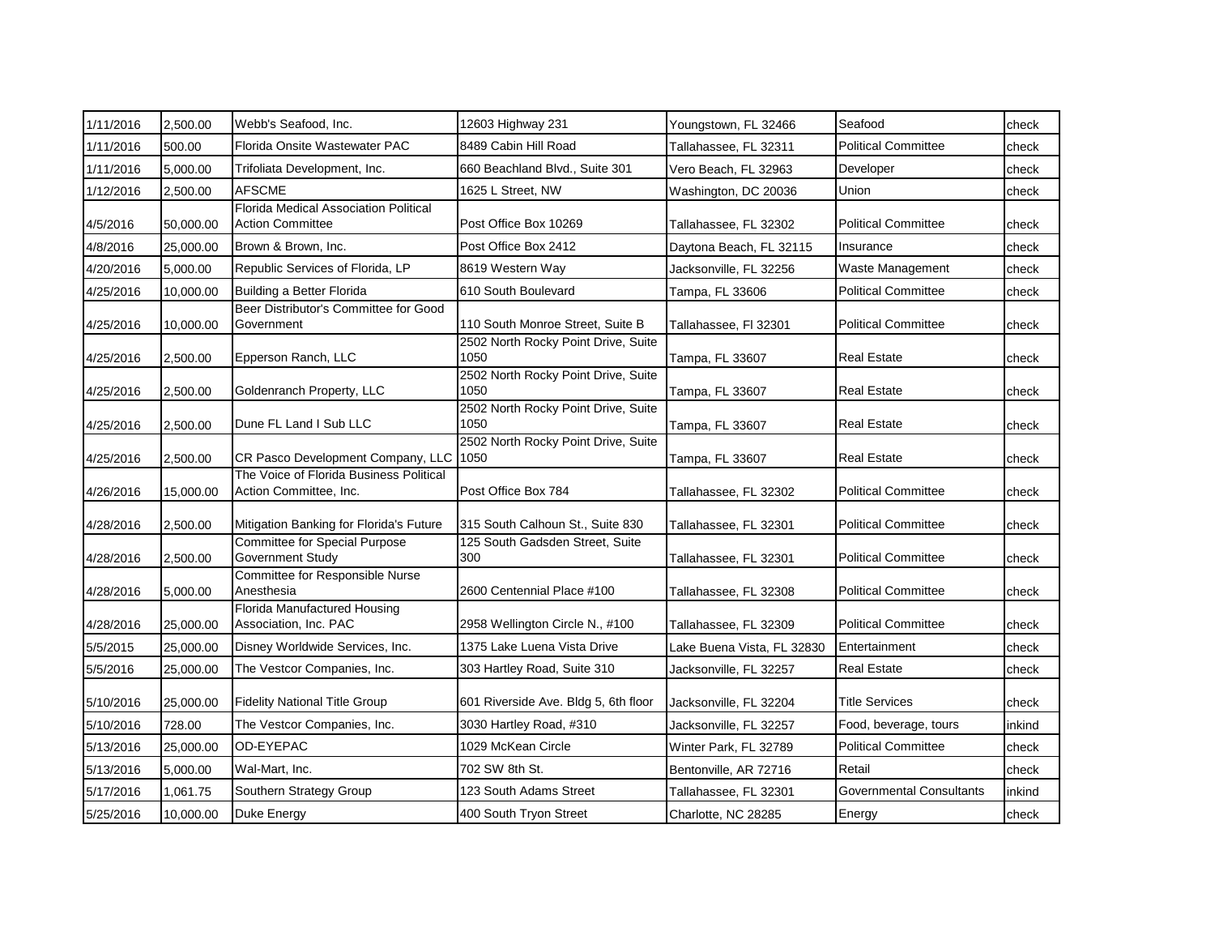| | | | | | | |
|---|---|---|---|---|---|---|
| 1/11/2016 | 2,500.00 | Webb's Seafood, Inc. | 12603 Highway 231 | Youngstown, FL 32466 | Seafood | check |
| 1/11/2016 | 500.00 | Florida Onsite Wastewater PAC | 8489 Cabin Hill Road | Tallahassee, FL 32311 | Political Committee | check |
| 1/11/2016 | 5,000.00 | Trifoliata Development, Inc. | 660 Beachland Blvd., Suite 301 | Vero Beach, FL 32963 | Developer | check |
| 1/12/2016 | 2,500.00 | AFSCME | 1625 L Street, NW | Washington, DC 20036 | Union | check |
| 4/5/2016 | 50,000.00 | Florida Medical Association Political Action Committee | Post Office Box 10269 | Tallahassee, FL 32302 | Political Committee | check |
| 4/8/2016 | 25,000.00 | Brown & Brown, Inc. | Post Office Box 2412 | Daytona Beach, FL 32115 | Insurance | check |
| 4/20/2016 | 5,000.00 | Republic Services of Florida, LP | 8619 Western Way | Jacksonville, FL 32256 | Waste Management | check |
| 4/25/2016 | 10,000.00 | Building a Better Florida | 610 South Boulevard | Tampa, FL 33606 | Political Committee | check |
| 4/25/2016 | 10,000.00 | Beer Distributor's Committee for Good Government | 110 South Monroe Street, Suite B | Tallahassee, Fl 32301 | Political Committee | check |
| 4/25/2016 | 2,500.00 | Epperson Ranch, LLC | 2502 North Rocky Point Drive, Suite 1050 | Tampa, FL 33607 | Real Estate | check |
| 4/25/2016 | 2,500.00 | Goldenranch Property, LLC | 2502 North Rocky Point Drive, Suite 1050 | Tampa, FL 33607 | Real Estate | check |
| 4/25/2016 | 2,500.00 | Dune FL Land I Sub LLC | 2502 North Rocky Point Drive, Suite 1050 | Tampa, FL 33607 | Real Estate | check |
| 4/25/2016 | 2,500.00 | CR Pasco Development Company, LLC | 2502 North Rocky Point Drive, Suite 1050 | Tampa, FL 33607 | Real Estate | check |
| 4/26/2016 | 15,000.00 | The Voice of Florida Business Political Action Committee, Inc. | Post Office Box 784 | Tallahassee, FL 32302 | Political Committee | check |
| 4/28/2016 | 2,500.00 | Mitigation Banking for Florida's Future | 315 South Calhoun St., Suite 830 | Tallahassee, FL 32301 | Political Committee | check |
| 4/28/2016 | 2,500.00 | Committee for Special Purpose Government Study | 125 South Gadsden Street, Suite 300 | Tallahassee, FL 32301 | Political Committee | check |
| 4/28/2016 | 5,000.00 | Committee for Responsible Nurse Anesthesia | 2600 Centennial Place #100 | Tallahassee, FL 32308 | Political Committee | check |
| 4/28/2016 | 25,000.00 | Florida Manufactured Housing Association, Inc. PAC | 2958 Wellington Circle N., #100 | Tallahassee, FL 32309 | Political Committee | check |
| 5/5/2015 | 25,000.00 | Disney Worldwide Services, Inc. | 1375 Lake Luena Vista Drive | Lake Buena Vista, FL 32830 | Entertainment | check |
| 5/5/2016 | 25,000.00 | The Vestcor Companies, Inc. | 303 Hartley Road, Suite 310 | Jacksonville, FL 32257 | Real Estate | check |
| 5/10/2016 | 25,000.00 | Fidelity National Title Group | 601 Riverside Ave. Bldg 5, 6th floor | Jacksonville, FL 32204 | Title Services | check |
| 5/10/2016 | 728.00 | The Vestcor Companies, Inc. | 3030 Hartley Road, #310 | Jacksonville, FL 32257 | Food, beverage, tours | inkind |
| 5/13/2016 | 25,000.00 | OD-EYEPAC | 1029 McKean Circle | Winter Park, FL 32789 | Political Committee | check |
| 5/13/2016 | 5,000.00 | Wal-Mart, Inc. | 702 SW 8th St. | Bentonville, AR 72716 | Retail | check |
| 5/17/2016 | 1,061.75 | Southern Strategy Group | 123 South Adams Street | Tallahassee, FL 32301 | Governmental Consultants | inkind |
| 5/25/2016 | 10,000.00 | Duke Energy | 400 South Tryon Street | Charlotte, NC 28285 | Energy | check |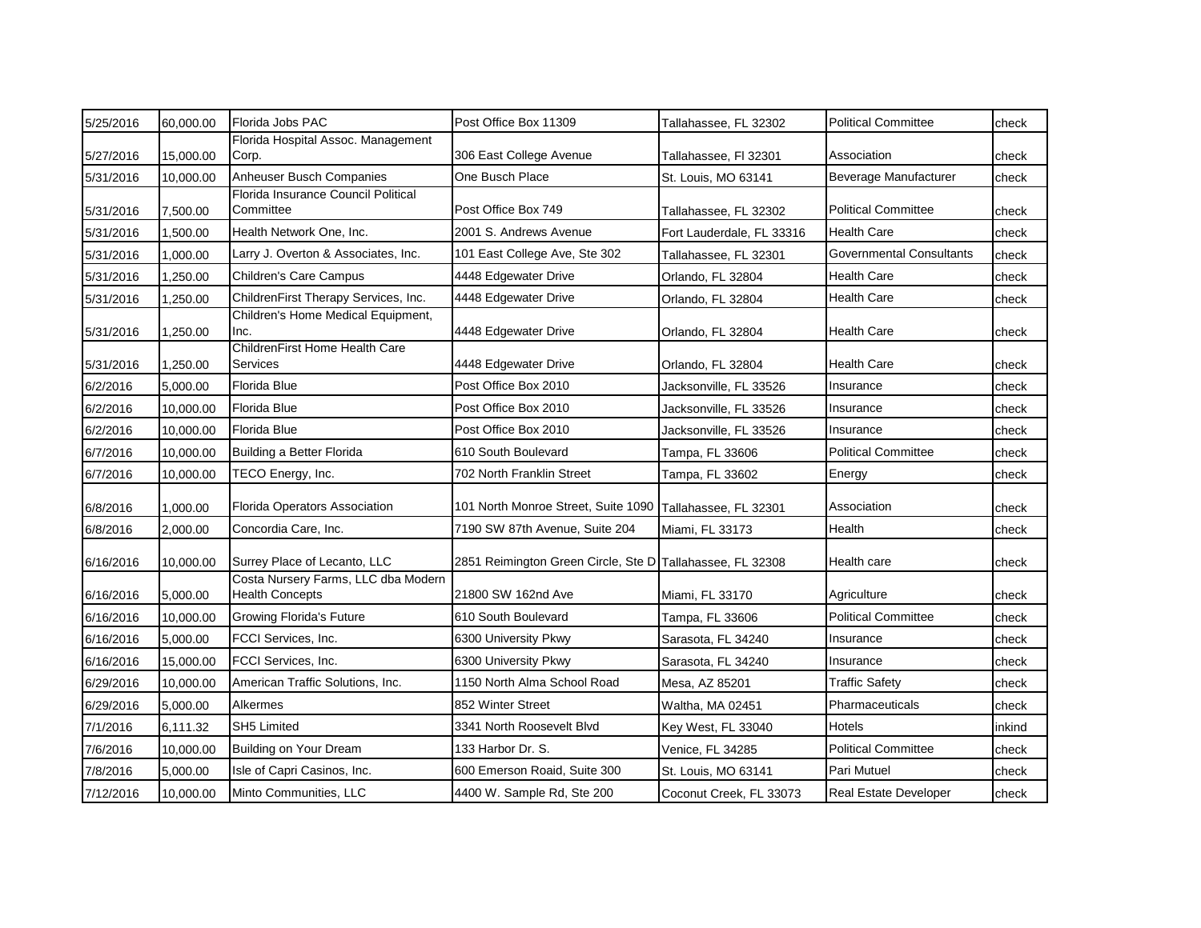| | | | | | | |
|---|---|---|---|---|---|---|
| 5/25/2016 | 60,000.00 | Florida Jobs PAC | Post Office Box 11309 | Tallahassee, FL 32302 | Political Committee | check |
| 5/27/2016 | 15,000.00 | Florida Hospital Assoc. Management Corp. | 306 East College Avenue | Tallahassee, Fl 32301 | Association | check |
| 5/31/2016 | 10,000.00 | Anheuser Busch Companies | One Busch Place | St. Louis, MO 63141 | Beverage Manufacturer | check |
| 5/31/2016 | 7,500.00 | Florida Insurance Council Political Committee | Post Office Box 749 | Tallahassee, FL 32302 | Political Committee | check |
| 5/31/2016 | 1,500.00 | Health Network One, Inc. | 2001 S. Andrews Avenue | Fort Lauderdale, FL 33316 | Health Care | check |
| 5/31/2016 | 1,000.00 | Larry J. Overton & Associates, Inc. | 101 East College Ave, Ste 302 | Tallahassee, FL 32301 | Governmental Consultants | check |
| 5/31/2016 | 1,250.00 | Children's Care Campus | 4448 Edgewater Drive | Orlando, FL 32804 | Health Care | check |
| 5/31/2016 | 1,250.00 | ChildrenFirst Therapy Services, Inc. | 4448 Edgewater Drive | Orlando, FL 32804 | Health Care | check |
| 5/31/2016 | 1,250.00 | Children's Home Medical Equipment, Inc. | 4448 Edgewater Drive | Orlando, FL 32804 | Health Care | check |
| 5/31/2016 | 1,250.00 | ChildrenFirst Home Health Care Services | 4448 Edgewater Drive | Orlando, FL 32804 | Health Care | check |
| 6/2/2016 | 5,000.00 | Florida Blue | Post Office Box 2010 | Jacksonville, FL 33526 | Insurance | check |
| 6/2/2016 | 10,000.00 | Florida Blue | Post Office Box 2010 | Jacksonville, FL 33526 | Insurance | check |
| 6/2/2016 | 10,000.00 | Florida Blue | Post Office Box 2010 | Jacksonville, FL 33526 | Insurance | check |
| 6/7/2016 | 10,000.00 | Building a Better Florida | 610 South Boulevard | Tampa, FL 33606 | Political Committee | check |
| 6/7/2016 | 10,000.00 | TECO Energy, Inc. | 702 North Franklin Street | Tampa, FL 33602 | Energy | check |
| 6/8/2016 | 1,000.00 | Florida Operators Association | 101 North Monroe Street, Suite 1090 | Tallahassee, FL 32301 | Association | check |
| 6/8/2016 | 2,000.00 | Concordia Care, Inc. | 7190 SW 87th Avenue, Suite 204 | Miami, FL 33173 | Health | check |
| 6/16/2016 | 10,000.00 | Surrey Place of Lecanto, LLC | 2851 Reimington Green Circle, Ste D | Tallahassee, FL 32308 | Health care | check |
| 6/16/2016 | 5,000.00 | Costa Nursery Farms, LLC dba Modern Health Concepts | 21800 SW 162nd Ave | Miami, FL 33170 | Agriculture | check |
| 6/16/2016 | 10,000.00 | Growing Florida's Future | 610 South Boulevard | Tampa, FL 33606 | Political Committee | check |
| 6/16/2016 | 5,000.00 | FCCI Services, Inc. | 6300 University Pkwy | Sarasota, FL 34240 | Insurance | check |
| 6/16/2016 | 15,000.00 | FCCI Services, Inc. | 6300 University Pkwy | Sarasota, FL 34240 | Insurance | check |
| 6/29/2016 | 10,000.00 | American Traffic Solutions, Inc. | 1150 North Alma School Road | Mesa, AZ 85201 | Traffic Safety | check |
| 6/29/2016 | 5,000.00 | Alkermes | 852 Winter Street | Waltha, MA 02451 | Pharmaceuticals | check |
| 7/1/2016 | 6,111.32 | SH5 Limited | 3341 North Roosevelt Blvd | Key West, FL 33040 | Hotels | inkind |
| 7/6/2016 | 10,000.00 | Building on Your Dream | 133 Harbor Dr. S. | Venice, FL 34285 | Political Committee | check |
| 7/8/2016 | 5,000.00 | Isle of Capri Casinos, Inc. | 600 Emerson Roaid, Suite 300 | St. Louis, MO 63141 | Pari Mutuel | check |
| 7/12/2016 | 10,000.00 | Minto Communities, LLC | 4400 W. Sample Rd, Ste 200 | Coconut Creek, FL 33073 | Real Estate Developer | check |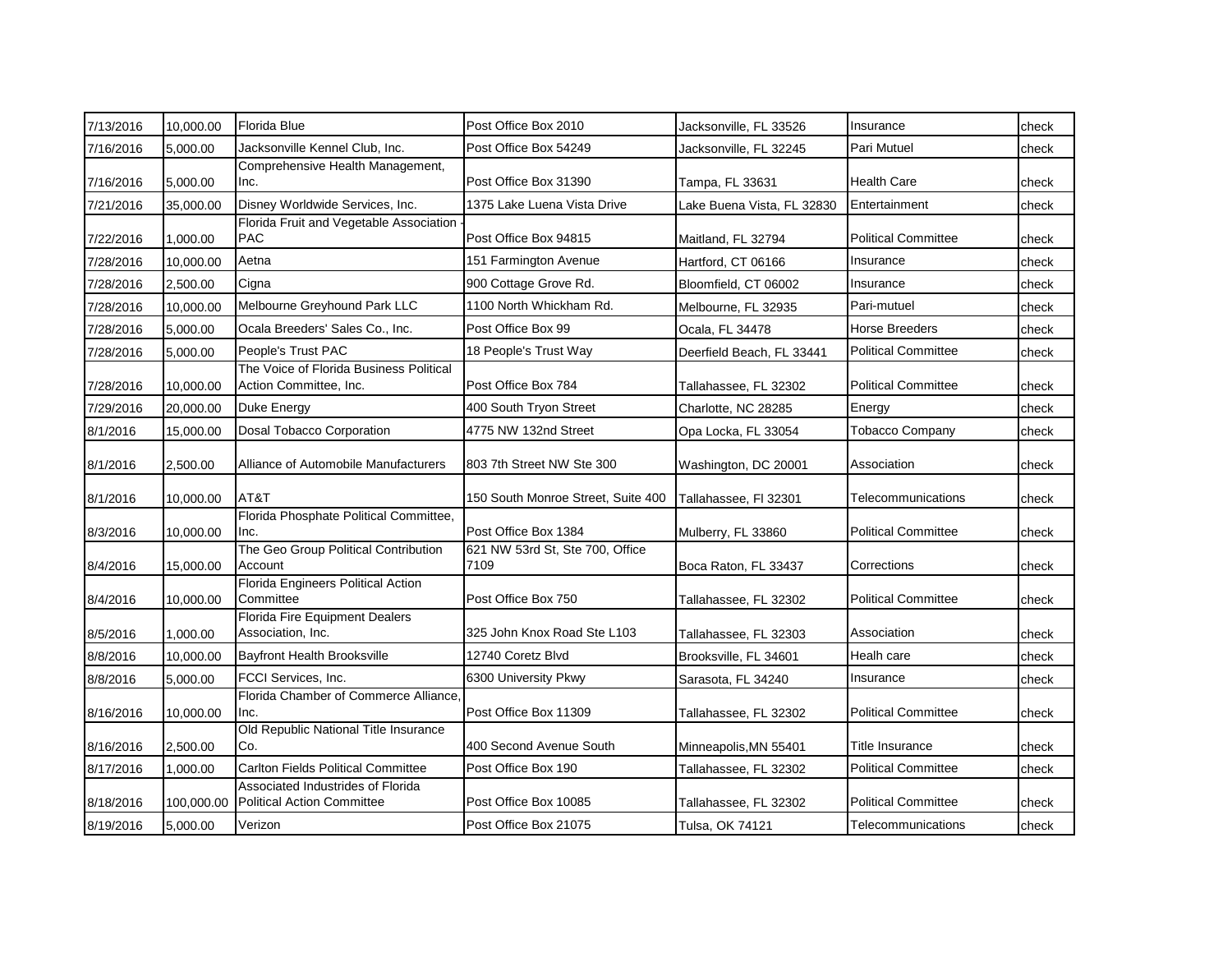| | | | | | | |
|---|---|---|---|---|---|---|
| 7/13/2016 | 10,000.00 | Florida Blue | Post Office Box 2010 | Jacksonville, FL 33526 | Insurance | check |
| 7/16/2016 | 5,000.00 | Jacksonville Kennel Club, Inc. | Post Office Box 54249 | Jacksonville, FL 32245 | Pari Mutuel | check |
| 7/16/2016 | 5,000.00 | Comprehensive Health Management, Inc. | Post Office Box 31390 | Tampa, FL 33631 | Health Care | check |
| 7/21/2016 | 35,000.00 | Disney Worldwide Services, Inc. | 1375 Lake Luena Vista Drive | Lake Buena Vista, FL 32830 | Entertainment | check |
| 7/22/2016 | 1,000.00 | Florida Fruit and Vegetable Association - PAC | Post Office Box 94815 | Maitland, FL 32794 | Political Committee | check |
| 7/28/2016 | 10,000.00 | Aetna | 151 Farmington Avenue | Hartford, CT 06166 | Insurance | check |
| 7/28/2016 | 2,500.00 | Cigna | 900 Cottage Grove Rd. | Bloomfield, CT 06002 | Insurance | check |
| 7/28/2016 | 10,000.00 | Melbourne Greyhound Park LLC | 1100 North Whickham Rd. | Melbourne, FL 32935 | Pari-mutuel | check |
| 7/28/2016 | 5,000.00 | Ocala Breeders' Sales Co., Inc. | Post Office Box 99 | Ocala, FL 34478 | Horse Breeders | check |
| 7/28/2016 | 5,000.00 | People's Trust PAC | 18 People's Trust Way | Deerfield Beach, FL 33441 | Political Committee | check |
| 7/28/2016 | 10,000.00 | The Voice of Florida Business Political Action Committee, Inc. | Post Office Box 784 | Tallahassee, FL 32302 | Political Committee | check |
| 7/29/2016 | 20,000.00 | Duke Energy | 400 South Tryon Street | Charlotte, NC 28285 | Energy | check |
| 8/1/2016 | 15,000.00 | Dosal Tobacco Corporation | 4775 NW 132nd Street | Opa Locka, FL 33054 | Tobacco Company | check |
| 8/1/2016 | 2,500.00 | Alliance of Automobile Manufacturers | 803 7th Street NW Ste 300 | Washington, DC 20001 | Association | check |
| 8/1/2016 | 10,000.00 | AT&T | 150 South Monroe Street, Suite 400 | Tallahassee, Fl 32301 | Telecommunications | check |
| 8/3/2016 | 10,000.00 | Florida Phosphate Political Committee, Inc. | Post Office Box 1384 | Mulberry, FL 33860 | Political Committee | check |
| 8/4/2016 | 15,000.00 | The Geo Group Political Contribution Account | 621 NW 53rd St, Ste 700, Office 7109 | Boca Raton, FL 33437 | Corrections | check |
| 8/4/2016 | 10,000.00 | Florida Engineers Political Action Committee | Post Office Box 750 | Tallahassee, FL 32302 | Political Committee | check |
| 8/5/2016 | 1,000.00 | Florida Fire Equipment Dealers Association, Inc. | 325 John Knox Road Ste L103 | Tallahassee, FL 32303 | Association | check |
| 8/8/2016 | 10,000.00 | Bayfront Health Brooksville | 12740 Coretz Blvd | Brooksville, FL 34601 | Healh care | check |
| 8/8/2016 | 5,000.00 | FCCI Services, Inc. | 6300 University Pkwy | Sarasota, FL 34240 | Insurance | check |
| 8/16/2016 | 10,000.00 | Florida Chamber of Commerce Alliance, Inc. | Post Office Box 11309 | Tallahassee, FL 32302 | Political Committee | check |
| 8/16/2016 | 2,500.00 | Old Republic National Title Insurance Co. | 400 Second Avenue South | Minneapolis,MN 55401 | Title Insurance | check |
| 8/17/2016 | 1,000.00 | Carlton Fields Political Committee | Post Office Box 190 | Tallahassee, FL 32302 | Political Committee | check |
| 8/18/2016 | 100,000.00 | Associated Industrides of Florida Political Action Committee | Post Office Box 10085 | Tallahassee, FL 32302 | Political Committee | check |
| 8/19/2016 | 5,000.00 | Verizon | Post Office Box 21075 | Tulsa, OK 74121 | Telecommunications | check |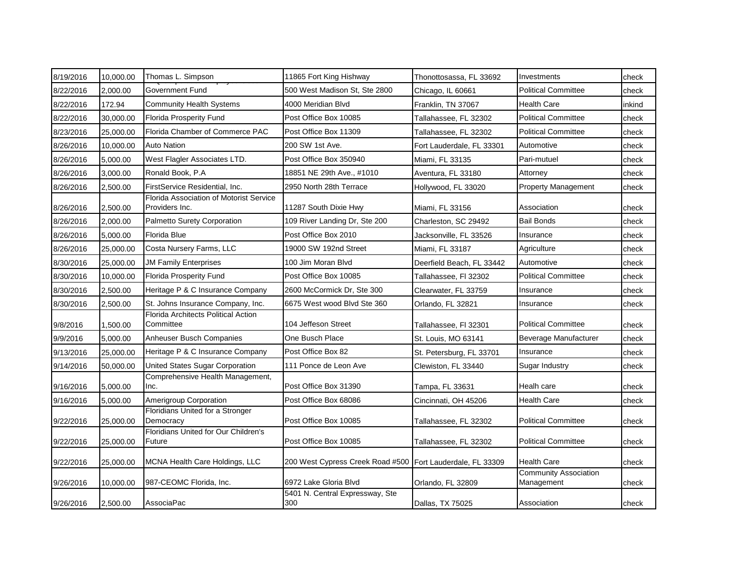| | | | | | | |
|---|---|---|---|---|---|---|
| 8/19/2016 | 10,000.00 | Thomas L. Simpson | 11865 Fort King Hishway | Thonottosassa, FL 33692 | Investments | check |
| 8/22/2016 | 2,000.00 | Government Fund | 500 West Madison St, Ste 2800 | Chicago, IL 60661 | Political Committee | check |
| 8/22/2016 | 172.94 | Community Health Systems | 4000 Meridian Blvd | Franklin, TN 37067 | Health Care | inkind |
| 8/22/2016 | 30,000.00 | Florida Prosperity Fund | Post Office Box 10085 | Tallahassee, FL 32302 | Political Committee | check |
| 8/23/2016 | 25,000.00 | Florida Chamber of Commerce PAC | Post Office Box 11309 | Tallahassee, FL 32302 | Political Committee | check |
| 8/26/2016 | 10,000.00 | Auto Nation | 200 SW 1st Ave. | Fort Lauderdale, FL 33301 | Automotive | check |
| 8/26/2016 | 5,000.00 | West Flagler Associates LTD. | Post Office Box 350940 | Miami, FL 33135 | Pari-mutuel | check |
| 8/26/2016 | 3,000.00 | Ronald Book, P.A | 18851 NE 29th Ave., #1010 | Aventura, FL 33180 | Attorney | check |
| 8/26/2016 | 2,500.00 | FirstService Residential, Inc. | 2950 North 28th Terrace | Hollywood, FL 33020 | Property Management | check |
| 8/26/2016 | 2,500.00 | Florida Association of Motorist Service Providers Inc. | 11287 South Dixie Hwy | Miami, FL 33156 | Association | check |
| 8/26/2016 | 2,000.00 | Palmetto Surety Corporation | 109 River Landing Dr, Ste 200 | Charleston, SC 29492 | Bail Bonds | check |
| 8/26/2016 | 5,000.00 | Florida Blue | Post Office Box 2010 | Jacksonville, FL 33526 | Insurance | check |
| 8/26/2016 | 25,000.00 | Costa Nursery Farms, LLC | 19000 SW 192nd Street | Miami, FL 33187 | Agriculture | check |
| 8/30/2016 | 25,000.00 | JM Family Enterprises | 100 Jim Moran Blvd | Deerfield Beach, FL 33442 | Automotive | check |
| 8/30/2016 | 10,000.00 | Florida Prosperity Fund | Post Office Box 10085 | Tallahassee, Fl 32302 | Political Committee | check |
| 8/30/2016 | 2,500.00 | Heritage P & C Insurance Company | 2600 McCormick Dr, Ste 300 | Clearwater, FL 33759 | Insurance | check |
| 8/30/2016 | 2,500.00 | St. Johns Insurance Company, Inc. | 6675 West wood Blvd Ste 360 | Orlando, FL 32821 | Insurance | check |
| 9/8/2016 | 1,500.00 | Florida Architects Political Action Committee | 104 Jeffeson Street | Tallahassee, Fl 32301 | Political Committee | check |
| 9/9/2016 | 5,000.00 | Anheuser Busch Companies | One Busch Place | St. Louis, MO 63141 | Beverage Manufacturer | check |
| 9/13/2016 | 25,000.00 | Heritage P & C Insurance Company | Post Office Box 82 | St. Petersburg, FL 33701 | Insurance | check |
| 9/14/2016 | 50,000.00 | United States Sugar Corporation | 111 Ponce de Leon Ave | Clewiston, FL 33440 | Sugar Industry | check |
| 9/16/2016 | 5,000.00 | Comprehensive Health Management, Inc. | Post Office Box 31390 | Tampa, FL 33631 | Healh care | check |
| 9/16/2016 | 5,000.00 | Amerigroup Corporation | Post Office Box 68086 | Cincinnati, OH 45206 | Health Care | check |
| 9/22/2016 | 25,000.00 | Floridians United for a Stronger Democracy | Post Office Box 10085 | Tallahassee, FL 32302 | Political Committee | check |
| 9/22/2016 | 25,000.00 | Floridians United for Our Children's Future | Post Office Box 10085 | Tallahassee, FL 32302 | Political Committee | check |
| 9/22/2016 | 25,000.00 | MCNA Health Care Holdings, LLC | 200 West Cypress Creek Road #500 | Fort Lauderdale, FL 33309 | Health Care | check |
| 9/26/2016 | 10,000.00 | 987-CEOMC Florida, Inc. | 6972 Lake Gloria Blvd | Orlando, FL 32809 | Community Association Management | check |
| 9/26/2016 | 2,500.00 | AssociaPac | 5401 N. Central Expressway, Ste 300 | Dallas, TX 75025 | Association | check |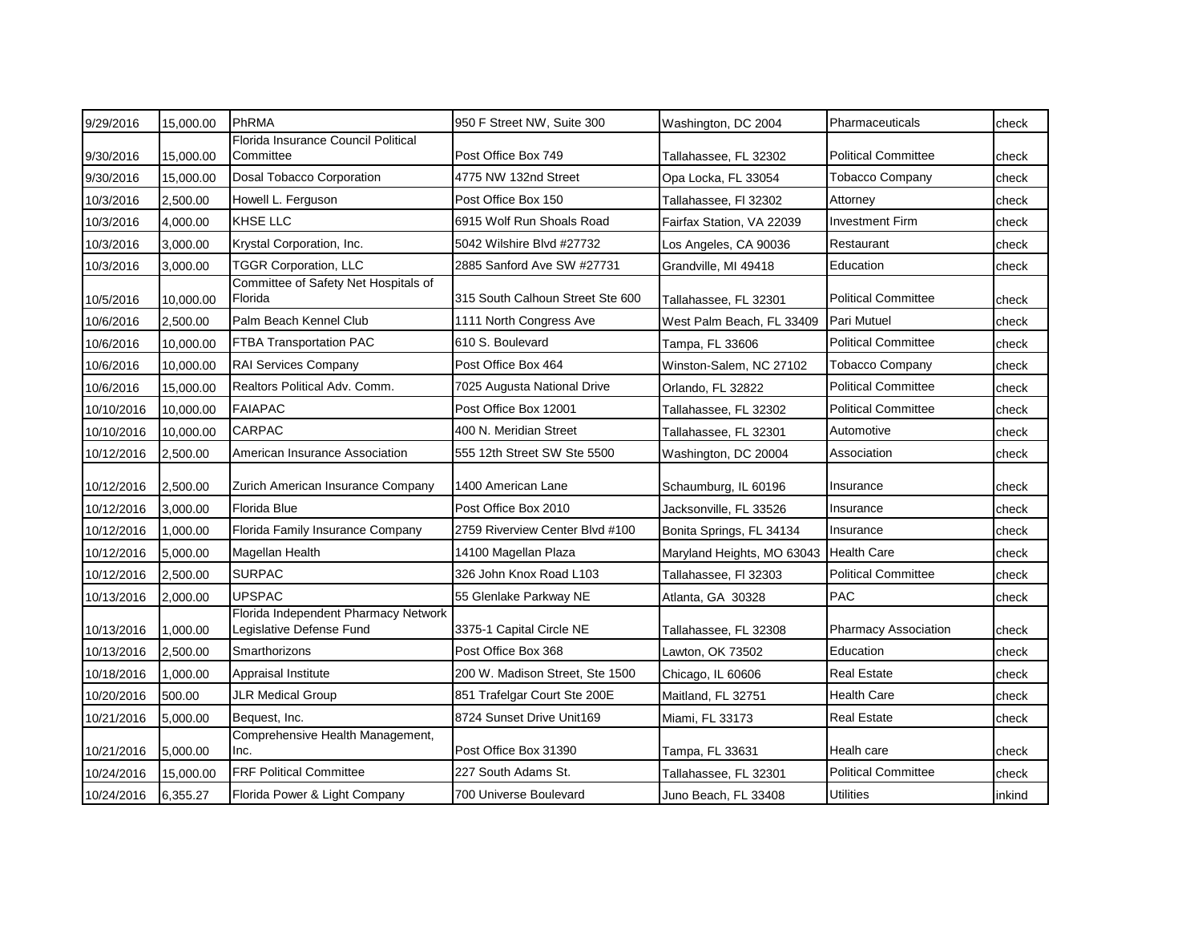| | | | | | | |
|---|---|---|---|---|---|---|
| 9/29/2016 | 15,000.00 | PhRMA | 950 F Street NW, Suite 300 | Washington, DC 2004 | Pharmaceuticals | check |
| 9/30/2016 | 15,000.00 | Florida Insurance Council Political Committee | Post Office Box 749 | Tallahassee, FL 32302 | Political Committee | check |
| 9/30/2016 | 15,000.00 | Dosal Tobacco Corporation | 4775 NW 132nd Street | Opa Locka, FL 33054 | Tobacco Company | check |
| 10/3/2016 | 2,500.00 | Howell L. Ferguson | Post Office Box 150 | Tallahassee, Fl 32302 | Attorney | check |
| 10/3/2016 | 4,000.00 | KHSE LLC | 6915 Wolf Run Shoals Road | Fairfax Station, VA 22039 | Investment Firm | check |
| 10/3/2016 | 3,000.00 | Krystal Corporation, Inc. | 5042 Wilshire Blvd #27732 | Los Angeles, CA 90036 | Restaurant | check |
| 10/3/2016 | 3,000.00 | TGGR Corporation, LLC | 2885 Sanford Ave SW #27731 | Grandville, MI 49418 | Education | check |
| 10/5/2016 | 10,000.00 | Committee of Safety Net Hospitals of Florida | 315 South Calhoun Street Ste 600 | Tallahassee, FL 32301 | Political Committee | check |
| 10/6/2016 | 2,500.00 | Palm Beach Kennel Club | 1111 North Congress Ave | West Palm Beach, FL 33409 | Pari Mutuel | check |
| 10/6/2016 | 10,000.00 | FTBA Transportation PAC | 610 S. Boulevard | Tampa, FL 33606 | Political Committee | check |
| 10/6/2016 | 10,000.00 | RAI Services Company | Post Office Box 464 | Winston-Salem, NC 27102 | Tobacco Company | check |
| 10/6/2016 | 15,000.00 | Realtors Political Adv. Comm. | 7025 Augusta National Drive | Orlando, FL 32822 | Political Committee | check |
| 10/10/2016 | 10,000.00 | FAIAPAC | Post Office Box 12001 | Tallahassee, FL 32302 | Political Committee | check |
| 10/10/2016 | 10,000.00 | CARPAC | 400 N. Meridian Street | Tallahassee, FL 32301 | Automotive | check |
| 10/12/2016 | 2,500.00 | American Insurance Association | 555 12th Street SW Ste 5500 | Washington, DC 20004 | Association | check |
| 10/12/2016 | 2,500.00 | Zurich American Insurance Company | 1400 American Lane | Schaumburg, IL 60196 | Insurance | check |
| 10/12/2016 | 3,000.00 | Florida Blue | Post Office Box 2010 | Jacksonville, FL 33526 | Insurance | check |
| 10/12/2016 | 1,000.00 | Florida Family Insurance Company | 2759 Riverview Center Blvd #100 | Bonita Springs, FL 34134 | Insurance | check |
| 10/12/2016 | 5,000.00 | Magellan Health | 14100 Magellan Plaza | Maryland Heights, MO 63043 | Health Care | check |
| 10/12/2016 | 2,500.00 | SURPAC | 326 John Knox Road L103 | Tallahassee, Fl 32303 | Political Committee | check |
| 10/13/2016 | 2,000.00 | UPSPAC | 55 Glenlake Parkway NE | Atlanta, GA 30328 | PAC | check |
| 10/13/2016 | 1,000.00 | Florida Independent Pharmacy Network Legislative Defense Fund | 3375-1 Capital Circle NE | Tallahassee, FL 32308 | Pharmacy Association | check |
| 10/13/2016 | 2,500.00 | Smarthorizons | Post Office Box 368 | Lawton, OK 73502 | Education | check |
| 10/18/2016 | 1,000.00 | Appraisal Institute | 200 W. Madison Street, Ste 1500 | Chicago, IL 60606 | Real Estate | check |
| 10/20/2016 | 500.00 | JLR Medical Group | 851 Trafelgar Court Ste 200E | Maitland, FL 32751 | Health Care | check |
| 10/21/2016 | 5,000.00 | Bequest, Inc. | 8724 Sunset Drive Unit169 | Miami, FL 33173 | Real Estate | check |
| 10/21/2016 | 5,000.00 | Comprehensive Health Management, Inc. | Post Office Box 31390 | Tampa, FL 33631 | Healh care | check |
| 10/24/2016 | 15,000.00 | FRF Political Committee | 227 South Adams St. | Tallahassee, FL 32301 | Political Committee | check |
| 10/24/2016 | 6,355.27 | Florida Power & Light Company | 700 Universe Boulevard | Juno Beach, FL 33408 | Utilities | inkind |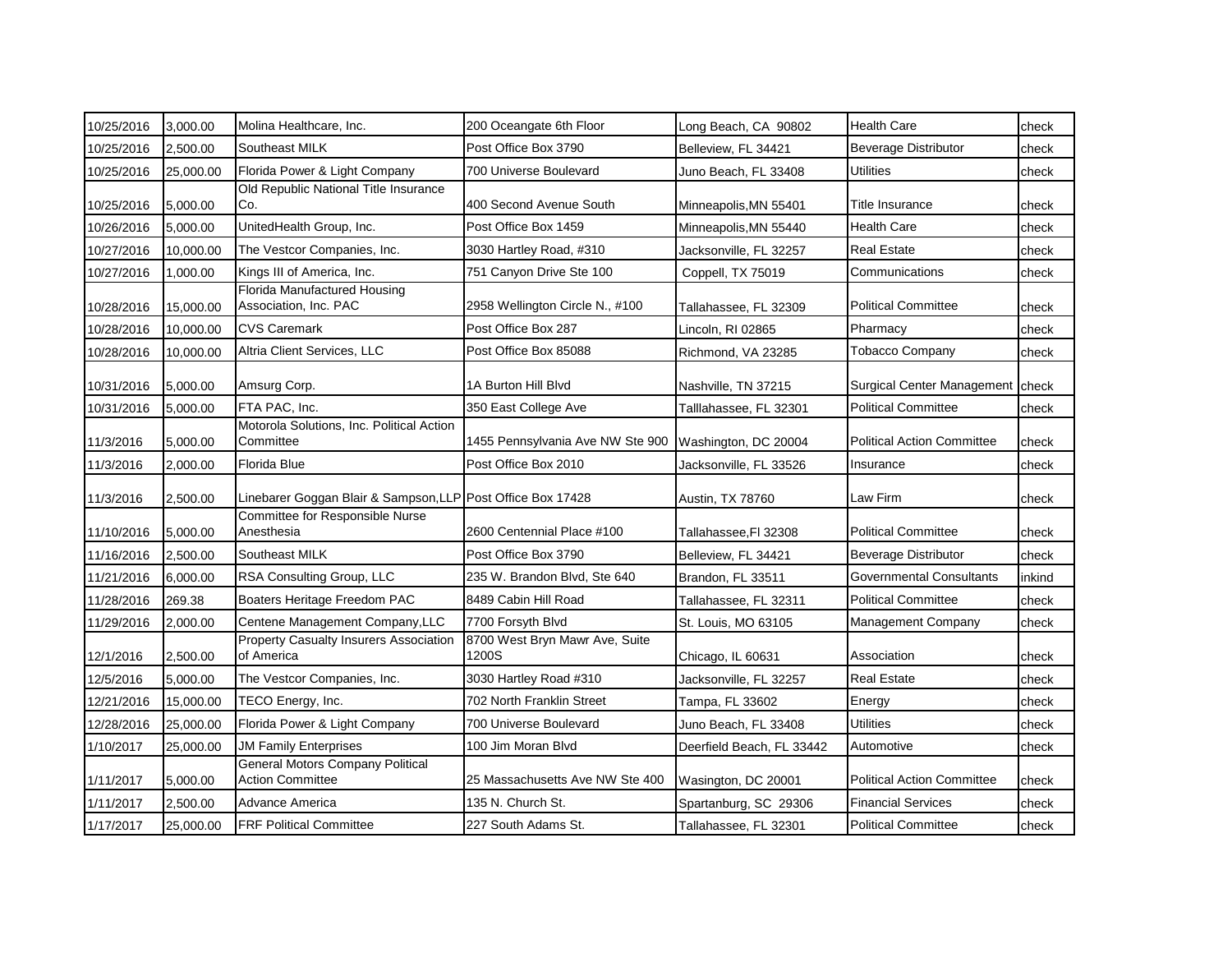| | | | | | | |
|---|---|---|---|---|---|---|
| 10/25/2016 | 3,000.00 | Molina Healthcare, Inc. | 200 Oceangate 6th Floor | Long Beach, CA 90802 | Health Care | check |
| 10/25/2016 | 2,500.00 | Southeast MILK | Post Office Box 3790 | Belleview, FL 34421 | Beverage Distributor | check |
| 10/25/2016 | 25,000.00 | Florida Power & Light Company | 700 Universe Boulevard | Juno Beach, FL 33408 | Utilities | check |
| 10/25/2016 | 5,000.00 | Old Republic National Title Insurance Co. | 400 Second Avenue South | Minneapolis,MN 55401 | Title Insurance | check |
| 10/26/2016 | 5,000.00 | UnitedHealth Group, Inc. | Post Office Box 1459 | Minneapolis,MN 55440 | Health Care | check |
| 10/27/2016 | 10,000.00 | The Vestcor Companies, Inc. | 3030 Hartley Road, #310 | Jacksonville, FL 32257 | Real Estate | check |
| 10/27/2016 | 1,000.00 | Kings III of America, Inc. | 751 Canyon Drive Ste 100 | Coppell, TX 75019 | Communications | check |
| 10/28/2016 | 15,000.00 | Florida Manufactured Housing Association, Inc. PAC | 2958 Wellington Circle N., #100 | Tallahassee, FL 32309 | Political Committee | check |
| 10/28/2016 | 10,000.00 | CVS Caremark | Post Office Box 287 | Lincoln, RI 02865 | Pharmacy | check |
| 10/28/2016 | 10,000.00 | Altria Client Services, LLC | Post Office Box 85088 | Richmond, VA 23285 | Tobacco Company | check |
| 10/31/2016 | 5,000.00 | Amsurg Corp. | 1A Burton Hill Blvd | Nashville, TN 37215 | Surgical Center Management | check |
| 10/31/2016 | 5,000.00 | FTA PAC, Inc. | 350 East College Ave | Talllahassee, FL 32301 | Political Committee | check |
| 11/3/2016 | 5,000.00 | Motorola Solutions, Inc. Political Action Committee | 1455 Pennsylvania Ave NW Ste 900 | Washington, DC 20004 | Political Action Committee | check |
| 11/3/2016 | 2,000.00 | Florida Blue | Post Office Box 2010 | Jacksonville, FL 33526 | Insurance | check |
| 11/3/2016 | 2,500.00 | Linebarer Goggan Blair & Sampson,LLP | Post Office Box 17428 | Austin, TX 78760 | Law Firm | check |
| 11/10/2016 | 5,000.00 | Committee for Responsible Nurse Anesthesia | 2600 Centennial Place #100 | Tallahassee,Fl 32308 | Political Committee | check |
| 11/16/2016 | 2,500.00 | Southeast MILK | Post Office Box 3790 | Belleview, FL 34421 | Beverage Distributor | check |
| 11/21/2016 | 6,000.00 | RSA Consulting Group, LLC | 235 W. Brandon Blvd, Ste 640 | Brandon, FL 33511 | Governmental Consultants | inkind |
| 11/28/2016 | 269.38 | Boaters Heritage Freedom PAC | 8489 Cabin Hill Road | Tallahassee, FL 32311 | Political Committee | check |
| 11/29/2016 | 2,000.00 | Centene Management Company,LLC | 7700 Forsyth Blvd | St. Louis, MO 63105 | Management Company | check |
| 12/1/2016 | 2,500.00 | Property Casualty Insurers Association of America | 8700 West Bryn Mawr Ave, Suite 1200S | Chicago, IL 60631 | Association | check |
| 12/5/2016 | 5,000.00 | The Vestcor Companies, Inc. | 3030 Hartley Road #310 | Jacksonville, FL 32257 | Real Estate | check |
| 12/21/2016 | 15,000.00 | TECO Energy, Inc. | 702 North Franklin Street | Tampa, FL 33602 | Energy | check |
| 12/28/2016 | 25,000.00 | Florida Power & Light Company | 700 Universe Boulevard | Juno Beach, FL 33408 | Utilities | check |
| 1/10/2017 | 25,000.00 | JM Family Enterprises | 100 Jim Moran Blvd | Deerfield Beach, FL 33442 | Automotive | check |
| 1/11/2017 | 5,000.00 | General Motors Company Political Action Committee | 25 Massachusetts Ave NW Ste 400 | Wasington, DC 20001 | Political Action Committee | check |
| 1/11/2017 | 2,500.00 | Advance America | 135 N. Church St. | Spartanburg, SC 29306 | Financial Services | check |
| 1/17/2017 | 25,000.00 | FRF Political Committee | 227 South Adams St. | Tallahassee, FL 32301 | Political Committee | check |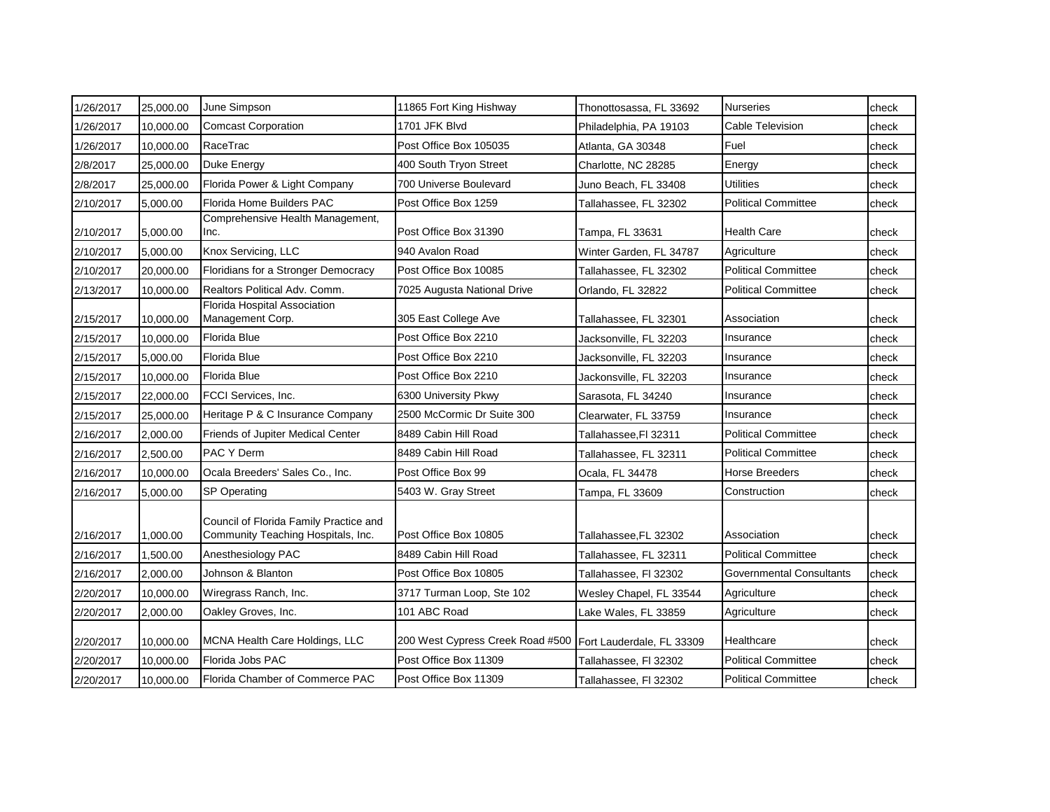| | | | | | | |
|---|---|---|---|---|---|---|
| 1/26/2017 | 25,000.00 | June Simpson | 11865 Fort King Hishway | Thonottosassa, FL 33692 | Nurseries | check |
| 1/26/2017 | 10,000.00 | Comcast Corporation | 1701 JFK Blvd | Philadelphia, PA 19103 | Cable Television | check |
| 1/26/2017 | 10,000.00 | RaceTrac | Post Office Box 105035 | Atlanta, GA 30348 | Fuel | check |
| 2/8/2017 | 25,000.00 | Duke Energy | 400 South Tryon Street | Charlotte, NC 28285 | Energy | check |
| 2/8/2017 | 25,000.00 | Florida Power & Light Company | 700 Universe Boulevard | Juno Beach, FL 33408 | Utilities | check |
| 2/10/2017 | 5,000.00 | Florida Home Builders PAC | Post Office Box 1259 | Tallahassee, FL 32302 | Political Committee | check |
| 2/10/2017 | 5,000.00 | Comprehensive Health Management, Inc. | Post Office Box 31390 | Tampa, FL 33631 | Health Care | check |
| 2/10/2017 | 5,000.00 | Knox Servicing, LLC | 940 Avalon Road | Winter Garden, FL 34787 | Agriculture | check |
| 2/10/2017 | 20,000.00 | Floridians for a Stronger Democracy | Post Office Box 10085 | Tallahassee, FL 32302 | Political Committee | check |
| 2/13/2017 | 10,000.00 | Realtors Political Adv. Comm. | 7025 Augusta National Drive | Orlando, FL 32822 | Political Committee | check |
| 2/15/2017 | 10,000.00 | Florida Hospital Association Management Corp. | 305 East College Ave | Tallahassee, FL 32301 | Association | check |
| 2/15/2017 | 10,000.00 | Florida Blue | Post Office Box 2210 | Jacksonville, FL 32203 | Insurance | check |
| 2/15/2017 | 5,000.00 | Florida Blue | Post Office Box 2210 | Jacksonville, FL 32203 | Insurance | check |
| 2/15/2017 | 10,000.00 | Florida Blue | Post Office Box 2210 | Jackonsville, FL 32203 | Insurance | check |
| 2/15/2017 | 22,000.00 | FCCI Services, Inc. | 6300 University Pkwy | Sarasota, FL 34240 | Insurance | check |
| 2/15/2017 | 25,000.00 | Heritage P & C Insurance Company | 2500 McCormic Dr Suite 300 | Clearwater, FL 33759 | Insurance | check |
| 2/16/2017 | 2,000.00 | Friends of Jupiter Medical Center | 8489 Cabin Hill Road | Tallahassee,Fl 32311 | Political Committee | check |
| 2/16/2017 | 2,500.00 | PAC Y Derm | 8489 Cabin Hill Road | Tallahassee, FL 32311 | Political Committee | check |
| 2/16/2017 | 10,000.00 | Ocala Breeders' Sales Co., Inc. | Post Office Box 99 | Ocala, FL 34478 | Horse Breeders | check |
| 2/16/2017 | 5,000.00 | SP Operating | 5403 W. Gray Street | Tampa, FL 33609 | Construction | check |
| 2/16/2017 | 1,000.00 | Council of Florida Family Practice and Community Teaching Hospitals, Inc. | Post Office Box 10805 | Tallahassee,FL 32302 | Association | check |
| 2/16/2017 | 1,500.00 | Anesthesiology PAC | 8489 Cabin Hill Road | Tallahassee, FL 32311 | Political Committee | check |
| 2/16/2017 | 2,000.00 | Johnson & Blanton | Post Office Box 10805 | Tallahassee, Fl 32302 | Governmental Consultants | check |
| 2/20/2017 | 10,000.00 | Wiregrass Ranch, Inc. | 3717 Turman Loop, Ste 102 | Wesley Chapel, FL 33544 | Agriculture | check |
| 2/20/2017 | 2,000.00 | Oakley Groves, Inc. | 101 ABC Road | Lake Wales, FL 33859 | Agriculture | check |
| 2/20/2017 | 10,000.00 | MCNA Health Care Holdings, LLC | 200 West Cypress Creek Road #500 | Fort Lauderdale, FL 33309 | Healthcare | check |
| 2/20/2017 | 10,000.00 | Florida Jobs PAC | Post Office Box 11309 | Tallahassee, Fl 32302 | Political Committee | check |
| 2/20/2017 | 10,000.00 | Florida Chamber of Commerce PAC | Post Office Box 11309 | Tallahassee, Fl 32302 | Political Committee | check |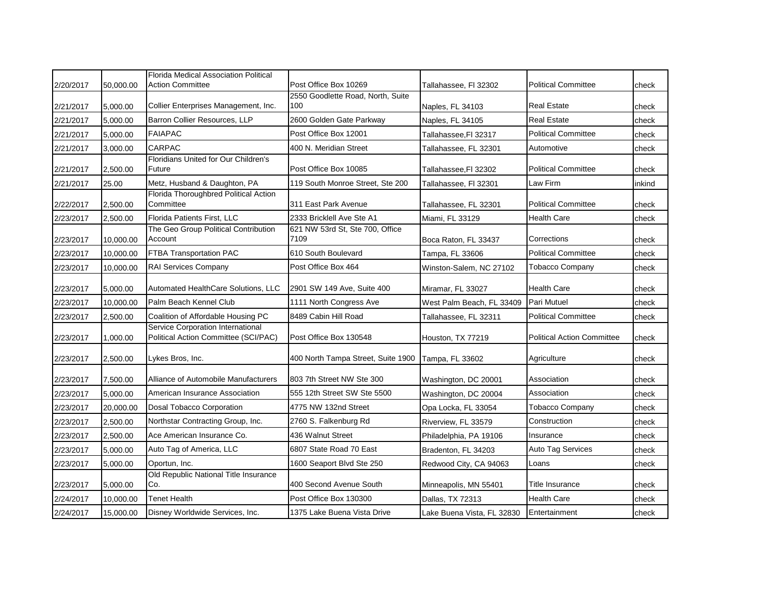| | | | | | | |
|---|---|---|---|---|---|---|
| 2/20/2017 | 50,000.00 | Florida Medical Association Political Action Committee | Post Office Box 10269 | Tallahassee, Fl 32302 | Political Committee | check |
| 2/21/2017 | 5,000.00 | Collier Enterprises Management, Inc. | 2550 Goodlette Road, North, Suite 100 | Naples, FL 34103 | Real Estate | check |
| 2/21/2017 | 5,000.00 | Barron Collier Resources, LLP | 2600 Golden Gate Parkway | Naples, FL 34105 | Real Estate | check |
| 2/21/2017 | 5,000.00 | FAIAPAC | Post Office Box 12001 | Tallahassee,Fl 32317 | Political Committee | check |
| 2/21/2017 | 3,000.00 | CARPAC | 400 N. Meridian Street | Tallahassee, FL 32301 | Automotive | check |
| 2/21/2017 | 2,500.00 | Floridians United for Our Children's Future | Post Office Box 10085 | Tallahassee,Fl 32302 | Political Committee | check |
| 2/21/2017 | 25.00 | Metz, Husband & Daughton, PA | 119 South Monroe Street, Ste 200 | Tallahassee, Fl 32301 | Law Firm | inkind |
| 2/22/2017 | 2,500.00 | Florida Thoroughbred Political Action Committee | 311 East Park Avenue | Tallahassee, FL 32301 | Political Committee | check |
| 2/23/2017 | 2,500.00 | Florida Patients First, LLC | 2333 Bricklell Ave Ste A1 | Miami, FL 33129 | Health Care | check |
| 2/23/2017 | 10,000.00 | The Geo Group Political Contribution Account | 621 NW 53rd St, Ste 700, Office 7109 | Boca Raton, FL 33437 | Corrections | check |
| 2/23/2017 | 10,000.00 | FTBA Transportation PAC | 610 South Boulevard | Tampa, FL 33606 | Political Committee | check |
| 2/23/2017 | 10,000.00 | RAI Services Company | Post Office Box 464 | Winston-Salem, NC 27102 | Tobacco Company | check |
| 2/23/2017 | 5,000.00 | Automated HealthCare Solutions, LLC | 2901 SW 149 Ave, Suite 400 | Miramar, FL 33027 | Health Care | check |
| 2/23/2017 | 10,000.00 | Palm Beach Kennel Club | 1111 North Congress Ave | West Palm Beach, FL 33409 | Pari Mutuel | check |
| 2/23/2017 | 2,500.00 | Coalition of Affordable Housing PC | 8489 Cabin Hill Road | Tallahassee, FL 32311 | Political Committee | check |
| 2/23/2017 | 1,000.00 | Service Corporation International Political Action Committee (SCI/PAC) | Post Office Box 130548 | Houston, TX 77219 | Political Action Committee | check |
| 2/23/2017 | 2,500.00 | Lykes Bros, Inc. | 400 North Tampa Street, Suite 1900 | Tampa, FL 33602 | Agriculture | check |
| 2/23/2017 | 7,500.00 | Alliance of Automobile Manufacturers | 803 7th Street NW Ste 300 | Washington, DC 20001 | Association | check |
| 2/23/2017 | 5,000.00 | American Insurance Association | 555 12th Street SW Ste 5500 | Washington, DC 20004 | Association | check |
| 2/23/2017 | 20,000.00 | Dosal Tobacco Corporation | 4775 NW 132nd Street | Opa Locka, FL 33054 | Tobacco Company | check |
| 2/23/2017 | 2,500.00 | Northstar Contracting Group, Inc. | 2760 S. Falkenburg Rd | Riverview, FL 33579 | Construction | check |
| 2/23/2017 | 2,500.00 | Ace American Insurance Co. | 436 Walnut Street | Philadelphia, PA 19106 | Insurance | check |
| 2/23/2017 | 5,000.00 | Auto Tag of America, LLC | 6807 State Road 70 East | Bradenton, FL 34203 | Auto Tag Services | check |
| 2/23/2017 | 5,000.00 | Oportun, Inc. | 1600 Seaport Blvd Ste 250 | Redwood City, CA 94063 | Loans | check |
| 2/23/2017 | 5,000.00 | Old Republic National Title Insurance Co. | 400 Second Avenue South | Minneapolis, MN 55401 | Title Insurance | check |
| 2/24/2017 | 10,000.00 | Tenet Health | Post Office Box 130300 | Dallas, TX 72313 | Health Care | check |
| 2/24/2017 | 15,000.00 | Disney Worldwide Services, Inc. | 1375 Lake Buena Vista Drive | Lake Buena Vista, FL 32830 | Entertainment | check |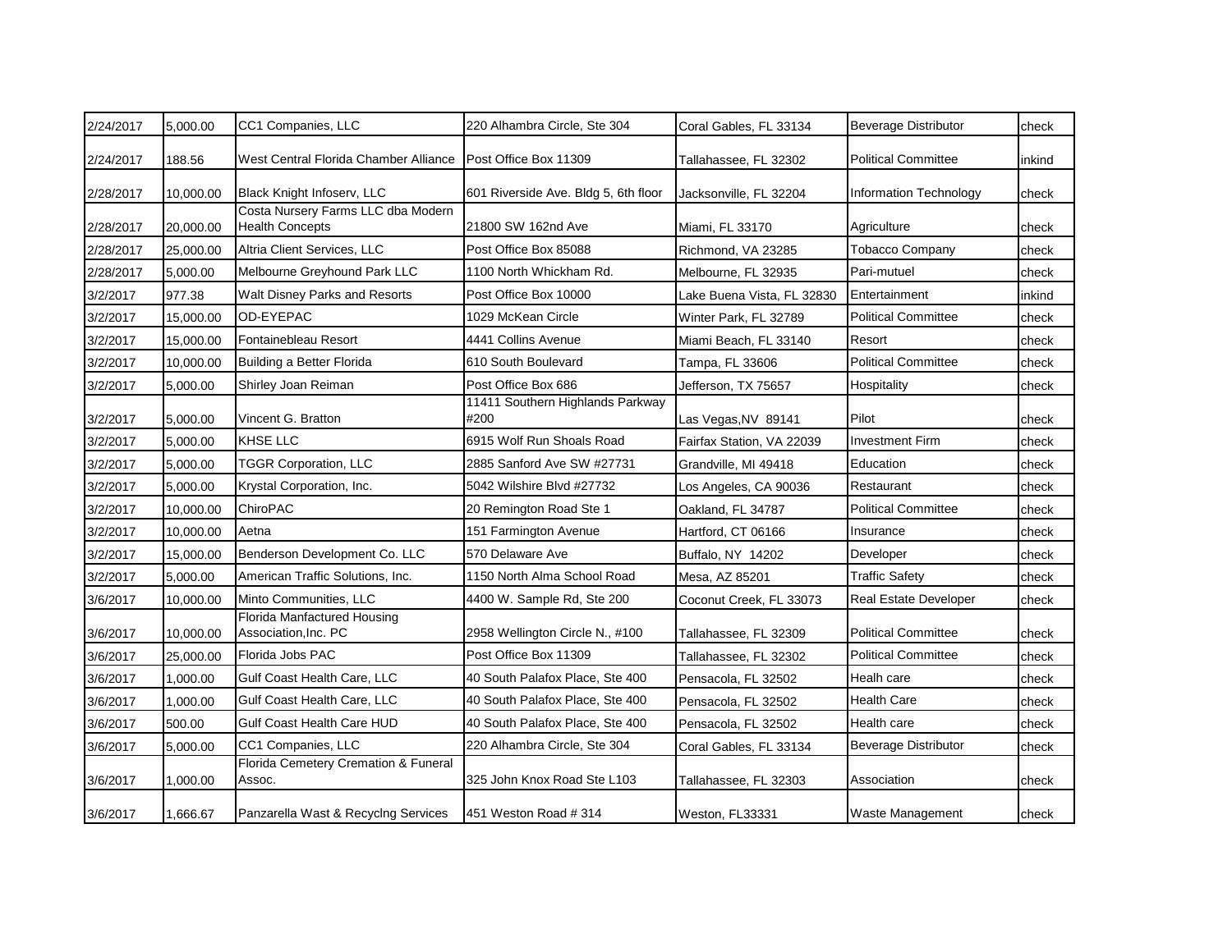| | | | | | | |
|---|---|---|---|---|---|---|
| 2/24/2017 | 5,000.00 | CC1 Companies, LLC | 220 Alhambra Circle, Ste 304 | Coral Gables, FL 33134 | Beverage Distributor | check |
| 2/24/2017 | 188.56 | West Central Florida Chamber Alliance | Post Office Box 11309 | Tallahassee, FL 32302 | Political Committee | inkind |
| 2/28/2017 | 10,000.00 | Black Knight Infoserv, LLC | 601 Riverside Ave. Bldg 5, 6th floor | Jacksonville, FL 32204 | Information Technology | check |
| 2/28/2017 | 20,000.00 | Costa Nursery Farms LLC dba Modern Health Concepts | 21800 SW 162nd Ave | Miami, FL 33170 | Agriculture | check |
| 2/28/2017 | 25,000.00 | Altria Client Services, LLC | Post Office Box 85088 | Richmond, VA 23285 | Tobacco Company | check |
| 2/28/2017 | 5,000.00 | Melbourne Greyhound Park LLC | 1100 North Whickham Rd. | Melbourne, FL 32935 | Pari-mutuel | check |
| 3/2/2017 | 977.38 | Walt Disney Parks and Resorts | Post Office Box 10000 | Lake Buena Vista, FL 32830 | Entertainment | inkind |
| 3/2/2017 | 15,000.00 | OD-EYEPAC | 1029 McKean Circle | Winter Park, FL 32789 | Political Committee | check |
| 3/2/2017 | 15,000.00 | Fontainebleau Resort | 4441 Collins Avenue | Miami Beach, FL 33140 | Resort | check |
| 3/2/2017 | 10,000.00 | Building a Better Florida | 610 South Boulevard | Tampa, FL 33606 | Political Committee | check |
| 3/2/2017 | 5,000.00 | Shirley Joan Reiman | Post Office Box 686 | Jefferson, TX 75657 | Hospitality | check |
| 3/2/2017 | 5,000.00 | Vincent G. Bratton | 11411 Southern Highlands Parkway #200 | Las Vegas,NV 89141 | Pilot | check |
| 3/2/2017 | 5,000.00 | KHSE LLC | 6915 Wolf Run Shoals Road | Fairfax Station, VA 22039 | Investment Firm | check |
| 3/2/2017 | 5,000.00 | TGGR Corporation, LLC | 2885 Sanford Ave SW #27731 | Grandville, MI 49418 | Education | check |
| 3/2/2017 | 5,000.00 | Krystal Corporation, Inc. | 5042 Wilshire Blvd #27732 | Los Angeles, CA 90036 | Restaurant | check |
| 3/2/2017 | 10,000.00 | ChiroPAC | 20 Remington Road Ste 1 | Oakland, FL 34787 | Political Committee | check |
| 3/2/2017 | 10,000.00 | Aetna | 151 Farmington Avenue | Hartford, CT 06166 | Insurance | check |
| 3/2/2017 | 15,000.00 | Benderson Development Co. LLC | 570 Delaware Ave | Buffalo, NY 14202 | Developer | check |
| 3/2/2017 | 5,000.00 | American Traffic Solutions, Inc. | 1150 North Alma School Road | Mesa, AZ 85201 | Traffic Safety | check |
| 3/6/2017 | 10,000.00 | Minto Communities, LLC | 4400 W. Sample Rd, Ste 200 | Coconut Creek, FL 33073 | Real Estate Developer | check |
| 3/6/2017 | 10,000.00 | Florida Manfactured Housing Association,Inc. PC | 2958 Wellington Circle N., #100 | Tallahassee, FL 32309 | Political Committee | check |
| 3/6/2017 | 25,000.00 | Florida Jobs PAC | Post Office Box 11309 | Tallahassee, FL 32302 | Political Committee | check |
| 3/6/2017 | 1,000.00 | Gulf Coast Health Care, LLC | 40 South Palafox Place, Ste 400 | Pensacola, FL 32502 | Healh care | check |
| 3/6/2017 | 1,000.00 | Gulf Coast Health Care, LLC | 40 South Palafox Place, Ste 400 | Pensacola, FL 32502 | Health Care | check |
| 3/6/2017 | 500.00 | Gulf Coast Health Care HUD | 40 South Palafox Place, Ste 400 | Pensacola, FL 32502 | Health care | check |
| 3/6/2017 | 5,000.00 | CC1 Companies, LLC | 220 Alhambra Circle, Ste 304 | Coral Gables, FL 33134 | Beverage Distributor | check |
| 3/6/2017 | 1,000.00 | Florida Cemetery Cremation & Funeral Assoc. | 325 John Knox Road Ste L103 | Tallahassee, FL 32303 | Association | check |
| 3/6/2017 | 1,666.67 | Panzarella Wast & Recyclng Services | 451 Weston Road # 314 | Weston, FL33331 | Waste Management | check |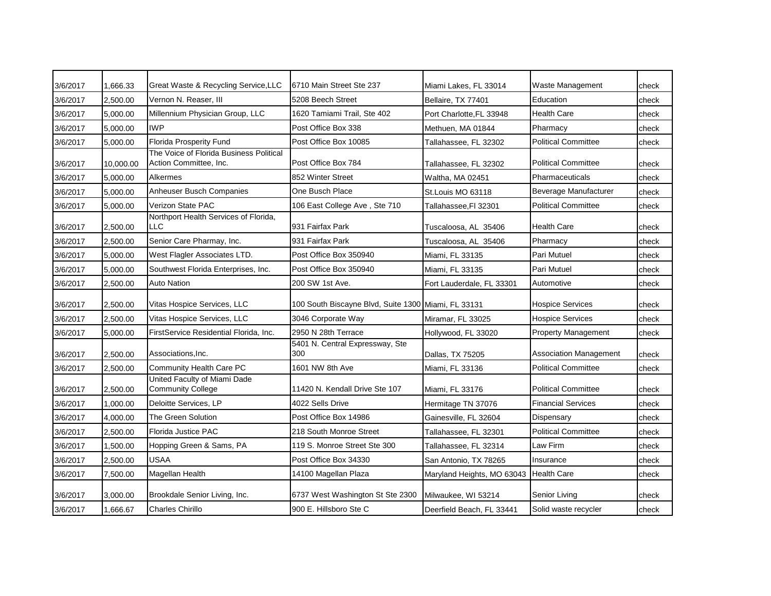| | | | | | | |
|---|---|---|---|---|---|---|
| 3/6/2017 | 1,666.33 | Great Waste & Recycling Service,LLC | 6710 Main Street Ste 237 | Miami Lakes, FL 33014 | Waste Management | check |
| 3/6/2017 | 2,500.00 | Vernon N. Reaser, III | 5208 Beech Street | Bellaire, TX 77401 | Education | check |
| 3/6/2017 | 5,000.00 | Millennium Physician Group, LLC | 1620 Tamiami Trail, Ste 402 | Port Charlotte,FL 33948 | Health Care | check |
| 3/6/2017 | 5,000.00 | IWP | Post Office Box 338 | Methuen, MA 01844 | Pharmacy | check |
| 3/6/2017 | 5,000.00 | Florida Prosperity Fund | Post Office Box 10085 | Tallahassee, FL 32302 | Political Committee | check |
| 3/6/2017 | 10,000.00 | The Voice of Florida Business Political Action Committee, Inc. | Post Office Box 784 | Tallahassee, FL 32302 | Political Committee | check |
| 3/6/2017 | 5,000.00 | Alkermes | 852 Winter Street | Waltha, MA 02451 | Pharmaceuticals | check |
| 3/6/2017 | 5,000.00 | Anheuser Busch Companies | One Busch Place | St.Louis MO 63118 | Beverage Manufacturer | check |
| 3/6/2017 | 5,000.00 | Verizon State PAC | 106 East College Ave , Ste 710 | Tallahassee,Fl 32301 | Political Committee | check |
| 3/6/2017 | 2,500.00 | Northport Health Services of Florida, LLC | 931 Fairfax Park | Tuscaloosa, AL 35406 | Health Care | check |
| 3/6/2017 | 2,500.00 | Senior Care Pharmay, Inc. | 931 Fairfax Park | Tuscaloosa, AL 35406 | Pharmacy | check |
| 3/6/2017 | 5,000.00 | West Flagler Associates LTD. | Post Office Box 350940 | Miami, FL 33135 | Pari Mutuel | check |
| 3/6/2017 | 5,000.00 | Southwest Florida Enterprises, Inc. | Post Office Box 350940 | Miami, FL 33135 | Pari Mutuel | check |
| 3/6/2017 | 2,500.00 | Auto Nation | 200 SW 1st Ave. | Fort Lauderdale, FL 33301 | Automotive | check |
| 3/6/2017 | 2,500.00 | Vitas Hospice Services, LLC | 100 South Biscayne Blvd, Suite 1300 | Miami, FL 33131 | Hospice Services | check |
| 3/6/2017 | 2,500.00 | Vitas Hospice Services, LLC | 3046 Corporate Way | Miramar, FL 33025 | Hospice Services | check |
| 3/6/2017 | 5,000.00 | FirstService Residential Florida, Inc. | 2950 N 28th Terrace | Hollywood, FL 33020 | Property Management | check |
| 3/6/2017 | 2,500.00 | Associations,Inc. | 5401 N. Central Expressway, Ste 300 | Dallas, TX 75205 | Association Management | check |
| 3/6/2017 | 2,500.00 | Community Health Care PC | 1601 NW 8th Ave | Miami, FL 33136 | Political Committee | check |
| 3/6/2017 | 2,500.00 | United Faculty of Miami Dade Community College | 11420 N. Kendall Drive Ste 107 | Miami, FL 33176 | Political Committee | check |
| 3/6/2017 | 1,000.00 | Deloitte Services, LP | 4022 Sells Drive | Hermitage TN 37076 | Financial Services | check |
| 3/6/2017 | 4,000.00 | The Green Solution | Post Office Box 14986 | Gainesville, FL 32604 | Dispensary | check |
| 3/6/2017 | 2,500.00 | Florida Justice PAC | 218 South Monroe Street | Tallahassee, FL 32301 | Political Committee | check |
| 3/6/2017 | 1,500.00 | Hopping Green & Sams, PA | 119 S. Monroe Street Ste 300 | Tallahassee, FL 32314 | Law Firm | check |
| 3/6/2017 | 2,500.00 | USAA | Post Office Box 34330 | San Antonio, TX 78265 | Insurance | check |
| 3/6/2017 | 7,500.00 | Magellan Health | 14100 Magellan Plaza | Maryland Heights, MO 63043 | Health Care | check |
| 3/6/2017 | 3,000.00 | Brookdale Senior Living, Inc. | 6737 West Washington St Ste 2300 | Milwaukee, WI 53214 | Senior Living | check |
| 3/6/2017 | 1,666.67 | Charles Chirillo | 900 E. Hillsboro Ste C | Deerfield Beach, FL 33441 | Solid waste recycler | check |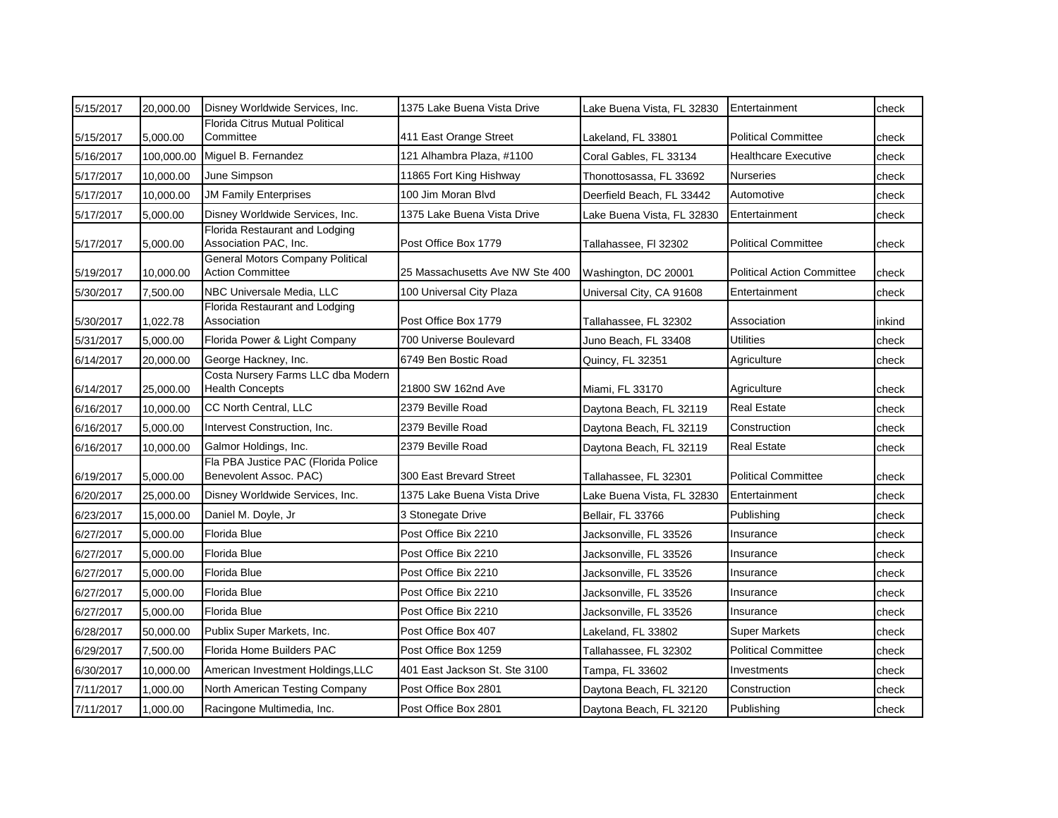| | | | | | | |
|---|---|---|---|---|---|---|
| 5/15/2017 | 20,000.00 | Disney Worldwide Services, Inc. | 1375 Lake Buena Vista Drive | Lake Buena Vista, FL 32830 | Entertainment | check |
| 5/15/2017 | 5,000.00 | Florida Citrus Mutual Political Committee | 411 East Orange Street | Lakeland, FL 33801 | Political Committee | check |
| 5/16/2017 | 100,000.00 | Miguel B. Fernandez | 121 Alhambra Plaza, #1100 | Coral Gables, FL 33134 | Healthcare Executive | check |
| 5/17/2017 | 10,000.00 | June Simpson | 11865 Fort King Hishway | Thonottosassa, FL 33692 | Nurseries | check |
| 5/17/2017 | 10,000.00 | JM Family Enterprises | 100 Jim Moran Blvd | Deerfield Beach, FL 33442 | Automotive | check |
| 5/17/2017 | 5,000.00 | Disney Worldwide Services, Inc. | 1375 Lake Buena Vista Drive | Lake Buena Vista, FL 32830 | Entertainment | check |
| 5/17/2017 | 5,000.00 | Florida Restaurant and Lodging Association PAC, Inc. | Post Office Box 1779 | Tallahassee, Fl 32302 | Political Committee | check |
| 5/19/2017 | 10,000.00 | General Motors Company Political Action Committee | 25 Massachusetts Ave NW Ste 400 | Washington, DC 20001 | Political Action Committee | check |
| 5/30/2017 | 7,500.00 | NBC Universale Media, LLC | 100 Universal City Plaza | Universal City, CA 91608 | Entertainment | check |
| 5/30/2017 | 1,022.78 | Florida Restaurant and Lodging Association | Post Office Box 1779 | Tallahassee, FL 32302 | Association | inkind |
| 5/31/2017 | 5,000.00 | Florida Power & Light Company | 700 Universe Boulevard | Juno Beach, FL 33408 | Utilities | check |
| 6/14/2017 | 20,000.00 | George Hackney, Inc. | 6749 Ben Bostic Road | Quincy, FL 32351 | Agriculture | check |
| 6/14/2017 | 25,000.00 | Costa Nursery Farms LLC dba Modern Health Concepts | 21800 SW 162nd Ave | Miami, FL 33170 | Agriculture | check |
| 6/16/2017 | 10,000.00 | CC North Central, LLC | 2379 Beville Road | Daytona Beach, FL 32119 | Real Estate | check |
| 6/16/2017 | 5,000.00 | Intervest Construction, Inc. | 2379 Beville Road | Daytona Beach, FL 32119 | Construction | check |
| 6/16/2017 | 10,000.00 | Galmor Holdings, Inc. | 2379 Beville Road | Daytona Beach, FL 32119 | Real Estate | check |
| 6/19/2017 | 5,000.00 | Fla PBA Justice PAC (Florida Police Benevolent Assoc. PAC) | 300 East Brevard Street | Tallahassee, FL 32301 | Political Committee | check |
| 6/20/2017 | 25,000.00 | Disney Worldwide Services, Inc. | 1375 Lake Buena Vista Drive | Lake Buena Vista, FL 32830 | Entertainment | check |
| 6/23/2017 | 15,000.00 | Daniel M. Doyle, Jr | 3 Stonegate Drive | Bellair, FL 33766 | Publishing | check |
| 6/27/2017 | 5,000.00 | Florida Blue | Post Office Bix 2210 | Jacksonville, FL 33526 | Insurance | check |
| 6/27/2017 | 5,000.00 | Florida Blue | Post Office Bix 2210 | Jacksonville, FL 33526 | Insurance | check |
| 6/27/2017 | 5,000.00 | Florida Blue | Post Office Bix 2210 | Jacksonville, FL 33526 | Insurance | check |
| 6/27/2017 | 5,000.00 | Florida Blue | Post Office Bix 2210 | Jacksonville, FL 33526 | Insurance | check |
| 6/27/2017 | 5,000.00 | Florida Blue | Post Office Bix 2210 | Jacksonville, FL 33526 | Insurance | check |
| 6/28/2017 | 50,000.00 | Publix Super Markets, Inc. | Post Office Box 407 | Lakeland, FL 33802 | Super Markets | check |
| 6/29/2017 | 7,500.00 | Florida Home Builders PAC | Post Office Box 1259 | Tallahassee, FL 32302 | Political Committee | check |
| 6/30/2017 | 10,000.00 | American Investment Holdings,LLC | 401 East Jackson St. Ste 3100 | Tampa, FL 33602 | Investments | check |
| 7/11/2017 | 1,000.00 | North American Testing Company | Post Office Box 2801 | Daytona Beach, FL 32120 | Construction | check |
| 7/11/2017 | 1,000.00 | Racingone Multimedia, Inc. | Post Office Box 2801 | Daytona Beach, FL 32120 | Publishing | check |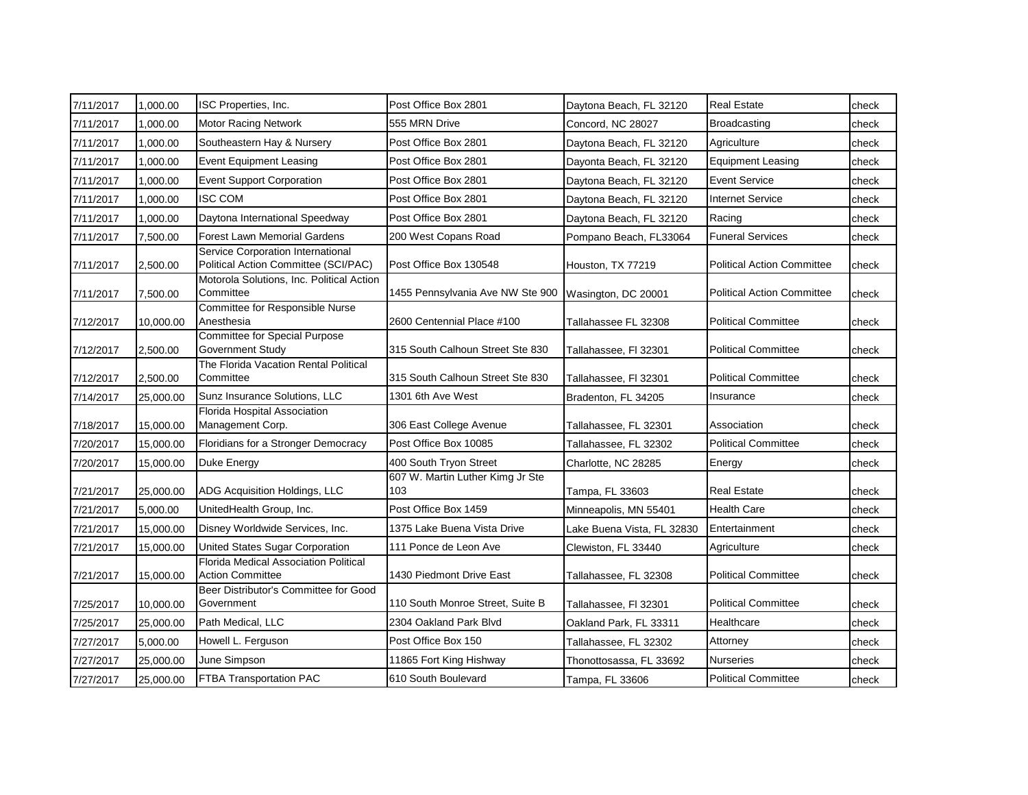| | | | | | | |
|---|---|---|---|---|---|---|
| 7/11/2017 | 1,000.00 | ISC Properties, Inc. | Post Office Box 2801 | Daytona Beach, FL 32120 | Real Estate | check |
| 7/11/2017 | 1,000.00 | Motor Racing Network | 555 MRN Drive | Concord, NC 28027 | Broadcasting | check |
| 7/11/2017 | 1,000.00 | Southeastern Hay & Nursery | Post Office Box 2801 | Daytona Beach, FL 32120 | Agriculture | check |
| 7/11/2017 | 1,000.00 | Event Equipment Leasing | Post Office Box 2801 | Dayonta Beach, FL 32120 | Equipment Leasing | check |
| 7/11/2017 | 1,000.00 | Event Support Corporation | Post Office Box 2801 | Daytona Beach, FL 32120 | Event Service | check |
| 7/11/2017 | 1,000.00 | ISC COM | Post Office Box 2801 | Daytona Beach, FL 32120 | Internet Service | check |
| 7/11/2017 | 1,000.00 | Daytona International Speedway | Post Office Box 2801 | Daytona Beach, FL 32120 | Racing | check |
| 7/11/2017 | 7,500.00 | Forest Lawn Memorial Gardens | 200 West Copans Road | Pompano Beach, FL33064 | Funeral Services | check |
| 7/11/2017 | 2,500.00 | Service Corporation International Political Action Committee (SCI/PAC) | Post Office Box 130548 | Houston, TX 77219 | Political Action Committee | check |
| 7/11/2017 | 7,500.00 | Motorola Solutions, Inc. Political Action Committee | 1455 Pennsylvania Ave NW Ste 900 | Wasington, DC 20001 | Political Action Committee | check |
| 7/12/2017 | 10,000.00 | Committee for Responsible Nurse Anesthesia | 2600 Centennial Place #100 | Tallahassee FL 32308 | Political Committee | check |
| 7/12/2017 | 2,500.00 | Committee for Special Purpose Government Study | 315 South Calhoun Street Ste 830 | Tallahassee, Fl 32301 | Political Committee | check |
| 7/12/2017 | 2,500.00 | The Florida Vacation Rental Political Committee | 315 South Calhoun Street Ste 830 | Tallahassee, Fl 32301 | Political Committee | check |
| 7/14/2017 | 25,000.00 | Sunz Insurance Solutions, LLC | 1301 6th Ave West | Bradenton, FL 34205 | Insurance | check |
| 7/18/2017 | 15,000.00 | Florida Hospital Association Management Corp. | 306 East College Avenue | Tallahassee, FL 32301 | Association | check |
| 7/20/2017 | 15,000.00 | Floridians for a Stronger Democracy | Post Office Box 10085 | Tallahassee, FL 32302 | Political Committee | check |
| 7/20/2017 | 15,000.00 | Duke Energy | 400 South Tryon Street | Charlotte, NC 28285 | Energy | check |
| 7/21/2017 | 25,000.00 | ADG Acquisition Holdings, LLC | 607 W. Martin Luther Kimg Jr Ste 103 | Tampa, FL 33603 | Real Estate | check |
| 7/21/2017 | 5,000.00 | UnitedHealth Group, Inc. | Post Office Box 1459 | Minneapolis, MN 55401 | Health Care | check |
| 7/21/2017 | 15,000.00 | Disney Worldwide Services, Inc. | 1375 Lake Buena Vista Drive | Lake Buena Vista, FL 32830 | Entertainment | check |
| 7/21/2017 | 15,000.00 | United States Sugar Corporation | 111 Ponce de Leon Ave | Clewiston, FL 33440 | Agriculture | check |
| 7/21/2017 | 15,000.00 | Florida Medical Association Political Action Committee | 1430 Piedmont Drive East | Tallahassee, FL 32308 | Political Committee | check |
| 7/25/2017 | 10,000.00 | Beer Distributor's Committee for Good Government | 110 South Monroe Street, Suite B | Tallahassee, Fl 32301 | Political Committee | check |
| 7/25/2017 | 25,000.00 | Path Medical, LLC | 2304 Oakland Park Blvd | Oakland Park, FL 33311 | Healthcare | check |
| 7/27/2017 | 5,000.00 | Howell L. Ferguson | Post Office Box 150 | Tallahassee, FL 32302 | Attorney | check |
| 7/27/2017 | 25,000.00 | June Simpson | 11865 Fort King Hishway | Thonottosassa, FL 33692 | Nurseries | check |
| 7/27/2017 | 25,000.00 | FTBA Transportation PAC | 610 South Boulevard | Tampa, FL 33606 | Political Committee | check |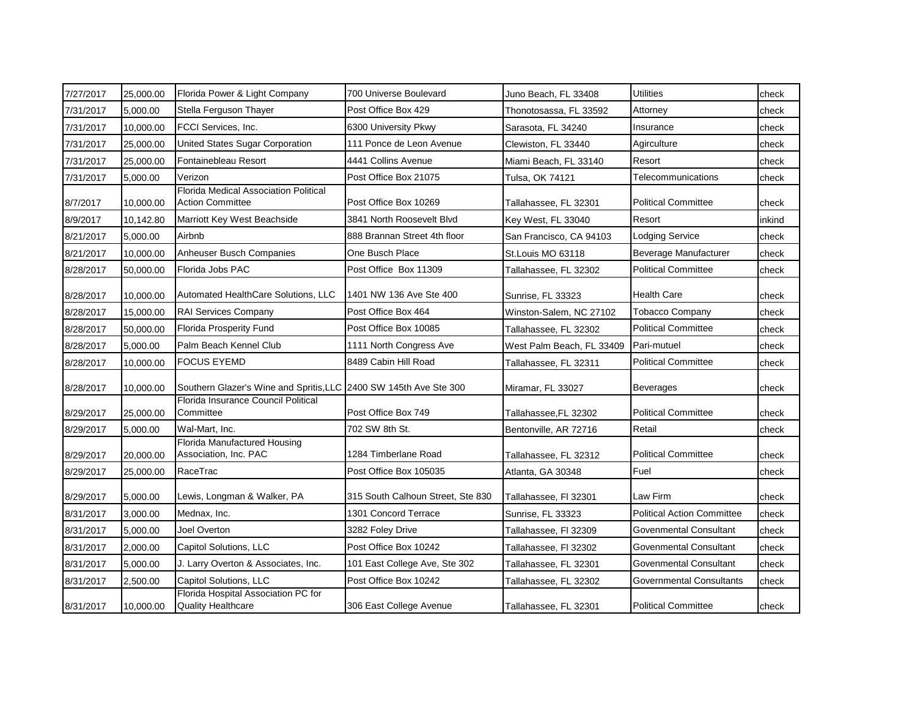| | | | | | | |
|---|---|---|---|---|---|---|
| 7/27/2017 | 25,000.00 | Florida Power & Light Company | 700 Universe Boulevard | Juno Beach, FL 33408 | Utilities | check |
| 7/31/2017 | 5,000.00 | Stella Ferguson Thayer | Post Office Box 429 | Thonotosassa, FL 33592 | Attorney | check |
| 7/31/2017 | 10,000.00 | FCCI Services, Inc. | 6300 University Pkwy | Sarasota, FL 34240 | Insurance | check |
| 7/31/2017 | 25,000.00 | United States Sugar Corporation | 111 Ponce de Leon Avenue | Clewiston, FL 33440 | Agirculture | check |
| 7/31/2017 | 25,000.00 | Fontainebleau Resort | 4441 Collins Avenue | Miami Beach, FL 33140 | Resort | check |
| 7/31/2017 | 5,000.00 | Verizon | Post Office Box 21075 | Tulsa, OK 74121 | Telecommunications | check |
| 8/7/2017 | 10,000.00 | Florida Medical Association Political Action Committee | Post Office Box 10269 | Tallahassee, FL 32301 | Political Committee | check |
| 8/9/2017 | 10,142.80 | Marriott Key West Beachside | 3841 North Roosevelt Blvd | Key West, FL 33040 | Resort | inkind |
| 8/21/2017 | 5,000.00 | Airbnb | 888 Brannan Street 4th floor | San Francisco, CA 94103 | Lodging Service | check |
| 8/21/2017 | 10,000.00 | Anheuser Busch Companies | One Busch Place | St.Louis MO 63118 | Beverage Manufacturer | check |
| 8/28/2017 | 50,000.00 | Florida Jobs PAC | Post Office Box 11309 | Tallahassee, FL 32302 | Political Committee | check |
| 8/28/2017 | 10,000.00 | Automated HealthCare Solutions, LLC | 1401 NW 136 Ave Ste 400 | Sunrise, FL 33323 | Health Care | check |
| 8/28/2017 | 15,000.00 | RAI Services Company | Post Office Box 464 | Winston-Salem, NC 27102 | Tobacco Company | check |
| 8/28/2017 | 50,000.00 | Florida Prosperity Fund | Post Office Box 10085 | Tallahassee, FL 32302 | Political Committee | check |
| 8/28/2017 | 5,000.00 | Palm Beach Kennel Club | 1111 North Congress Ave | West Palm Beach, FL 33409 | Pari-mutuel | check |
| 8/28/2017 | 10,000.00 | FOCUS EYEMD | 8489 Cabin Hill Road | Tallahassee, FL 32311 | Political Committee | check |
| 8/28/2017 | 10,000.00 | Southern Glazer's Wine and Spritis,LLC | 2400 SW 145th Ave Ste 300 | Miramar, FL 33027 | Beverages | check |
| 8/29/2017 | 25,000.00 | Florida Insurance Council Political Committee | Post Office Box 749 | Tallahassee,FL 32302 | Political Committee | check |
| 8/29/2017 | 5,000.00 | Wal-Mart, Inc. | 702 SW 8th St. | Bentonville, AR 72716 | Retail | check |
| 8/29/2017 | 20,000.00 | Florida Manufactured Housing Association, Inc. PAC | 1284 Timberlane Road | Tallahassee, FL 32312 | Political Committee | check |
| 8/29/2017 | 25,000.00 | RaceTrac | Post Office Box 105035 | Atlanta, GA 30348 | Fuel | check |
| 8/29/2017 | 5,000.00 | Lewis, Longman & Walker, PA | 315 South Calhoun Street, Ste 830 | Tallahassee, Fl 32301 | Law Firm | check |
| 8/31/2017 | 3,000.00 | Mednax, Inc. | 1301 Concord Terrace | Sunrise, FL 33323 | Political Action Committee | check |
| 8/31/2017 | 5,000.00 | Joel Overton | 3282 Foley Drive | Tallahassee, Fl 32309 | Govenmental Consultant | check |
| 8/31/2017 | 2,000.00 | Capitol Solutions, LLC | Post Office Box 10242 | Tallahassee, Fl 32302 | Govenmental Consultant | check |
| 8/31/2017 | 5,000.00 | J. Larry Overton & Associates, Inc. | 101 East College Ave, Ste 302 | Tallahassee, FL 32301 | Govenmental Consultant | check |
| 8/31/2017 | 2,500.00 | Capitol Solutions, LLC | Post Office Box 10242 | Tallahassee, FL 32302 | Governmental Consultants | check |
| 8/31/2017 | 10,000.00 | Florida Hospital Association PC for Quality Healthcare | 306 East College Avenue | Tallahassee, FL 32301 | Political Committee | check |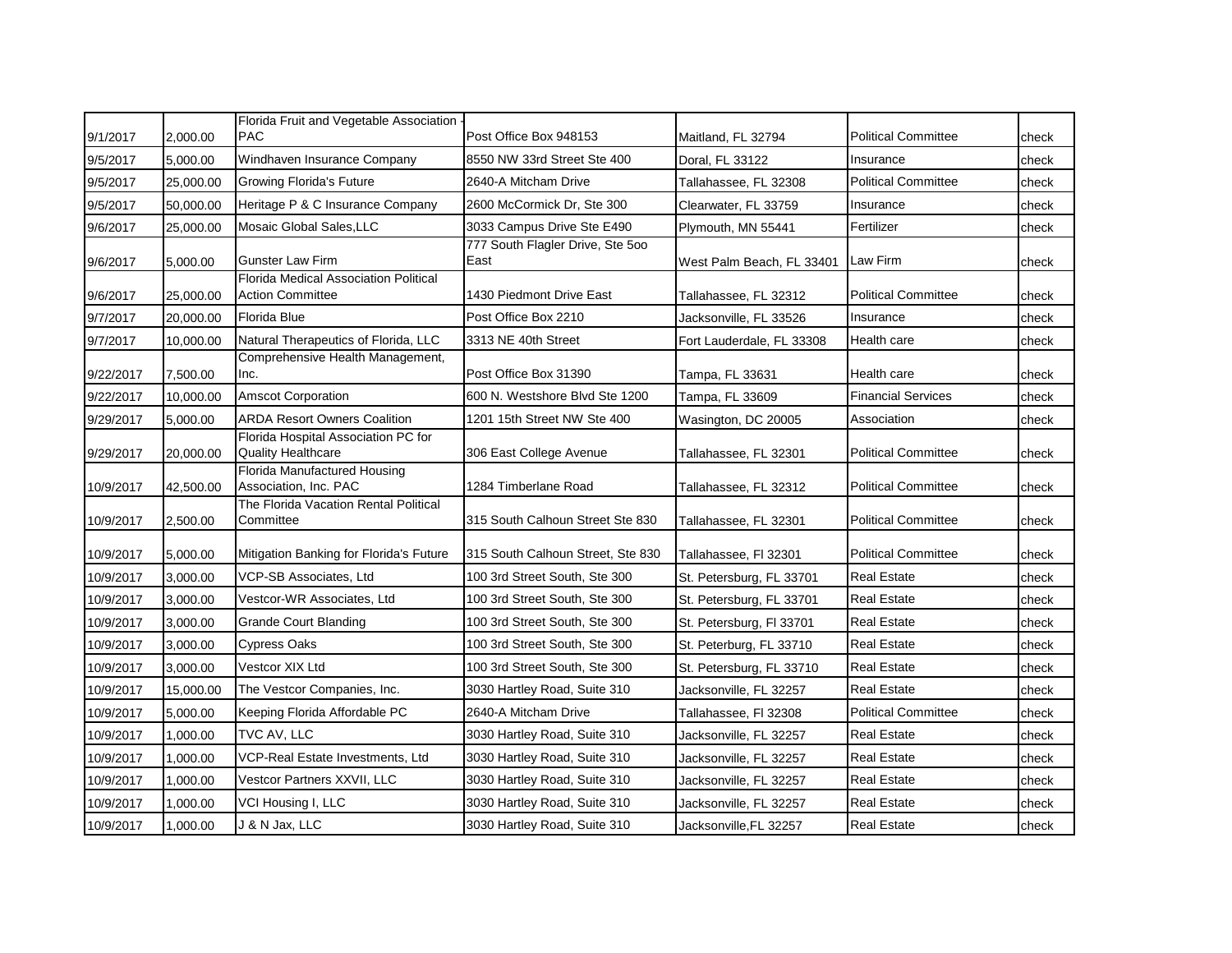| | | | | | | |
|---|---|---|---|---|---|---|
| 9/1/2017 | 2,000.00 | Florida Fruit and Vegetable Association - PAC | Post Office Box 948153 | Maitland, FL 32794 | Political Committee | check |
| 9/5/2017 | 5,000.00 | Windhaven Insurance Company | 8550 NW 33rd Street Ste 400 | Doral, FL 33122 | Insurance | check |
| 9/5/2017 | 25,000.00 | Growing Florida's Future | 2640-A Mitcham Drive | Tallahassee, FL 32308 | Political Committee | check |
| 9/5/2017 | 50,000.00 | Heritage P & C Insurance Company | 2600 McCormick Dr, Ste 300 | Clearwater, FL 33759 | Insurance | check |
| 9/6/2017 | 25,000.00 | Mosaic Global Sales,LLC | 3033 Campus Drive Ste E490 | Plymouth, MN 55441 | Fertilizer | check |
| 9/6/2017 | 5,000.00 | Gunster Law Firm | 777 South Flagler Drive, Ste 5oo East | West Palm Beach, FL 33401 | Law Firm | check |
| 9/6/2017 | 25,000.00 | Florida Medical Association Political Action Committee | 1430 Piedmont Drive East | Tallahassee, FL 32312 | Political Committee | check |
| 9/7/2017 | 20,000.00 | Florida Blue | Post Office Box 2210 | Jacksonville, FL 33526 | Insurance | check |
| 9/7/2017 | 10,000.00 | Natural Therapeutics of Florida, LLC | 3313 NE 40th Street | Fort Lauderdale, FL 33308 | Health care | check |
| 9/22/2017 | 7,500.00 | Comprehensive Health Management, Inc. | Post Office Box 31390 | Tampa, FL 33631 | Health care | check |
| 9/22/2017 | 10,000.00 | Amscot Corporation | 600 N. Westshore Blvd Ste 1200 | Tampa, FL 33609 | Financial Services | check |
| 9/29/2017 | 5,000.00 | ARDA Resort Owners Coalition | 1201 15th Street NW Ste 400 | Wasington, DC 20005 | Association | check |
| 9/29/2017 | 20,000.00 | Florida Hospital Association PC for Quality Healthcare | 306 East College Avenue | Tallahassee, FL 32301 | Political Committee | check |
| 10/9/2017 | 42,500.00 | Florida Manufactured Housing Association, Inc. PAC | 1284 Timberlane Road | Tallahassee, FL 32312 | Political Committee | check |
| 10/9/2017 | 2,500.00 | The Florida Vacation Rental Political Committee | 315 South Calhoun Street Ste 830 | Tallahassee, FL 32301 | Political Committee | check |
| 10/9/2017 | 5,000.00 | Mitigation Banking for Florida's Future | 315 South Calhoun Street, Ste 830 | Tallahassee, Fl 32301 | Political Committee | check |
| 10/9/2017 | 3,000.00 | VCP-SB Associates, Ltd | 100 3rd Street South, Ste 300 | St. Petersburg, FL 33701 | Real Estate | check |
| 10/9/2017 | 3,000.00 | Vestcor-WR Associates, Ltd | 100 3rd Street South, Ste 300 | St. Petersburg, FL 33701 | Real Estate | check |
| 10/9/2017 | 3,000.00 | Grande Court Blanding | 100 3rd Street South, Ste 300 | St. Petersburg, Fl 33701 | Real Estate | check |
| 10/9/2017 | 3,000.00 | Cypress Oaks | 100 3rd Street South, Ste 300 | St. Peterburg, FL 33710 | Real Estate | check |
| 10/9/2017 | 3,000.00 | Vestcor XIX Ltd | 100 3rd Street South, Ste 300 | St. Petersburg, FL 33710 | Real Estate | check |
| 10/9/2017 | 15,000.00 | The Vestcor Companies, Inc. | 3030 Hartley Road, Suite 310 | Jacksonville, FL 32257 | Real Estate | check |
| 10/9/2017 | 5,000.00 | Keeping Florida Affordable PC | 2640-A Mitcham Drive | Tallahassee, Fl 32308 | Political Committee | check |
| 10/9/2017 | 1,000.00 | TVC AV, LLC | 3030 Hartley Road, Suite 310 | Jacksonville, FL 32257 | Real Estate | check |
| 10/9/2017 | 1,000.00 | VCP-Real Estate Investments, Ltd | 3030 Hartley Road, Suite 310 | Jacksonville, FL 32257 | Real Estate | check |
| 10/9/2017 | 1,000.00 | Vestcor Partners XXVII, LLC | 3030 Hartley Road, Suite 310 | Jacksonville, FL 32257 | Real Estate | check |
| 10/9/2017 | 1,000.00 | VCI Housing I, LLC | 3030 Hartley Road, Suite 310 | Jacksonville, FL 32257 | Real Estate | check |
| 10/9/2017 | 1,000.00 | J & N Jax, LLC | 3030 Hartley Road, Suite 310 | Jacksonville,FL 32257 | Real Estate | check |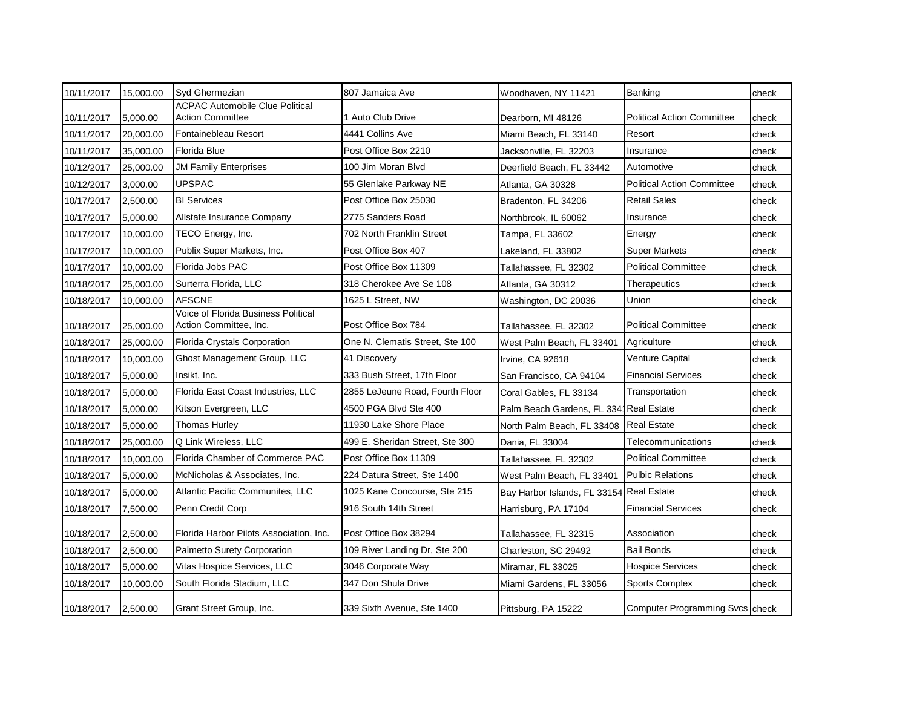| | | | | | | |
|---|---|---|---|---|---|---|
| 10/11/2017 | 15,000.00 | Syd Ghermezian | 807 Jamaica Ave | Woodhaven, NY 11421 | Banking | check |
| 10/11/2017 | 5,000.00 | ACPAC Automobile Clue Political Action Committee | 1 Auto Club Drive | Dearborn, MI 48126 | Political Action Committee | check |
| 10/11/2017 | 20,000.00 | Fontainebleau Resort | 4441 Collins Ave | Miami Beach, FL 33140 | Resort | check |
| 10/11/2017 | 35,000.00 | Florida Blue | Post Office Box 2210 | Jacksonville, FL 32203 | Insurance | check |
| 10/12/2017 | 25,000.00 | JM Family Enterprises | 100 Jim Moran Blvd | Deerfield Beach, FL 33442 | Automotive | check |
| 10/12/2017 | 3,000.00 | UPSPAC | 55 Glenlake Parkway NE | Atlanta, GA 30328 | Political Action Committee | check |
| 10/17/2017 | 2,500.00 | BI Services | Post Office Box 25030 | Bradenton, FL 34206 | Retail Sales | check |
| 10/17/2017 | 5,000.00 | Allstate Insurance Company | 2775 Sanders Road | Northbrook, IL 60062 | Insurance | check |
| 10/17/2017 | 10,000.00 | TECO Energy, Inc. | 702 North Franklin Street | Tampa, FL 33602 | Energy | check |
| 10/17/2017 | 10,000.00 | Publix Super Markets, Inc. | Post Office Box 407 | Lakeland, FL 33802 | Super Markets | check |
| 10/17/2017 | 10,000.00 | Florida Jobs PAC | Post Office Box 11309 | Tallahassee, FL 32302 | Political Committee | check |
| 10/18/2017 | 25,000.00 | Surterra Florida, LLC | 318 Cherokee Ave Se 108 | Atlanta, GA 30312 | Therapeutics | check |
| 10/18/2017 | 10,000.00 | AFSCNE | 1625 L Street, NW | Washington, DC 20036 | Union | check |
| 10/18/2017 | 25,000.00 | Voice of Florida Business Political Action Committee, Inc. | Post Office Box 784 | Tallahassee, FL 32302 | Political Committee | check |
| 10/18/2017 | 25,000.00 | Florida Crystals Corporation | One N. Clematis Street, Ste 100 | West Palm Beach, FL 33401 | Agriculture | check |
| 10/18/2017 | 10,000.00 | Ghost Management Group, LLC | 41 Discovery | Irvine, CA 92618 | Venture Capital | check |
| 10/18/2017 | 5,000.00 | Insikt, Inc. | 333 Bush Street, 17th Floor | San Francisco, CA 94104 | Financial Services | check |
| 10/18/2017 | 5,000.00 | Florida East Coast Industries, LLC | 2855 LeJeune Road, Fourth Floor | Coral Gables, FL 33134 | Transportation | check |
| 10/18/2017 | 5,000.00 | Kitson Evergreen, LLC | 4500 PGA Blvd Ste 400 | Palm Beach Gardens, FL 3341 | Real Estate | check |
| 10/18/2017 | 5,000.00 | Thomas Hurley | 11930 Lake Shore Place | North Palm Beach, FL 33408 | Real Estate | check |
| 10/18/2017 | 25,000.00 | Q Link Wireless, LLC | 499 E. Sheridan Street, Ste 300 | Dania, FL 33004 | Telecommunications | check |
| 10/18/2017 | 10,000.00 | Florida Chamber of Commerce PAC | Post Office Box 11309 | Tallahassee, FL 32302 | Political Committee | check |
| 10/18/2017 | 5,000.00 | McNicholas & Associates, Inc. | 224 Datura Street, Ste 1400 | West Palm Beach, FL 33401 | Pulbic Relations | check |
| 10/18/2017 | 5,000.00 | Atlantic Pacific Communites, LLC | 1025 Kane Concourse, Ste 215 | Bay Harbor Islands, FL 33154 | Real Estate | check |
| 10/18/2017 | 7,500.00 | Penn Credit Corp | 916 South 14th Street | Harrisburg, PA 17104 | Financial Services | check |
| 10/18/2017 | 2,500.00 | Florida Harbor Pilots Association, Inc. | Post Office Box 38294 | Tallahassee, FL 32315 | Association | check |
| 10/18/2017 | 2,500.00 | Palmetto Surety Corporation | 109 River Landing Dr, Ste 200 | Charleston, SC 29492 | Bail Bonds | check |
| 10/18/2017 | 5,000.00 | Vitas Hospice Services, LLC | 3046 Corporate Way | Miramar, FL 33025 | Hospice Services | check |
| 10/18/2017 | 10,000.00 | South Florida Stadium, LLC | 347 Don Shula Drive | Miami Gardens, FL 33056 | Sports Complex | check |
| 10/18/2017 | 2,500.00 | Grant Street Group, Inc. | 339 Sixth Avenue, Ste 1400 | Pittsburg, PA 15222 | Computer Programming Svcs | check |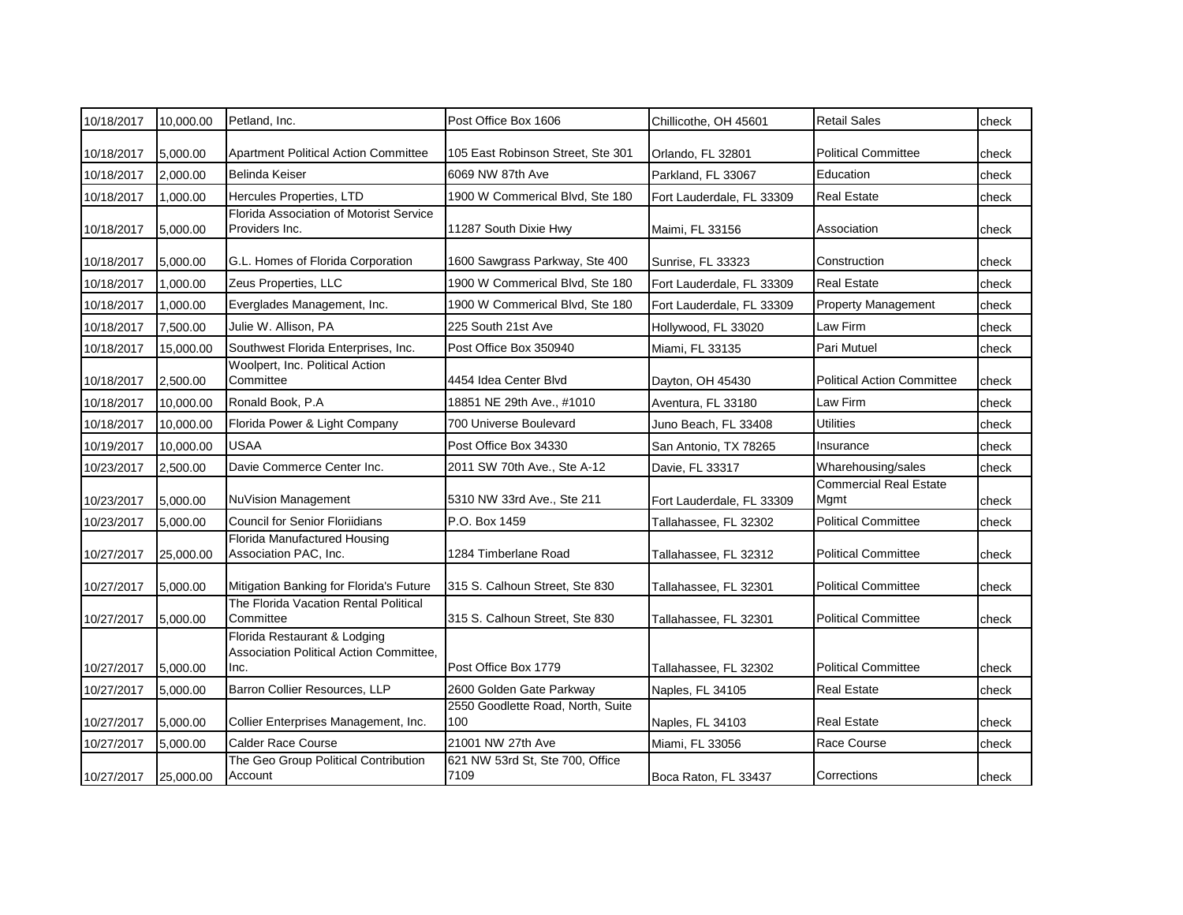| | | | | | | |
|---|---|---|---|---|---|---|
| 10/18/2017 | 10,000.00 | Petland, Inc. | Post Office Box 1606 | Chillicothe, OH 45601 | Retail Sales | check |
| 10/18/2017 | 5,000.00 | Apartment Political Action Committee | 105 East Robinson Street, Ste 301 | Orlando, FL 32801 | Political Committee | check |
| 10/18/2017 | 2,000.00 | Belinda Keiser | 6069 NW 87th Ave | Parkland, FL 33067 | Education | check |
| 10/18/2017 | 1,000.00 | Hercules Properties, LTD | 1900 W Commerical Blvd, Ste 180 | Fort Lauderdale, FL 33309 | Real Estate | check |
| 10/18/2017 | 5,000.00 | Florida Association of Motorist Service Providers Inc. | 11287 South Dixie Hwy | Maimi, FL 33156 | Association | check |
| 10/18/2017 | 5,000.00 | G.L. Homes of Florida Corporation | 1600 Sawgrass Parkway, Ste 400 | Sunrise, FL 33323 | Construction | check |
| 10/18/2017 | 1,000.00 | Zeus Properties, LLC | 1900 W Commerical Blvd, Ste 180 | Fort Lauderdale, FL 33309 | Real Estate | check |
| 10/18/2017 | 1,000.00 | Everglades Management, Inc. | 1900 W Commerical Blvd, Ste 180 | Fort Lauderdale, FL 33309 | Property Management | check |
| 10/18/2017 | 7,500.00 | Julie W. Allison, PA | 225 South 21st Ave | Hollywood, FL 33020 | Law Firm | check |
| 10/18/2017 | 15,000.00 | Southwest Florida Enterprises, Inc. | Post Office Box 350940 | Miami, FL 33135 | Pari Mutuel | check |
| 10/18/2017 | 2,500.00 | Woolpert, Inc. Political Action Committee | 4454 Idea Center Blvd | Dayton, OH 45430 | Political Action Committee | check |
| 10/18/2017 | 10,000.00 | Ronald Book, P.A | 18851 NE 29th Ave., #1010 | Aventura, FL 33180 | Law Firm | check |
| 10/18/2017 | 10,000.00 | Florida Power & Light Company | 700 Universe Boulevard | Juno Beach, FL 33408 | Utilities | check |
| 10/19/2017 | 10,000.00 | USAA | Post Office Box 34330 | San Antonio, TX 78265 | Insurance | check |
| 10/23/2017 | 2,500.00 | Davie Commerce Center Inc. | 2011 SW 70th Ave., Ste A-12 | Davie, FL 33317 | Wharehousing/sales | check |
| 10/23/2017 | 5,000.00 | NuVision Management | 5310 NW 33rd Ave., Ste 211 | Fort Lauderdale, FL 33309 | Commercial Real Estate Mgmt | check |
| 10/23/2017 | 5,000.00 | Council for Senior Floriidians | P.O. Box 1459 | Tallahassee, FL 32302 | Political Committee | check |
| 10/27/2017 | 25,000.00 | Florida Manufactured Housing Association PAC, Inc. | 1284 Timberlane Road | Tallahassee, FL 32312 | Political Committee | check |
| 10/27/2017 | 5,000.00 | Mitigation Banking for Florida's Future | 315 S. Calhoun Street, Ste 830 | Tallahassee, FL 32301 | Political Committee | check |
| 10/27/2017 | 5,000.00 | The Florida Vacation Rental Political Committee | 315 S. Calhoun Street, Ste 830 | Tallahassee, FL 32301 | Political Committee | check |
| 10/27/2017 | 5,000.00 | Florida Restaurant & Lodging Association Political Action Committee, Inc. | Post Office Box 1779 | Tallahassee, FL 32302 | Political Committee | check |
| 10/27/2017 | 5,000.00 | Barron Collier Resources, LLP | 2600 Golden Gate Parkway | Naples, FL 34105 | Real Estate | check |
| 10/27/2017 | 5,000.00 | Collier Enterprises Management, Inc. | 2550 Goodlette Road, North, Suite 100 | Naples, FL 34103 | Real Estate | check |
| 10/27/2017 | 5,000.00 | Calder Race Course | 21001 NW 27th Ave | Miami, FL 33056 | Race Course | check |
| 10/27/2017 | 25,000.00 | The Geo Group Political Contribution Account | 621 NW 53rd St, Ste 700, Office 7109 | Boca Raton, FL 33437 | Corrections | check |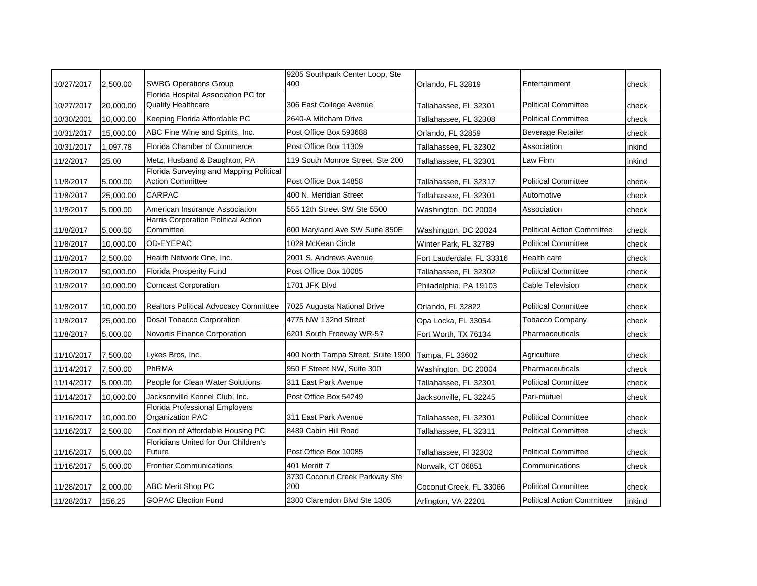| | | | | | | |
|---|---|---|---|---|---|---|
| 10/27/2017 | 2,500.00 | SWBG Operations Group | 9205 Southpark Center Loop, Ste 400 | Orlando, FL 32819 | Entertainment | check |
| 10/27/2017 | 20,000.00 | Florida Hospital Association PC for Quality Healthcare | 306 East College Avenue | Tallahassee, FL 32301 | Political Committee | check |
| 10/30/2001 | 10,000.00 | Keeping Florida Affordable PC | 2640-A Mitcham Drive | Tallahassee, FL 32308 | Political Committee | check |
| 10/31/2017 | 15,000.00 | ABC Fine Wine and Spirits, Inc. | Post Office Box 593688 | Orlando, FL 32859 | Beverage Retailer | check |
| 10/31/2017 | 1,097.78 | Florida Chamber of Commerce | Post Office Box 11309 | Tallahassee, FL 32302 | Association | inkind |
| 11/2/2017 | 25.00 | Metz, Husband & Daughton, PA | 119 South Monroe Street, Ste 200 | Tallahassee, FL 32301 | Law Firm | inkind |
| 11/8/2017 | 5,000.00 | Florida Surveying and Mapping Political Action Committee | Post Office Box 14858 | Tallahassee, FL 32317 | Political Committee | check |
| 11/8/2017 | 25,000.00 | CARPAC | 400 N. Meridian Street | Tallahassee, FL 32301 | Automotive | check |
| 11/8/2017 | 5,000.00 | American Insurance Association | 555 12th Street SW Ste 5500 | Washington, DC 20004 | Association | check |
| 11/8/2017 | 5,000.00 | Harris Corporation Political Action Committee | 600 Maryland Ave SW Suite 850E | Washington, DC 20024 | Political Action Committee | check |
| 11/8/2017 | 10,000.00 | OD-EYEPAC | 1029 McKean Circle | Winter Park, FL 32789 | Political Committee | check |
| 11/8/2017 | 2,500.00 | Health Network One, Inc. | 2001 S. Andrews Avenue | Fort Lauderdale, FL 33316 | Health care | check |
| 11/8/2017 | 50,000.00 | Florida Prosperity Fund | Post Office Box 10085 | Tallahassee, FL 32302 | Political Committee | check |
| 11/8/2017 | 10,000.00 | Comcast Corporation | 1701 JFK Blvd | Philadelphia, PA 19103 | Cable Television | check |
| 11/8/2017 | 10,000.00 | Realtors Political Advocacy Committee | 7025 Augusta National Drive | Orlando, FL 32822 | Political Committee | check |
| 11/8/2017 | 25,000.00 | Dosal Tobacco Corporation | 4775 NW 132nd Street | Opa Locka, FL 33054 | Tobacco Company | check |
| 11/8/2017 | 5,000.00 | Novartis Finance Corporation | 6201 South Freeway WR-57 | Fort Worth, TX 76134 | Pharmaceuticals | check |
| 11/10/2017 | 7,500.00 | Lykes Bros, Inc. | 400 North Tampa Street, Suite 1900 | Tampa, FL 33602 | Agriculture | check |
| 11/14/2017 | 7,500.00 | PhRMA | 950 F Street NW, Suite 300 | Washington, DC 20004 | Pharmaceuticals | check |
| 11/14/2017 | 5,000.00 | People for Clean Water Solutions | 311 East Park Avenue | Tallahassee, FL 32301 | Political Committee | check |
| 11/14/2017 | 10,000.00 | Jacksonville Kennel Club, Inc. | Post Office Box 54249 | Jacksonville, FL 32245 | Pari-mutuel | check |
| 11/16/2017 | 10,000.00 | Florida Professional Employers Organization PAC | 311 East Park Avenue | Tallahassee, FL 32301 | Political Committee | check |
| 11/16/2017 | 2,500.00 | Coalition of Affordable Housing PC | 8489 Cabin Hill Road | Tallahassee, FL 32311 | Political Committee | check |
| 11/16/2017 | 5,000.00 | Floridians United for Our Children's Future | Post Office Box 10085 | Tallahassee, Fl 32302 | Political Committee | check |
| 11/16/2017 | 5,000.00 | Frontier Communications | 401 Merritt 7 | Norwalk, CT 06851 | Communications | check |
| 11/28/2017 | 2,000.00 | ABC Merit Shop PC | 3730 Coconut Creek Parkway Ste 200 | Coconut Creek, FL 33066 | Political Committee | check |
| 11/28/2017 | 156.25 | GOPAC Election Fund | 2300 Clarendon Blvd Ste 1305 | Arlington, VA 22201 | Political Action Committee | inkind |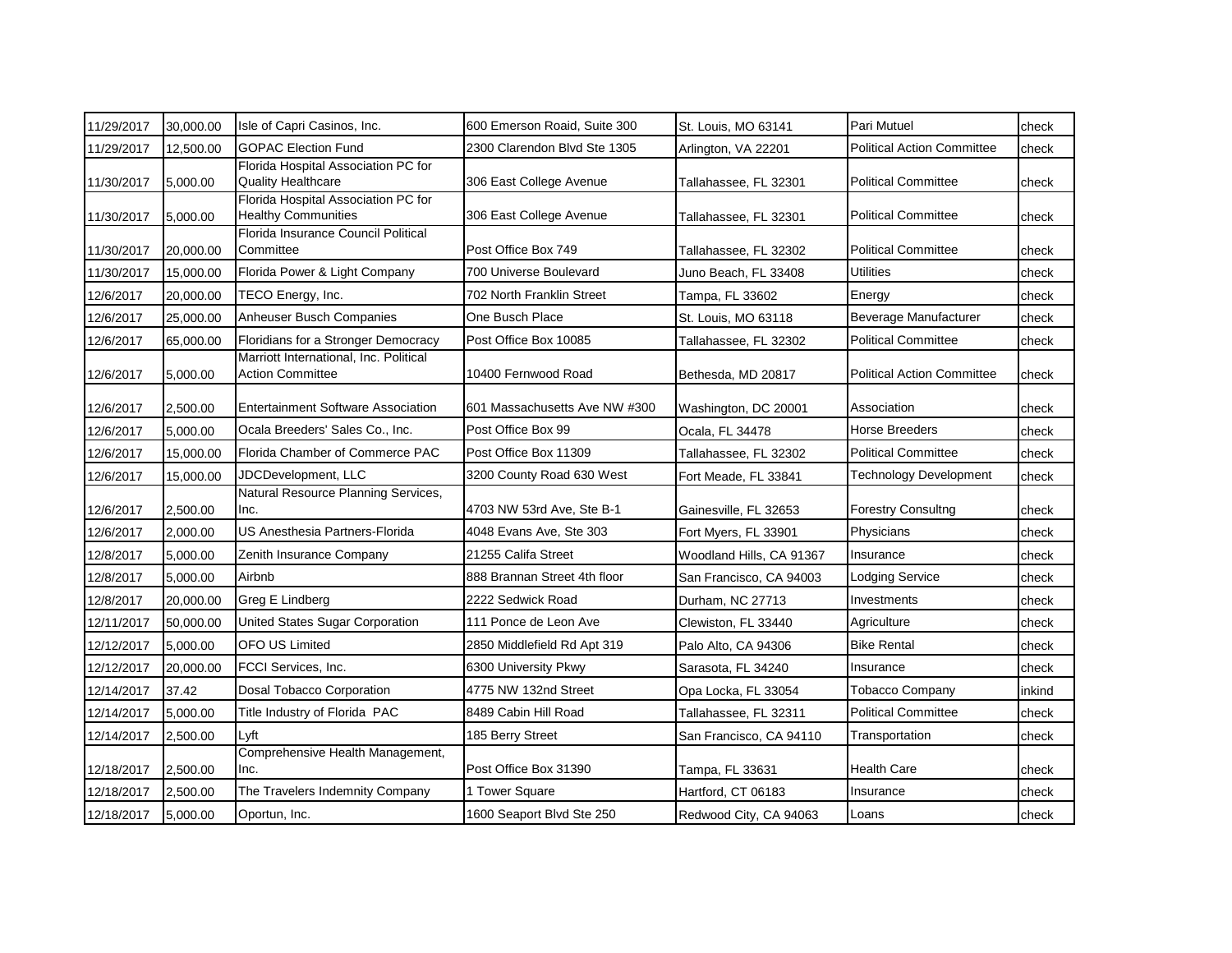| | | | | | | |
|---|---|---|---|---|---|---|
| 11/29/2017 | 30,000.00 | Isle of Capri Casinos, Inc. | 600 Emerson Roaid, Suite 300 | St. Louis, MO 63141 | Pari Mutuel | check |
| 11/29/2017 | 12,500.00 | GOPAC Election Fund | 2300 Clarendon Blvd Ste 1305 | Arlington, VA 22201 | Political Action Committee | check |
| 11/30/2017 | 5,000.00 | Florida Hospital Association PC for Quality Healthcare | 306 East College Avenue | Tallahassee, FL 32301 | Political Committee | check |
| 11/30/2017 | 5,000.00 | Florida Hospital Association PC for Healthy Communities | 306 East College Avenue | Tallahassee, FL 32301 | Political Committee | check |
| 11/30/2017 | 20,000.00 | Florida Insurance Council Political Committee | Post Office Box 749 | Tallahassee, FL 32302 | Political Committee | check |
| 11/30/2017 | 15,000.00 | Florida Power & Light Company | 700 Universe Boulevard | Juno Beach, FL 33408 | Utilities | check |
| 12/6/2017 | 20,000.00 | TECO Energy, Inc. | 702 North Franklin Street | Tampa, FL 33602 | Energy | check |
| 12/6/2017 | 25,000.00 | Anheuser Busch Companies | One Busch Place | St. Louis, MO 63118 | Beverage Manufacturer | check |
| 12/6/2017 | 65,000.00 | Floridians for a Stronger Democracy | Post Office Box 10085 | Tallahassee, FL 32302 | Political Committee | check |
| 12/6/2017 | 5,000.00 | Marriott International, Inc. Political Action Committee | 10400 Fernwood Road | Bethesda, MD 20817 | Political Action Committee | check |
| 12/6/2017 | 2,500.00 | Entertainment Software Association | 601 Massachusetts Ave NW #300 | Washington, DC 20001 | Association | check |
| 12/6/2017 | 5,000.00 | Ocala Breeders' Sales Co., Inc. | Post Office Box 99 | Ocala, FL 34478 | Horse Breeders | check |
| 12/6/2017 | 15,000.00 | Florida Chamber of Commerce PAC | Post Office Box 11309 | Tallahassee, FL 32302 | Political Committee | check |
| 12/6/2017 | 15,000.00 | JDCDevelopment, LLC | 3200 County Road 630 West | Fort Meade, FL 33841 | Technology Development | check |
| 12/6/2017 | 2,500.00 | Natural Resource Planning Services, Inc. | 4703 NW 53rd Ave, Ste B-1 | Gainesville, FL 32653 | Forestry Consultng | check |
| 12/6/2017 | 2,000.00 | US Anesthesia Partners-Florida | 4048 Evans Ave, Ste 303 | Fort Myers, FL 33901 | Physicians | check |
| 12/8/2017 | 5,000.00 | Zenith Insurance Company | 21255 Califa Street | Woodland Hills, CA 91367 | Insurance | check |
| 12/8/2017 | 5,000.00 | Airbnb | 888 Brannan Street 4th floor | San Francisco, CA 94003 | Lodging Service | check |
| 12/8/2017 | 20,000.00 | Greg E Lindberg | 2222 Sedwick Road | Durham, NC 27713 | Investments | check |
| 12/11/2017 | 50,000.00 | United States Sugar Corporation | 111 Ponce de Leon Ave | Clewiston, FL 33440 | Agriculture | check |
| 12/12/2017 | 5,000.00 | OFO US Limited | 2850 Middlefield Rd Apt 319 | Palo Alto, CA 94306 | Bike Rental | check |
| 12/12/2017 | 20,000.00 | FCCI Services, Inc. | 6300 University Pkwy | Sarasota, FL 34240 | Insurance | check |
| 12/14/2017 | 37.42 | Dosal Tobacco Corporation | 4775 NW 132nd Street | Opa Locka, FL 33054 | Tobacco Company | inkind |
| 12/14/2017 | 5,000.00 | Title Industry of Florida PAC | 8489 Cabin Hill Road | Tallahassee, FL 32311 | Political Committee | check |
| 12/14/2017 | 2,500.00 | Lyft | 185 Berry Street | San Francisco, CA 94110 | Transportation | check |
| 12/18/2017 | 2,500.00 | Comprehensive Health Management, Inc. | Post Office Box 31390 | Tampa, FL 33631 | Health Care | check |
| 12/18/2017 | 2,500.00 | The Travelers Indemnity Company | 1 Tower Square | Hartford, CT 06183 | Insurance | check |
| 12/18/2017 | 5,000.00 | Oportun, Inc. | 1600 Seaport Blvd Ste 250 | Redwood City, CA 94063 | Loans | check |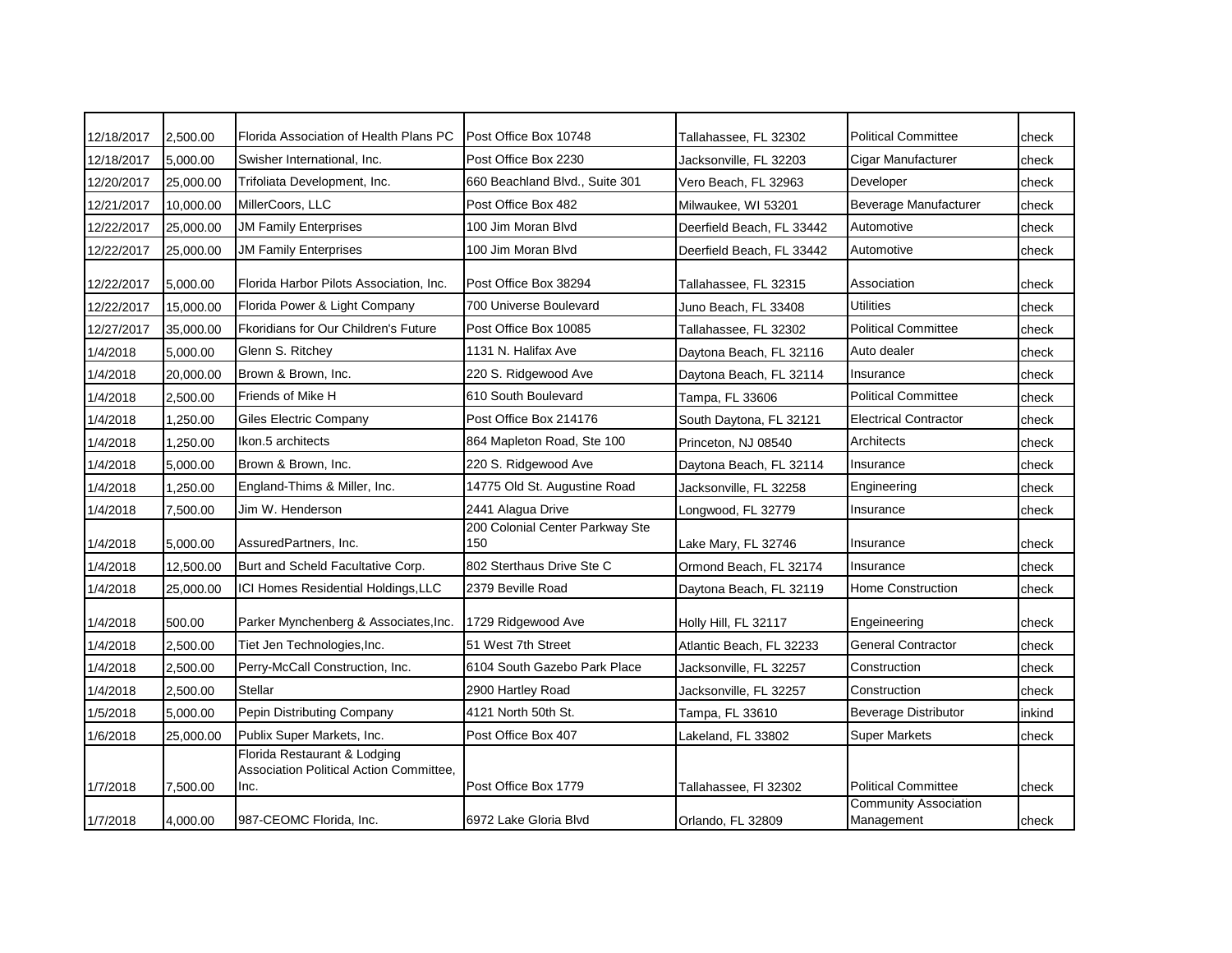| | | | | | | |
|---|---|---|---|---|---|---|
| 12/18/2017 | 2,500.00 | Florida Association of Health Plans PC | Post Office Box 10748 | Tallahassee, FL 32302 | Political Committee | check |
| 12/18/2017 | 5,000.00 | Swisher International, Inc. | Post Office Box 2230 | Jacksonville, FL 32203 | Cigar Manufacturer | check |
| 12/20/2017 | 25,000.00 | Trifoliata Development, Inc. | 660 Beachland Blvd., Suite 301 | Vero Beach, FL 32963 | Developer | check |
| 12/21/2017 | 10,000.00 | MillerCoors, LLC | Post Office Box 482 | Milwaukee, WI 53201 | Beverage Manufacturer | check |
| 12/22/2017 | 25,000.00 | JM Family Enterprises | 100 Jim Moran Blvd | Deerfield Beach, FL 33442 | Automotive | check |
| 12/22/2017 | 25,000.00 | JM Family Enterprises | 100 Jim Moran Blvd | Deerfield Beach, FL 33442 | Automotive | check |
| 12/22/2017 | 5,000.00 | Florida Harbor Pilots Association, Inc. | Post Office Box 38294 | Tallahassee, FL 32315 | Association | check |
| 12/22/2017 | 15,000.00 | Florida Power & Light Company | 700 Universe Boulevard | Juno Beach, FL 33408 | Utilities | check |
| 12/27/2017 | 35,000.00 | Fkoridians for Our Children's Future | Post Office Box 10085 | Tallahassee, FL 32302 | Political Committee | check |
| 1/4/2018 | 5,000.00 | Glenn S. Ritchey | 1131 N. Halifax Ave | Daytona Beach, FL 32116 | Auto dealer | check |
| 1/4/2018 | 20,000.00 | Brown & Brown, Inc. | 220 S. Ridgewood Ave | Daytona Beach, FL 32114 | Insurance | check |
| 1/4/2018 | 2,500.00 | Friends of Mike H | 610 South Boulevard | Tampa, FL 33606 | Political Committee | check |
| 1/4/2018 | 1,250.00 | Giles Electric Company | Post Office Box 214176 | South Daytona, FL 32121 | Electrical Contractor | check |
| 1/4/2018 | 1,250.00 | Ikon.5 architects | 864 Mapleton Road, Ste 100 | Princeton, NJ 08540 | Architects | check |
| 1/4/2018 | 5,000.00 | Brown & Brown, Inc. | 220 S. Ridgewood Ave | Daytona Beach, FL 32114 | Insurance | check |
| 1/4/2018 | 1,250.00 | England-Thims & Miller, Inc. | 14775 Old St. Augustine Road | Jacksonville, FL 32258 | Engineering | check |
| 1/4/2018 | 7,500.00 | Jim W. Henderson | 2441 Alagua Drive | Longwood, FL 32779 | Insurance | check |
| 1/4/2018 | 5,000.00 | AssuredPartners, Inc. | 200 Colonial Center Parkway Ste 150 | Lake Mary, FL 32746 | Insurance | check |
| 1/4/2018 | 12,500.00 | Burt and Scheld Facultative Corp. | 802 Sterthaus Drive Ste C | Ormond Beach, FL 32174 | Insurance | check |
| 1/4/2018 | 25,000.00 | ICI Homes Residential Holdings,LLC | 2379 Beville Road | Daytona Beach, FL 32119 | Home Construction | check |
| 1/4/2018 | 500.00 | Parker Mynchenberg & Associates,Inc. | 1729 Ridgewood Ave | Holly Hill, FL 32117 | Engeineering | check |
| 1/4/2018 | 2,500.00 | Tiet Jen Technologies,Inc. | 51 West 7th Street | Atlantic Beach, FL 32233 | General Contractor | check |
| 1/4/2018 | 2,500.00 | Perry-McCall Construction, Inc. | 6104 South Gazebo Park Place | Jacksonville, FL 32257 | Construction | check |
| 1/4/2018 | 2,500.00 | Stellar | 2900 Hartley Road | Jacksonville, FL 32257 | Construction | check |
| 1/5/2018 | 5,000.00 | Pepin Distributing Company | 4121 North 50th St. | Tampa, FL 33610 | Beverage Distributor | inkind |
| 1/6/2018 | 25,000.00 | Publix Super Markets, Inc. | Post Office Box 407 | Lakeland, FL 33802 | Super Markets | check |
| 1/7/2018 | 7,500.00 | Florida Restaurant & Lodging Association Political Action Committee, Inc. | Post Office Box 1779 | Tallahassee, Fl 32302 | Political Committee | check |
| 1/7/2018 | 4,000.00 | 987-CEOMC Florida, Inc. | 6972 Lake Gloria Blvd | Orlando, FL 32809 | Community Association Management | check |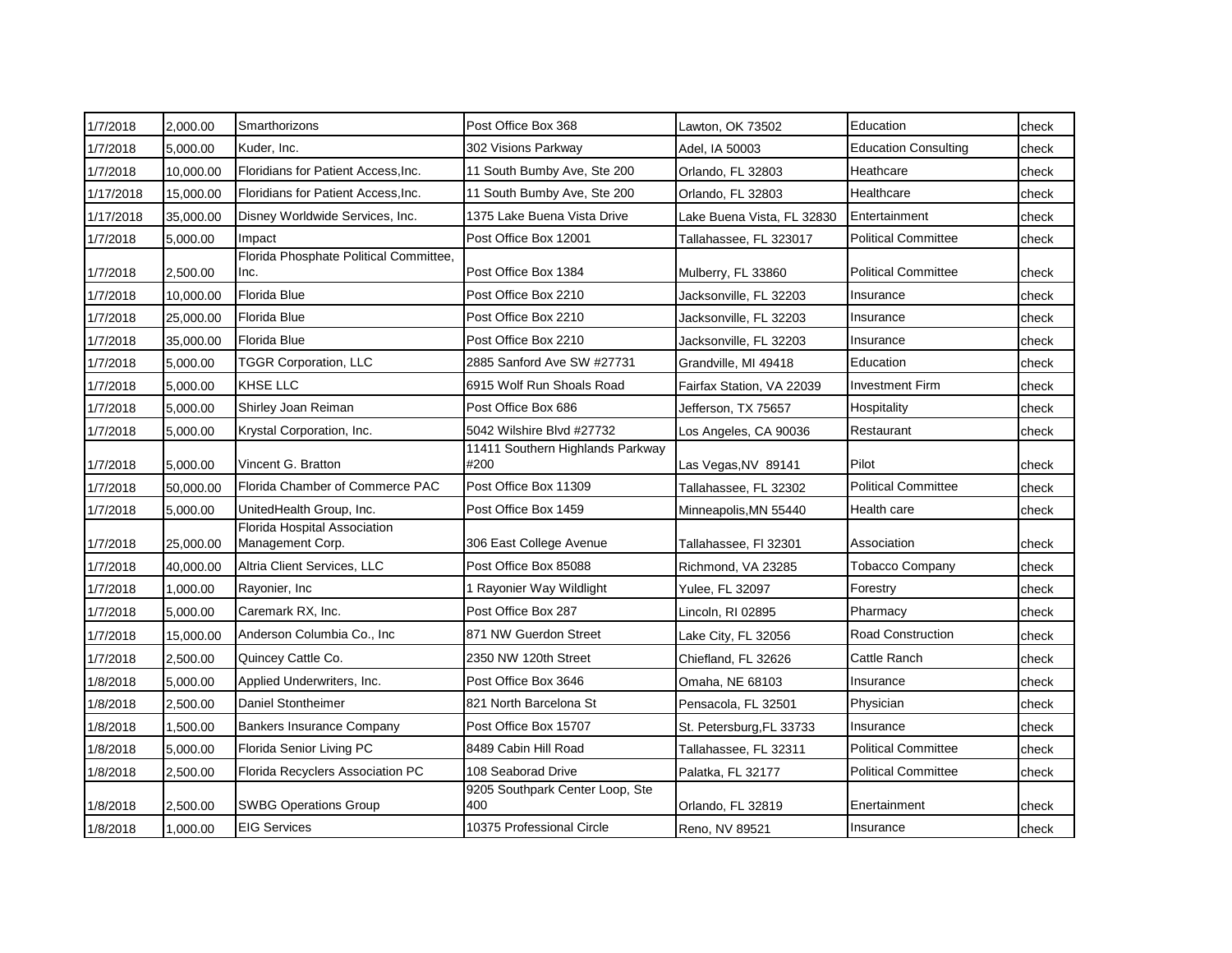| 1/7/2018 | 2,000.00 | Smarthorizons | Post Office Box 368 | Lawton, OK 73502 | Education | check |
|---|---|---|---|---|---|---|
| 1/7/2018 | 5,000.00 | Kuder, Inc. | 302 Visions Parkway | Adel, IA 50003 | Education Consulting | check |
| 1/7/2018 | 10,000.00 | Floridians for Patient Access,Inc. | 11 South Bumby Ave, Ste 200 | Orlando, FL 32803 | Heathcare | check |
| 1/17/2018 | 15,000.00 | Floridians for Patient Access,Inc. | 11 South Bumby Ave, Ste 200 | Orlando, FL 32803 | Healthcare | check |
| 1/17/2018 | 35,000.00 | Disney Worldwide Services, Inc. | 1375 Lake Buena Vista Drive | Lake Buena Vista, FL 32830 | Entertainment | check |
| 1/7/2018 | 5,000.00 | Impact | Post Office Box 12001 | Tallahassee, FL 323017 | Political Committee | check |
| 1/7/2018 | 2,500.00 | Florida Phosphate Political Committee, Inc. | Post Office Box 1384 | Mulberry, FL 33860 | Political Committee | check |
| 1/7/2018 | 10,000.00 | Florida Blue | Post Office Box 2210 | Jacksonville, FL 32203 | Insurance | check |
| 1/7/2018 | 25,000.00 | Florida Blue | Post Office Box 2210 | Jacksonville, FL 32203 | Insurance | check |
| 1/7/2018 | 35,000.00 | Florida Blue | Post Office Box 2210 | Jacksonville, FL 32203 | Insurance | check |
| 1/7/2018 | 5,000.00 | TGGR Corporation, LLC | 2885 Sanford Ave SW #27731 | Grandville, MI 49418 | Education | check |
| 1/7/2018 | 5,000.00 | KHSE LLC | 6915 Wolf Run Shoals Road | Fairfax Station, VA 22039 | Investment Firm | check |
| 1/7/2018 | 5,000.00 | Shirley Joan Reiman | Post Office Box 686 | Jefferson, TX 75657 | Hospitality | check |
| 1/7/2018 | 5,000.00 | Krystal Corporation, Inc. | 5042 Wilshire Blvd #27732 | Los Angeles, CA 90036 | Restaurant | check |
| 1/7/2018 | 5,000.00 | Vincent G. Bratton | 11411 Southern Highlands Parkway #200 | Las Vegas,NV 89141 | Pilot | check |
| 1/7/2018 | 50,000.00 | Florida Chamber of Commerce PAC | Post Office Box 11309 | Tallahassee, FL 32302 | Political Committee | check |
| 1/7/2018 | 5,000.00 | UnitedHealth Group, Inc. | Post Office Box 1459 | Minneapolis,MN 55440 | Health care | check |
| 1/7/2018 | 25,000.00 | Florida Hospital Association Management Corp. | 306 East College Avenue | Tallahassee, Fl 32301 | Association | check |
| 1/7/2018 | 40,000.00 | Altria Client Services, LLC | Post Office Box 85088 | Richmond, VA 23285 | Tobacco Company | check |
| 1/7/2018 | 1,000.00 | Rayonier, Inc | 1 Rayonier Way Wildlight | Yulee, FL 32097 | Forestry | check |
| 1/7/2018 | 5,000.00 | Caremark RX, Inc. | Post Office Box 287 | Lincoln, RI 02895 | Pharmacy | check |
| 1/7/2018 | 15,000.00 | Anderson Columbia Co., Inc | 871 NW Guerdon Street | Lake City, FL 32056 | Road Construction | check |
| 1/7/2018 | 2,500.00 | Quincey Cattle Co. | 2350 NW 120th Street | Chiefland, FL 32626 | Cattle Ranch | check |
| 1/8/2018 | 5,000.00 | Applied Underwriters, Inc. | Post Office Box 3646 | Omaha, NE 68103 | Insurance | check |
| 1/8/2018 | 2,500.00 | Daniel Stontheimer | 821 North Barcelona St | Pensacola, FL 32501 | Physician | check |
| 1/8/2018 | 1,500.00 | Bankers Insurance Company | Post Office Box 15707 | St. Petersburg,FL 33733 | Insurance | check |
| 1/8/2018 | 5,000.00 | Florida Senior Living PC | 8489 Cabin Hill Road | Tallahassee, FL 32311 | Political Committee | check |
| 1/8/2018 | 2,500.00 | Florida Recyclers Association PC | 108 Seaborad Drive | Palatka, FL 32177 | Political Committee | check |
| 1/8/2018 | 2,500.00 | SWBG Operations Group | 9205 Southpark Center Loop, Ste 400 | Orlando, FL 32819 | Enertainment | check |
| 1/8/2018 | 1,000.00 | EIG Services | 10375 Professional Circle | Reno, NV 89521 | Insurance | check |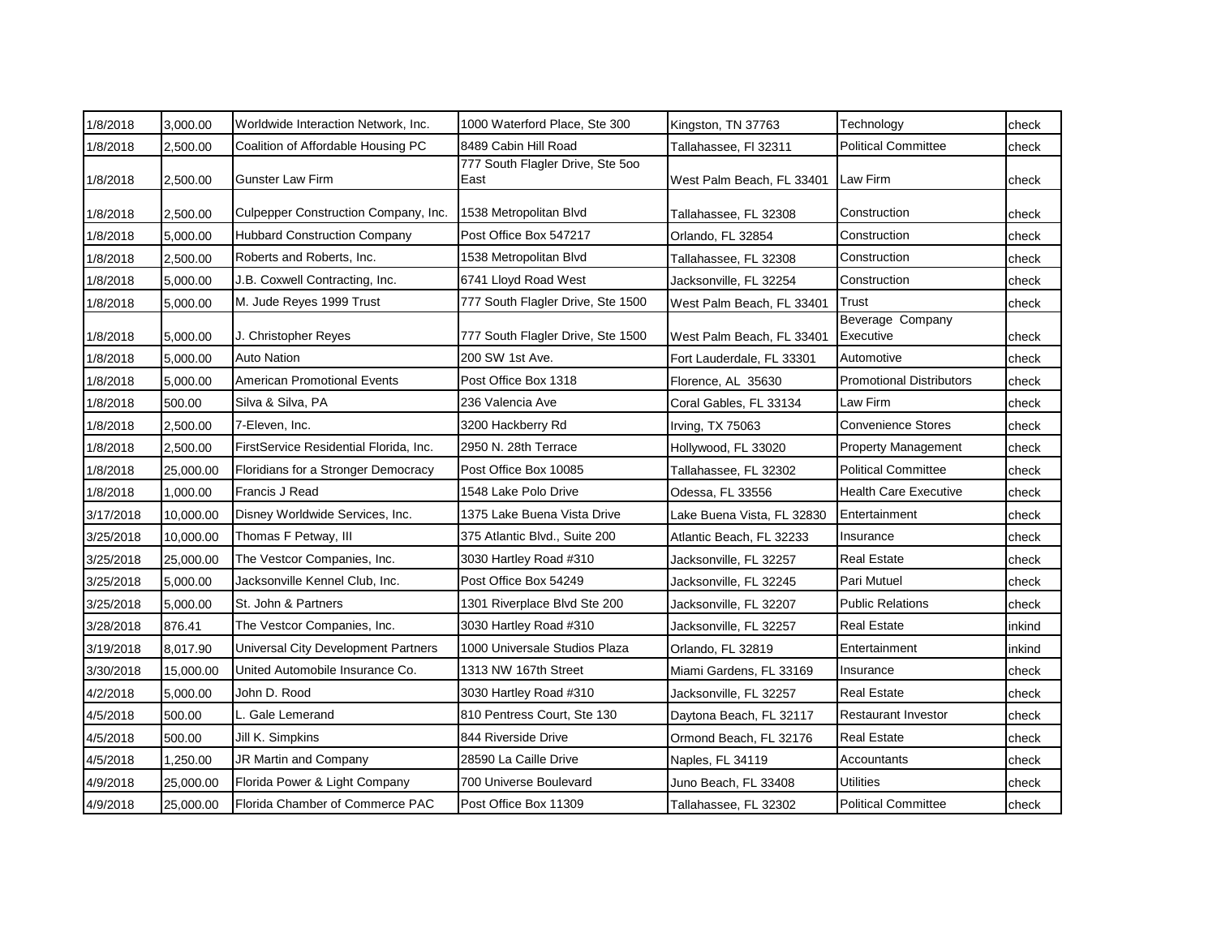| | | | | | | |
|---|---|---|---|---|---|---|
| 1/8/2018 | 3,000.00 | Worldwide Interaction Network, Inc. | 1000 Waterford Place, Ste 300 | Kingston, TN 37763 | Technology | check |
| 1/8/2018 | 2,500.00 | Coalition of Affordable Housing PC | 8489 Cabin Hill Road | Tallahassee, Fl 32311 | Political Committee | check |
| 1/8/2018 | 2,500.00 | Gunster Law Firm | 777 South Flagler Drive, Ste 5oo East | West Palm Beach, FL 33401 | Law Firm | check |
| 1/8/2018 | 2,500.00 | Culpepper Construction Company, Inc. | 1538 Metropolitan Blvd | Tallahassee, FL 32308 | Construction | check |
| 1/8/2018 | 5,000.00 | Hubbard Construction Company | Post Office Box 547217 | Orlando, FL 32854 | Construction | check |
| 1/8/2018 | 2,500.00 | Roberts and Roberts, Inc. | 1538 Metropolitan Blvd | Tallahassee, FL 32308 | Construction | check |
| 1/8/2018 | 5,000.00 | J.B. Coxwell Contracting, Inc. | 6741 Lloyd Road West | Jacksonville, FL 32254 | Construction | check |
| 1/8/2018 | 5,000.00 | M. Jude Reyes 1999 Trust | 777 South Flagler Drive, Ste 1500 | West Palm Beach, FL 33401 | Trust | check |
| 1/8/2018 | 5,000.00 | J. Christopher Reyes | 777 South Flagler Drive, Ste 1500 | West Palm Beach, FL 33401 | Beverage Company Executive | check |
| 1/8/2018 | 5,000.00 | Auto Nation | 200 SW 1st Ave. | Fort Lauderdale, FL 33301 | Automotive | check |
| 1/8/2018 | 5,000.00 | American Promotional Events | Post Office Box 1318 | Florence, AL 35630 | Promotional Distributors | check |
| 1/8/2018 | 500.00 | Silva & Silva, PA | 236 Valencia Ave | Coral Gables, FL 33134 | Law Firm | check |
| 1/8/2018 | 2,500.00 | 7-Eleven, Inc. | 3200 Hackberry Rd | Irving, TX 75063 | Convenience Stores | check |
| 1/8/2018 | 2,500.00 | FirstService Residential Florida, Inc. | 2950 N. 28th Terrace | Hollywood, FL 33020 | Property Management | check |
| 1/8/2018 | 25,000.00 | Floridians for a Stronger Democracy | Post Office Box 10085 | Tallahassee, FL 32302 | Political Committee | check |
| 1/8/2018 | 1,000.00 | Francis J Read | 1548 Lake Polo Drive | Odessa, FL 33556 | Health Care Executive | check |
| 3/17/2018 | 10,000.00 | Disney Worldwide Services, Inc. | 1375 Lake Buena Vista Drive | Lake Buena Vista, FL 32830 | Entertainment | check |
| 3/25/2018 | 10,000.00 | Thomas F Petway, III | 375 Atlantic Blvd., Suite 200 | Atlantic Beach, FL 32233 | Insurance | check |
| 3/25/2018 | 25,000.00 | The Vestcor Companies, Inc. | 3030 Hartley Road #310 | Jacksonville, FL 32257 | Real Estate | check |
| 3/25/2018 | 5,000.00 | Jacksonville Kennel Club, Inc. | Post Office Box 54249 | Jacksonville, FL 32245 | Pari Mutuel | check |
| 3/25/2018 | 5,000.00 | St. John & Partners | 1301 Riverplace Blvd Ste 200 | Jacksonville, FL 32207 | Public Relations | check |
| 3/28/2018 | 876.41 | The Vestcor Companies, Inc. | 3030 Hartley Road #310 | Jacksonville, FL 32257 | Real Estate | inkind |
| 3/19/2018 | 8,017.90 | Universal City Development Partners | 1000 Universale Studios Plaza | Orlando, FL 32819 | Entertainment | inkind |
| 3/30/2018 | 15,000.00 | United Automobile Insurance Co. | 1313 NW 167th Street | Miami Gardens, FL 33169 | Insurance | check |
| 4/2/2018 | 5,000.00 | John D. Rood | 3030 Hartley Road #310 | Jacksonville, FL 32257 | Real Estate | check |
| 4/5/2018 | 500.00 | L. Gale Lemerand | 810 Pentress Court, Ste 130 | Daytona Beach, FL 32117 | Restaurant Investor | check |
| 4/5/2018 | 500.00 | Jill K. Simpkins | 844 Riverside Drive | Ormond Beach, FL 32176 | Real Estate | check |
| 4/5/2018 | 1,250.00 | JR Martin and Company | 28590 La Caille Drive | Naples, FL 34119 | Accountants | check |
| 4/9/2018 | 25,000.00 | Florida Power & Light Company | 700 Universe Boulevard | Juno Beach, FL 33408 | Utilities | check |
| 4/9/2018 | 25,000.00 | Florida Chamber of Commerce PAC | Post Office Box 11309 | Tallahassee, FL 32302 | Political Committee | check |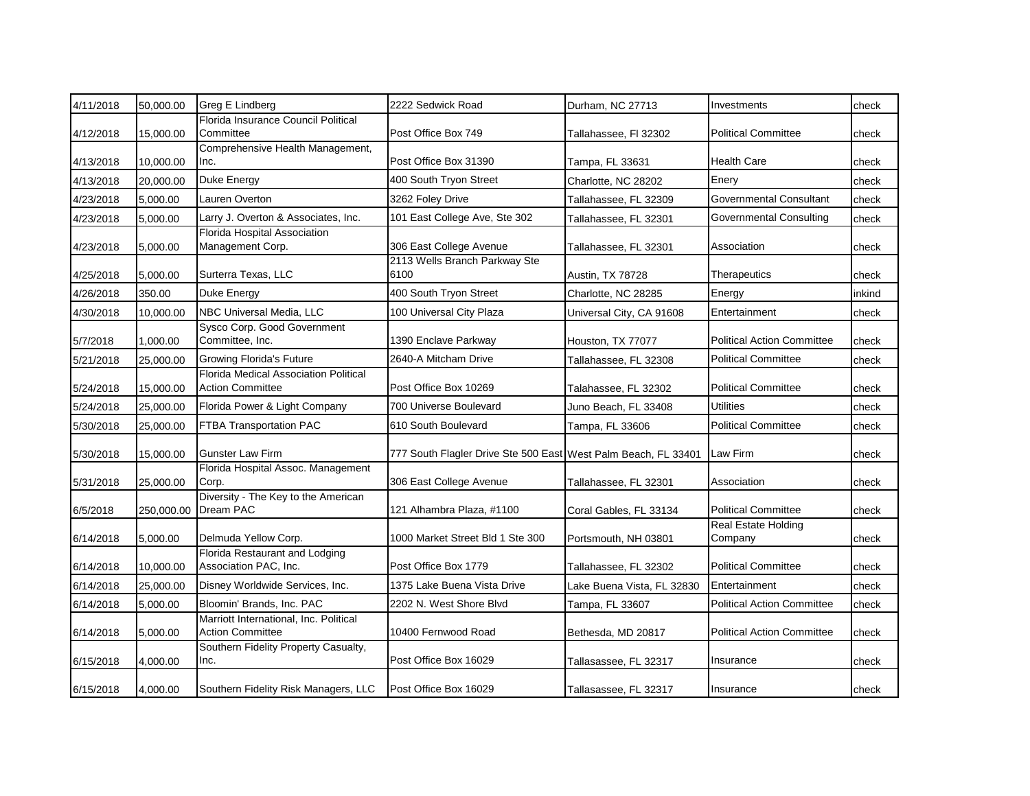| | | | | | | |
|---|---|---|---|---|---|---|
| 4/11/2018 | 50,000.00 | Greg E Lindberg | 2222 Sedwick Road | Durham, NC 27713 | Investments | check |
| 4/12/2018 | 15,000.00 | Florida Insurance Council Political Committee | Post Office Box 749 | Tallahassee, Fl 32302 | Political Committee | check |
| 4/13/2018 | 10,000.00 | Comprehensive Health Management, Inc. | Post Office Box 31390 | Tampa, FL 33631 | Health Care | check |
| 4/13/2018 | 20,000.00 | Duke Energy | 400 South Tryon Street | Charlotte, NC 28202 | Enery | check |
| 4/23/2018 | 5,000.00 | Lauren Overton | 3262 Foley Drive | Tallahassee, FL 32309 | Governmental Consultant | check |
| 4/23/2018 | 5,000.00 | Larry J. Overton & Associates, Inc. | 101 East College Ave, Ste 302 | Tallahassee, FL 32301 | Governmental Consulting | check |
| 4/23/2018 | 5,000.00 | Florida Hospital Association Management Corp. | 306 East College Avenue | Tallahassee, FL 32301 | Association | check |
| 4/25/2018 | 5,000.00 | Surterra Texas, LLC | 2113 Wells Branch Parkway Ste 6100 | Austin, TX 78728 | Therapeutics | check |
| 4/26/2018 | 350.00 | Duke Energy | 400 South Tryon Street | Charlotte, NC 28285 | Energy | inkind |
| 4/30/2018 | 10,000.00 | NBC Universal Media, LLC | 100 Universal City Plaza | Universal City, CA 91608 | Entertainment | check |
| 5/7/2018 | 1,000.00 | Sysco Corp. Good Government Committee, Inc. | 1390 Enclave Parkway | Houston, TX 77077 | Political Action Committee | check |
| 5/21/2018 | 25,000.00 | Growing Florida's Future | 2640-A Mitcham Drive | Tallahassee, FL 32308 | Political Committee | check |
| 5/24/2018 | 15,000.00 | Florida Medical Association Political Action Committee | Post Office Box 10269 | Talahassee, FL 32302 | Political Committee | check |
| 5/24/2018 | 25,000.00 | Florida Power & Light Company | 700 Universe Boulevard | Juno Beach, FL 33408 | Utilities | check |
| 5/30/2018 | 25,000.00 | FTBA Transportation PAC | 610 South Boulevard | Tampa, FL 33606 | Political Committee | check |
| 5/30/2018 | 15,000.00 | Gunster Law Firm | 777 South Flagler Drive Ste 500 East | West Palm Beach, FL 33401 | Law Firm | check |
| 5/31/2018 | 25,000.00 | Florida Hospital Assoc. Management Corp. | 306 East College Avenue | Tallahassee, FL 32301 | Association | check |
| 6/5/2018 | 250,000.00 | Diversity - The Key to the American Dream PAC | 121 Alhambra Plaza, #1100 | Coral Gables, FL 33134 | Political Committee | check |
| 6/14/2018 | 5,000.00 | Delmuda Yellow Corp. | 1000 Market Street Bld 1 Ste 300 | Portsmouth, NH 03801 | Real Estate Holding Company | check |
| 6/14/2018 | 10,000.00 | Florida Restaurant and Lodging Association PAC, Inc. | Post Office Box 1779 | Tallahassee, FL 32302 | Political Committee | check |
| 6/14/2018 | 25,000.00 | Disney Worldwide Services, Inc. | 1375 Lake Buena Vista Drive | Lake Buena Vista, FL 32830 | Entertainment | check |
| 6/14/2018 | 5,000.00 | Bloomin' Brands, Inc. PAC | 2202 N. West Shore Blvd | Tampa, FL 33607 | Political Action Committee | check |
| 6/14/2018 | 5,000.00 | Marriott International, Inc. Political Action Committee | 10400 Fernwood Road | Bethesda, MD 20817 | Political Action Committee | check |
| 6/15/2018 | 4,000.00 | Southern Fidelity Property Casualty, Inc. | Post Office Box 16029 | Tallasassee, FL 32317 | Insurance | check |
| 6/15/2018 | 4,000.00 | Southern Fidelity Risk Managers, LLC | Post Office Box 16029 | Tallasassee, FL 32317 | Insurance | check |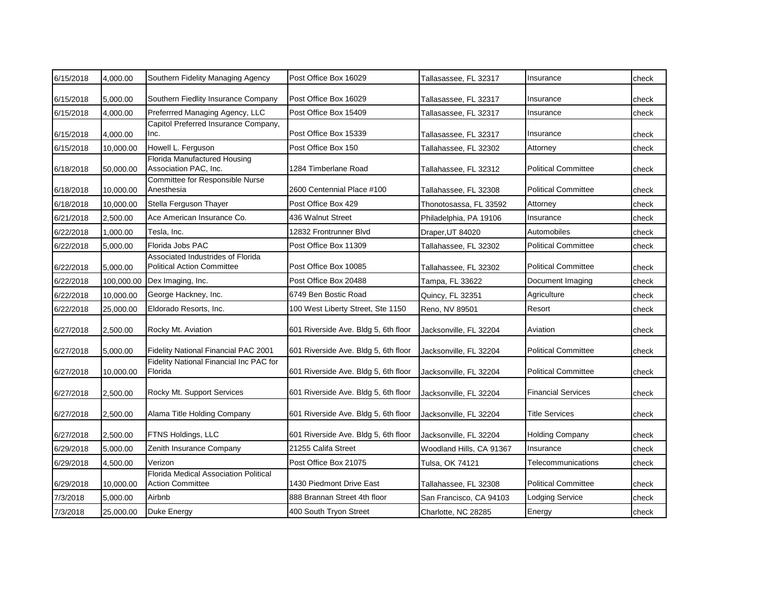| | | | | | | |
|---|---|---|---|---|---|---|
| 6/15/2018 | 4,000.00 | Southern Fidelity Managing Agency | Post Office Box 16029 | Tallasassee, FL 32317 | Insurance | check |
| 6/15/2018 | 5,000.00 | Southern Fiedlity Insurance Company | Post Office Box 16029 | Tallasassee, FL 32317 | Insurance | check |
| 6/15/2018 | 4,000.00 | Preferrred Managing Agency, LLC | Post Office Box 15409 | Tallasassee, FL 32317 | Insurance | check |
| 6/15/2018 | 4,000.00 | Capitol Preferred Insurance Company, Inc. | Post Office Box 15339 | Tallasassee, FL 32317 | Insurance | check |
| 6/15/2018 | 10,000.00 | Howell L. Ferguson | Post Office Box 150 | Tallahassee, FL 32302 | Attorney | check |
| 6/18/2018 | 50,000.00 | Florida Manufactured Housing Association PAC, Inc. | 1284 Timberlane Road | Tallahassee, FL 32312 | Political Committee | check |
| 6/18/2018 | 10,000.00 | Committee for Responsible Nurse Anesthesia | 2600 Centennial Place #100 | Tallahassee, FL 32308 | Political Committee | check |
| 6/18/2018 | 10,000.00 | Stella Ferguson Thayer | Post Office Box 429 | Thonotosassa, FL 33592 | Attorney | check |
| 6/21/2018 | 2,500.00 | Ace American Insurance Co. | 436 Walnut Street | Philadelphia, PA 19106 | Insurance | check |
| 6/22/2018 | 1,000.00 | Tesla, Inc. | 12832 Frontrunner Blvd | Draper,UT 84020 | Automobiles | check |
| 6/22/2018 | 5,000.00 | Florida Jobs PAC | Post Office Box 11309 | Tallahassee, FL 32302 | Political Committee | check |
| 6/22/2018 | 5,000.00 | Associated Industrides of Florida Political Action Committee | Post Office Box 10085 | Tallahassee, FL 32302 | Political Committee | check |
| 6/22/2018 | 100,000.00 | Dex Imaging, Inc. | Post Office Box 20488 | Tampa, FL 33622 | Document Imaging | check |
| 6/22/2018 | 10,000.00 | George Hackney, Inc. | 6749 Ben Bostic Road | Quincy, FL 32351 | Agriculture | check |
| 6/22/2018 | 25,000.00 | Eldorado Resorts, Inc. | 100 West Liberty Street, Ste 1150 | Reno, NV 89501 | Resort | check |
| 6/27/2018 | 2,500.00 | Rocky Mt. Aviation | 601 Riverside Ave. Bldg 5, 6th floor | Jacksonville, FL 32204 | Aviation | check |
| 6/27/2018 | 5,000.00 | Fidelity National Financial PAC 2001 | 601 Riverside Ave. Bldg 5, 6th floor | Jacksonville, FL 32204 | Political Committee | check |
| 6/27/2018 | 10,000.00 | Fidelity National Financial Inc PAC for Florida | 601 Riverside Ave. Bldg 5, 6th floor | Jacksonville, FL 32204 | Political Committee | check |
| 6/27/2018 | 2,500.00 | Rocky Mt. Support Services | 601 Riverside Ave. Bldg 5, 6th floor | Jacksonville, FL 32204 | Financial Services | check |
| 6/27/2018 | 2,500.00 | Alama Title Holding Company | 601 Riverside Ave. Bldg 5, 6th floor | Jacksonville, FL 32204 | Title Services | check |
| 6/27/2018 | 2,500.00 | FTNS Holdings, LLC | 601 Riverside Ave. Bldg 5, 6th floor | Jacksonville, FL 32204 | Holding Company | check |
| 6/29/2018 | 5,000.00 | Zenith Insurance Company | 21255 Califa Street | Woodland Hills, CA 91367 | Insurance | check |
| 6/29/2018 | 4,500.00 | Verizon | Post Office Box 21075 | Tulsa, OK 74121 | Telecommunications | check |
| 6/29/2018 | 10,000.00 | Florida Medical Association Political Action Committee | 1430 Piedmont Drive East | Tallahassee, FL 32308 | Political Committee | check |
| 7/3/2018 | 5,000.00 | Airbnb | 888 Brannan Street 4th floor | San Francisco, CA 94103 | Lodging Service | check |
| 7/3/2018 | 25,000.00 | Duke Energy | 400 South Tryon Street | Charlotte, NC 28285 | Energy | check |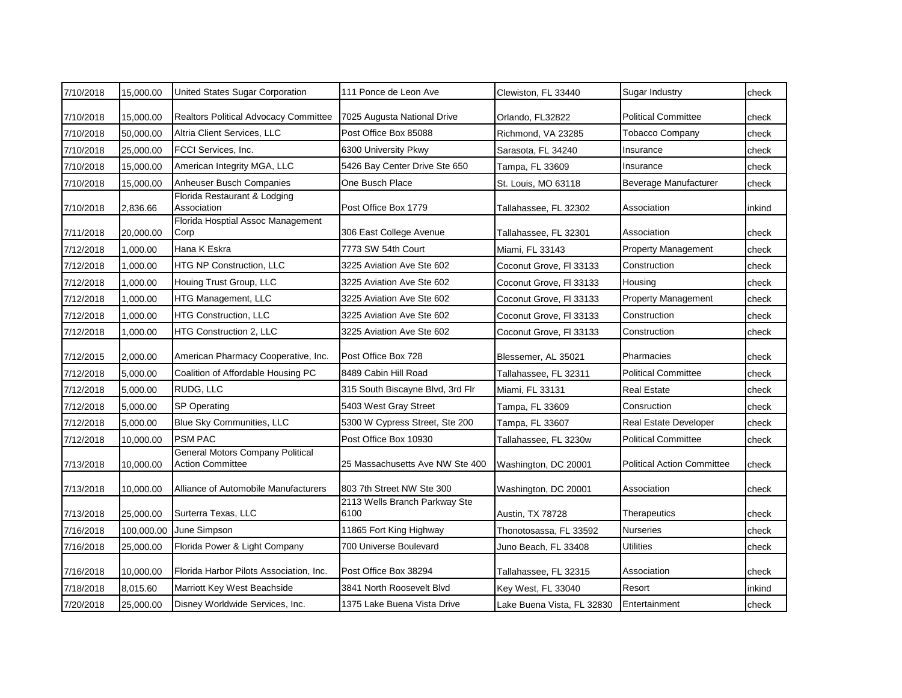| | | | | | | |
|---|---|---|---|---|---|---|
| 7/10/2018 | 15,000.00 | United States Sugar Corporation | 111 Ponce de Leon Ave | Clewiston, FL 33440 | Sugar Industry | check |
| 7/10/2018 | 15,000.00 | Realtors Political Advocacy Committee | 7025 Augusta National Drive | Orlando, FL32822 | Political Committee | check |
| 7/10/2018 | 50,000.00 | Altria Client Services, LLC | Post Office Box 85088 | Richmond, VA 23285 | Tobacco Company | check |
| 7/10/2018 | 25,000.00 | FCCI Services, Inc. | 6300 University Pkwy | Sarasota, FL 34240 | Insurance | check |
| 7/10/2018 | 15,000.00 | American Integrity MGA, LLC | 5426 Bay Center Drive Ste 650 | Tampa, FL 33609 | Insurance | check |
| 7/10/2018 | 15,000.00 | Anheuser Busch Companies | One Busch Place | St. Louis, MO 63118 | Beverage Manufacturer | check |
| 7/10/2018 | 2,836.66 | Florida Restaurant & Lodging Association | Post Office Box 1779 | Tallahassee, FL 32302 | Association | inkind |
| 7/11/2018 | 20,000.00 | Florida Hosptial Assoc Management Corp | 306 East College Avenue | Tallahassee, FL 32301 | Association | check |
| 7/12/2018 | 1,000.00 | Hana K Eskra | 7773 SW 54th Court | Miami, FL 33143 | Property Management | check |
| 7/12/2018 | 1,000.00 | HTG NP Construction, LLC | 3225 Aviation Ave Ste 602 | Coconut Grove, Fl 33133 | Construction | check |
| 7/12/2018 | 1,000.00 | Houing Trust Group, LLC | 3225 Aviation Ave Ste 602 | Coconut Grove, Fl 33133 | Housing | check |
| 7/12/2018 | 1,000.00 | HTG Management, LLC | 3225 Aviation Ave Ste 602 | Coconut Grove, Fl 33133 | Property Management | check |
| 7/12/2018 | 1,000.00 | HTG Construction, LLC | 3225 Aviation Ave Ste 602 | Coconut Grove, Fl 33133 | Construction | check |
| 7/12/2018 | 1,000.00 | HTG Construction 2, LLC | 3225 Aviation Ave Ste 602 | Coconut Grove, Fl 33133 | Construction | check |
| 7/12/2015 | 2,000.00 | American Pharmacy Cooperative, Inc. | Post Office Box 728 | Blessemer, AL 35021 | Pharmacies | check |
| 7/12/2018 | 5,000.00 | Coalition of Affordable Housing PC | 8489 Cabin Hill Road | Tallahassee, FL 32311 | Political Committee | check |
| 7/12/2018 | 5,000.00 | RUDG, LLC | 315 South Biscayne Blvd, 3rd Flr | Miami, FL 33131 | Real Estate | check |
| 7/12/2018 | 5,000.00 | SP Operating | 5403 West Gray Street | Tampa, FL 33609 | Consruction | check |
| 7/12/2018 | 5,000.00 | Blue Sky Communities, LLC | 5300 W Cypress Street, Ste 200 | Tampa, FL 33607 | Real Estate Developer | check |
| 7/12/2018 | 10,000.00 | PSM PAC | Post Office Box 10930 | Tallahassee, FL 3230w | Political Committee | check |
| 7/13/2018 | 10,000.00 | General Motors Company Political Action Committee | 25 Massachusetts Ave NW Ste 400 | Washington, DC 20001 | Political Action Committee | check |
| 7/13/2018 | 10,000.00 | Alliance of Automobile Manufacturers | 803 7th Street NW Ste 300 | Washington, DC 20001 | Association | check |
| 7/13/2018 | 25,000.00 | Surterra Texas, LLC | 2113 Wells Branch Parkway Ste 6100 | Austin, TX 78728 | Therapeutics | check |
| 7/16/2018 | 100,000.00 | June Simpson | 11865 Fort King Highway | Thonotosassa, FL 33592 | Nurseries | check |
| 7/16/2018 | 25,000.00 | Florida Power & Light Company | 700 Universe Boulevard | Juno Beach, FL 33408 | Utilities | check |
| 7/16/2018 | 10,000.00 | Florida Harbor Pilots Association, Inc. | Post Office Box 38294 | Tallahassee, FL 32315 | Association | check |
| 7/18/2018 | 8,015.60 | Marriott Key West Beachside | 3841 North Roosevelt Blvd | Key West, FL 33040 | Resort | inkind |
| 7/20/2018 | 25,000.00 | Disney Worldwide Services, Inc. | 1375 Lake Buena Vista Drive | Lake Buena Vista, FL 32830 | Entertainment | check |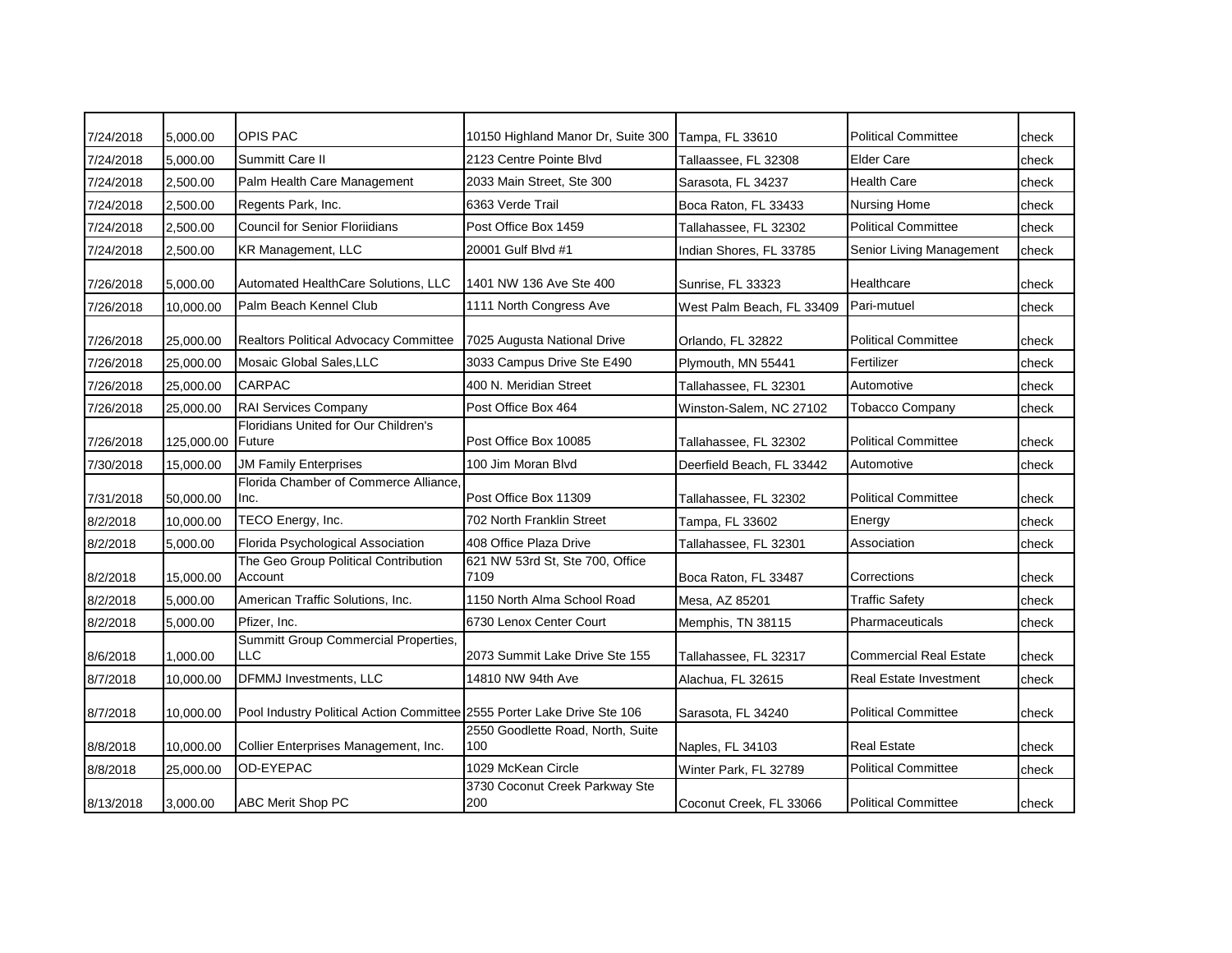| | | | | | | |
|---|---|---|---|---|---|---|
| 7/24/2018 | 5,000.00 | OPIS PAC | 10150 Highland Manor Dr, Suite 300 | Tampa, FL 33610 | Political Committee | check |
| 7/24/2018 | 5,000.00 | Summitt Care II | 2123 Centre Pointe Blvd | Tallaassee, FL 32308 | Elder Care | check |
| 7/24/2018 | 2,500.00 | Palm Health Care Management | 2033 Main Street, Ste 300 | Sarasota, FL 34237 | Health Care | check |
| 7/24/2018 | 2,500.00 | Regents Park, Inc. | 6363 Verde Trail | Boca Raton, FL 33433 | Nursing Home | check |
| 7/24/2018 | 2,500.00 | Council for Senior Floriidians | Post Office Box 1459 | Tallahassee, FL 32302 | Political Committee | check |
| 7/24/2018 | 2,500.00 | KR Management, LLC | 20001 Gulf Blvd #1 | Indian Shores, FL 33785 | Senior Living Management | check |
| 7/26/2018 | 5,000.00 | Automated HealthCare Solutions, LLC | 1401 NW 136 Ave Ste 400 | Sunrise, FL 33323 | Healthcare | check |
| 7/26/2018 | 10,000.00 | Palm Beach Kennel Club | 1111 North Congress Ave | West Palm Beach, FL 33409 | Pari-mutuel | check |
| 7/26/2018 | 25,000.00 | Realtors Political Advocacy Committee | 7025 Augusta National Drive | Orlando, FL 32822 | Political Committee | check |
| 7/26/2018 | 25,000.00 | Mosaic Global Sales,LLC | 3033 Campus Drive Ste E490 | Plymouth, MN 55441 | Fertilizer | check |
| 7/26/2018 | 25,000.00 | CARPAC | 400 N. Meridian Street | Tallahassee, FL 32301 | Automotive | check |
| 7/26/2018 | 25,000.00 | RAI Services Company | Post Office Box 464 | Winston-Salem, NC 27102 | Tobacco Company | check |
| 7/26/2018 | 125,000.00 | Floridians United for Our Children's Future | Post Office Box 10085 | Tallahassee, FL 32302 | Political Committee | check |
| 7/30/2018 | 15,000.00 | JM Family Enterprises | 100 Jim Moran Blvd | Deerfield Beach, FL 33442 | Automotive | check |
| 7/31/2018 | 50,000.00 | Florida Chamber of Commerce Alliance, Inc. | Post Office Box 11309 | Tallahassee, FL 32302 | Political Committee | check |
| 8/2/2018 | 10,000.00 | TECO Energy, Inc. | 702 North Franklin Street | Tampa, FL 33602 | Energy | check |
| 8/2/2018 | 5,000.00 | Florida Psychological Association | 408 Office Plaza Drive | Tallahassee, FL 32301 | Association | check |
| 8/2/2018 | 15,000.00 | The Geo Group Political Contribution Account | 621 NW 53rd St, Ste 700, Office 7109 | Boca Raton, FL 33487 | Corrections | check |
| 8/2/2018 | 5,000.00 | American Traffic Solutions, Inc. | 1150 North Alma School Road | Mesa, AZ 85201 | Traffic Safety | check |
| 8/2/2018 | 5,000.00 | Pfizer, Inc. | 6730 Lenox Center Court | Memphis, TN 38115 | Pharmaceuticals | check |
| 8/6/2018 | 1,000.00 | Summitt Group Commercial Properties, LLC | 2073 Summit Lake Drive Ste 155 | Tallahassee, FL 32317 | Commercial Real Estate | check |
| 8/7/2018 | 10,000.00 | DFMMJ Investments, LLC | 14810 NW 94th Ave | Alachua, FL 32615 | Real Estate Investment | check |
| 8/7/2018 | 10,000.00 | Pool Industry Political Action Committee | 2555 Porter Lake Drive Ste 106 | Sarasota, FL 34240 | Political Committee | check |
| 8/8/2018 | 10,000.00 | Collier Enterprises Management, Inc. | 2550 Goodlette Road, North, Suite 100 | Naples, FL 34103 | Real Estate | check |
| 8/8/2018 | 25,000.00 | OD-EYEPAC | 1029 McKean Circle | Winter Park, FL 32789 | Political Committee | check |
| 8/13/2018 | 3,000.00 | ABC Merit Shop PC | 3730 Coconut Creek Parkway Ste 200 | Coconut Creek, FL 33066 | Political Committee | check |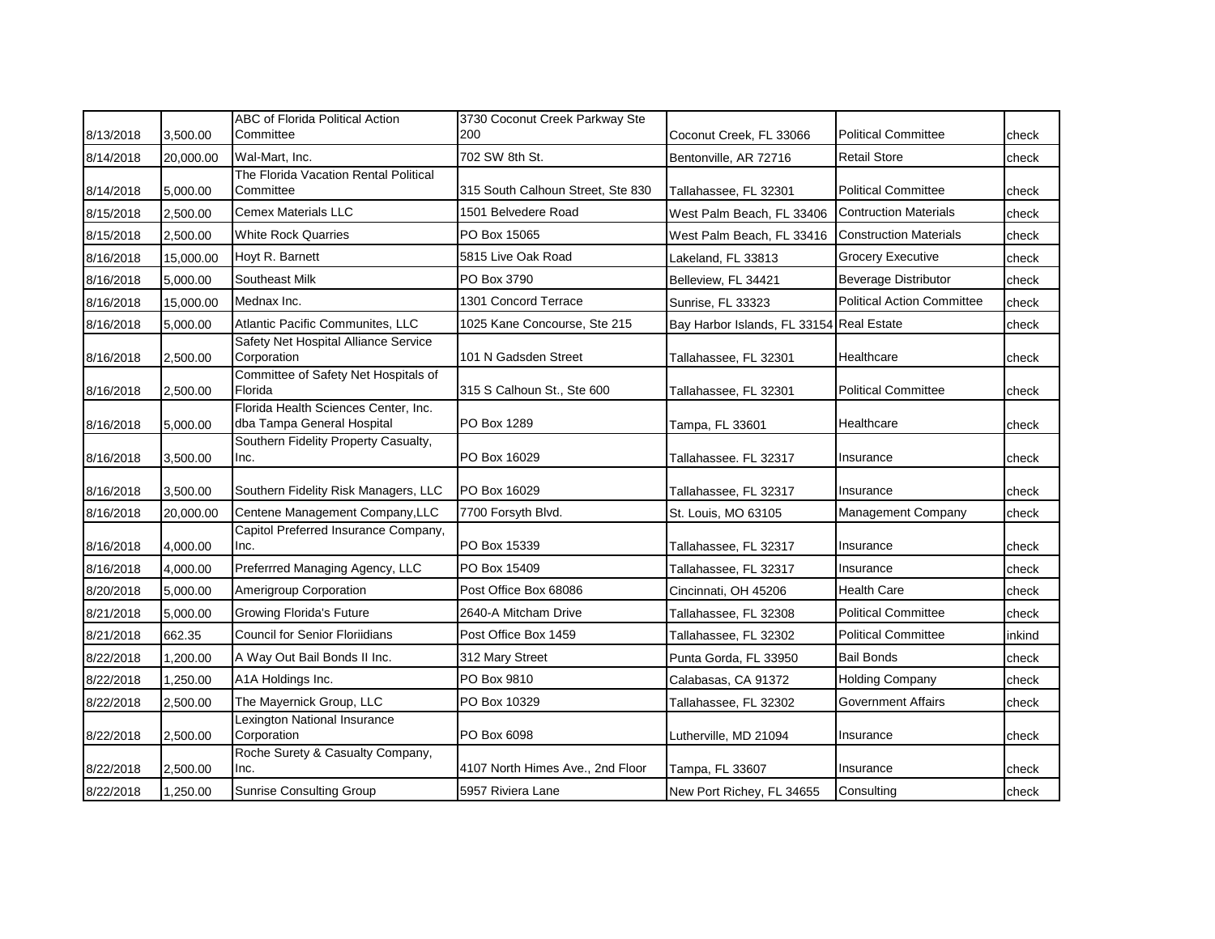| | | | | | | |
|---|---|---|---|---|---|---|
| 8/13/2018 | 3,500.00 | ABC of Florida Political Action Committee | 3730 Coconut Creek Parkway Ste 200 | Coconut Creek, FL 33066 | Political Committee | check |
| 8/14/2018 | 20,000.00 | Wal-Mart, Inc. | 702 SW 8th St. | Bentonville, AR 72716 | Retail Store | check |
| 8/14/2018 | 5,000.00 | The Florida Vacation Rental Political Committee | 315 South Calhoun Street, Ste 830 | Tallahassee, FL 32301 | Political Committee | check |
| 8/15/2018 | 2,500.00 | Cemex Materials LLC | 1501 Belvedere Road | West Palm Beach, FL 33406 | Contruction Materials | check |
| 8/15/2018 | 2,500.00 | White Rock Quarries | PO Box 15065 | West Palm Beach, FL 33416 | Construction Materials | check |
| 8/16/2018 | 15,000.00 | Hoyt R. Barnett | 5815 Live Oak Road | Lakeland, FL 33813 | Grocery Executive | check |
| 8/16/2018 | 5,000.00 | Southeast Milk | PO Box 3790 | Belleview, FL 34421 | Beverage Distributor | check |
| 8/16/2018 | 15,000.00 | Mednax Inc. | 1301 Concord Terrace | Sunrise, FL 33323 | Political Action Committee | check |
| 8/16/2018 | 5,000.00 | Atlantic Pacific Communites, LLC | 1025 Kane Concourse, Ste 215 | Bay Harbor Islands, FL 33154 | Real Estate | check |
| 8/16/2018 | 2,500.00 | Safety Net Hospital Alliance Service Corporation | 101 N Gadsden Street | Tallahassee, FL 32301 | Healthcare | check |
| 8/16/2018 | 2,500.00 | Committee of Safety Net Hospitals of Florida | 315 S Calhoun St., Ste 600 | Tallahassee, FL 32301 | Political Committee | check |
| 8/16/2018 | 5,000.00 | Florida Health Sciences Center, Inc. dba Tampa General Hospital | PO Box 1289 | Tampa, FL 33601 | Healthcare | check |
| 8/16/2018 | 3,500.00 | Southern Fidelity Property Casualty, Inc. | PO Box 16029 | Tallahassee. FL 32317 | Insurance | check |
| 8/16/2018 | 3,500.00 | Southern Fidelity Risk Managers, LLC | PO Box 16029 | Tallahassee, FL 32317 | Insurance | check |
| 8/16/2018 | 20,000.00 | Centene Management Company,LLC | 7700 Forsyth Blvd. | St. Louis, MO 63105 | Management Company | check |
| 8/16/2018 | 4,000.00 | Capitol Preferred Insurance Company, Inc. | PO Box 15339 | Tallahassee, FL 32317 | Insurance | check |
| 8/16/2018 | 4,000.00 | Preferrred Managing Agency, LLC | PO Box 15409 | Tallahassee, FL 32317 | Insurance | check |
| 8/20/2018 | 5,000.00 | Amerigroup Corporation | Post Office Box 68086 | Cincinnati, OH 45206 | Health Care | check |
| 8/21/2018 | 5,000.00 | Growing Florida's Future | 2640-A Mitcham Drive | Tallahassee, FL 32308 | Political Committee | check |
| 8/21/2018 | 662.35 | Council for Senior Floriidians | Post Office Box 1459 | Tallahassee, FL 32302 | Political Committee | inkind |
| 8/22/2018 | 1,200.00 | A Way Out Bail Bonds II Inc. | 312 Mary Street | Punta Gorda, FL 33950 | Bail Bonds | check |
| 8/22/2018 | 1,250.00 | A1A Holdings Inc. | PO Box 9810 | Calabasas, CA 91372 | Holding Company | check |
| 8/22/2018 | 2,500.00 | The Mayernick Group, LLC | PO Box 10329 | Tallahassee, FL 32302 | Government Affairs | check |
| 8/22/2018 | 2,500.00 | Lexington National Insurance Corporation | PO Box 6098 | Lutherville, MD 21094 | Insurance | check |
| 8/22/2018 | 2,500.00 | Roche Surety & Casualty Company, Inc. | 4107 North Himes Ave., 2nd Floor | Tampa, FL 33607 | Insurance | check |
| 8/22/2018 | 1,250.00 | Sunrise Consulting Group | 5957 Riviera Lane | New Port Richey, FL 34655 | Consulting | check |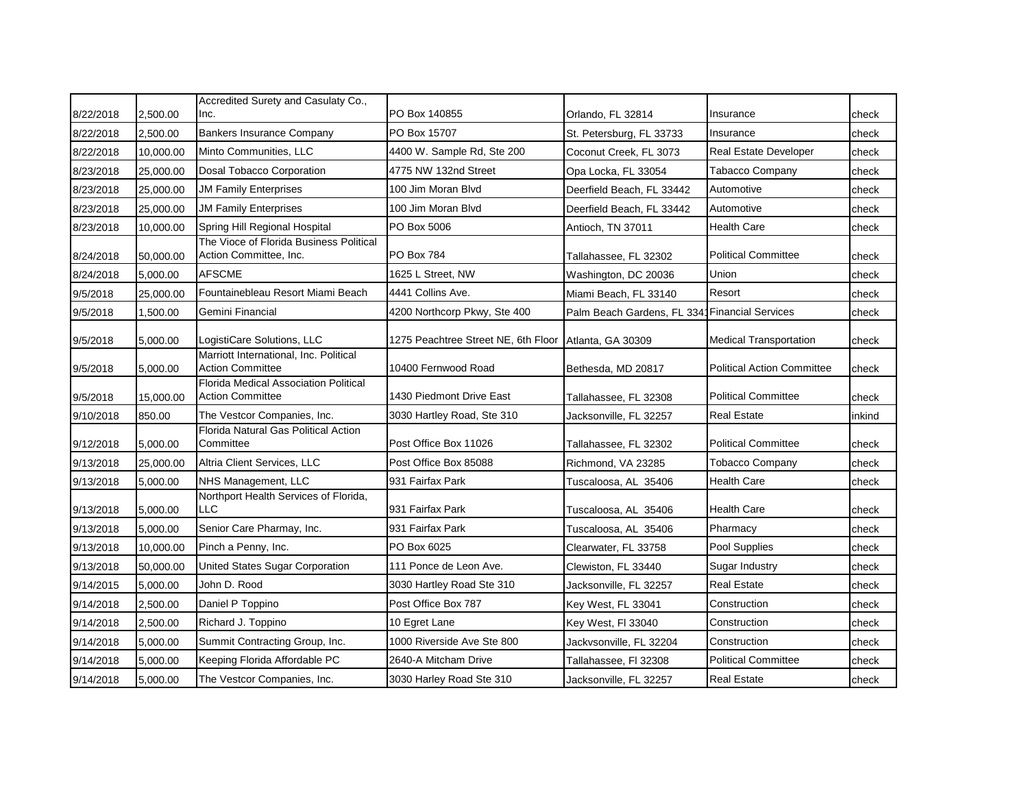| | | | | | | |
|---|---|---|---|---|---|---|
| 8/22/2018 | 2,500.00 | Accredited Surety and Casulaty Co., Inc. | PO Box 140855 | Orlando, FL 32814 | Insurance | check |
| 8/22/2018 | 2,500.00 | Bankers Insurance Company | PO Box 15707 | St. Petersburg, FL 33733 | Insurance | check |
| 8/22/2018 | 10,000.00 | Minto Communities, LLC | 4400 W. Sample Rd, Ste 200 | Coconut Creek, FL 3073 | Real Estate Developer | check |
| 8/23/2018 | 25,000.00 | Dosal Tobacco Corporation | 4775 NW 132nd Street | Opa Locka, FL 33054 | Tabacco Company | check |
| 8/23/2018 | 25,000.00 | JM Family Enterprises | 100 Jim Moran Blvd | Deerfield Beach, FL 33442 | Automotive | check |
| 8/23/2018 | 25,000.00 | JM Family Enterprises | 100 Jim Moran Blvd | Deerfield Beach, FL 33442 | Automotive | check |
| 8/23/2018 | 10,000.00 | Spring Hill Regional Hospital | PO Box 5006 | Antioch, TN 37011 | Health Care | check |
| 8/24/2018 | 50,000.00 | The Vioce of Florida Business Political Action Committee, Inc. | PO Box 784 | Tallahassee, FL 32302 | Political Committee | check |
| 8/24/2018 | 5,000.00 | AFSCME | 1625 L Street, NW | Washington, DC 20036 | Union | check |
| 9/5/2018 | 25,000.00 | Fountainebleau Resort Miami Beach | 4441 Collins Ave. | Miami Beach, FL 33140 | Resort | check |
| 9/5/2018 | 1,500.00 | Gemini Financial | 4200 Northcorp Pkwy, Ste 400 | Palm Beach Gardens, FL 3341 | Financial Services | check |
| 9/5/2018 | 5,000.00 | LogistiCare Solutions, LLC | 1275 Peachtree Street NE, 6th Floor | Atlanta, GA 30309 | Medical Transportation | check |
| 9/5/2018 | 5,000.00 | Marriott International, Inc. Political Action Committee | 10400 Fernwood Road | Bethesda, MD 20817 | Political Action Committee | check |
| 9/5/2018 | 15,000.00 | Florida Medical Association Political Action Committee | 1430 Piedmont Drive East | Tallahassee, FL 32308 | Political Committee | check |
| 9/10/2018 | 850.00 | The Vestcor Companies, Inc. | 3030 Hartley Road, Ste 310 | Jacksonville, FL 32257 | Real Estate | inkind |
| 9/12/2018 | 5,000.00 | Florida Natural Gas Political Action Committee | Post Office Box 11026 | Tallahassee, FL 32302 | Political Committee | check |
| 9/13/2018 | 25,000.00 | Altria Client Services, LLC | Post Office Box 85088 | Richmond, VA 23285 | Tobacco Company | check |
| 9/13/2018 | 5,000.00 | NHS Management, LLC | 931 Fairfax Park | Tuscaloosa, AL 35406 | Health Care | check |
| 9/13/2018 | 5,000.00 | Northport Health Services of Florida, LLC | 931 Fairfax Park | Tuscaloosa, AL 35406 | Health Care | check |
| 9/13/2018 | 5,000.00 | Senior Care Pharmay, Inc. | 931 Fairfax Park | Tuscaloosa, AL 35406 | Pharmacy | check |
| 9/13/2018 | 10,000.00 | Pinch a Penny, Inc. | PO Box 6025 | Clearwater, FL 33758 | Pool Supplies | check |
| 9/13/2018 | 50,000.00 | United States Sugar Corporation | 111 Ponce de Leon Ave. | Clewiston, FL 33440 | Sugar Industry | check |
| 9/14/2015 | 5,000.00 | John D. Rood | 3030 Hartley Road Ste 310 | Jacksonville, FL 32257 | Real Estate | check |
| 9/14/2018 | 2,500.00 | Daniel P Toppino | Post Office Box 787 | Key West, FL 33041 | Construction | check |
| 9/14/2018 | 2,500.00 | Richard J. Toppino | 10 Egret Lane | Key West, Fl 33040 | Construction | check |
| 9/14/2018 | 5,000.00 | Summit Contracting Group, Inc. | 1000 Riverside Ave Ste 800 | Jackvsonville, FL 32204 | Construction | check |
| 9/14/2018 | 5,000.00 | Keeping Florida Affordable PC | 2640-A Mitcham Drive | Tallahassee, Fl 32308 | Political Committee | check |
| 9/14/2018 | 5,000.00 | The Vestcor Companies, Inc. | 3030 Harley Road Ste 310 | Jacksonville, FL 32257 | Real Estate | check |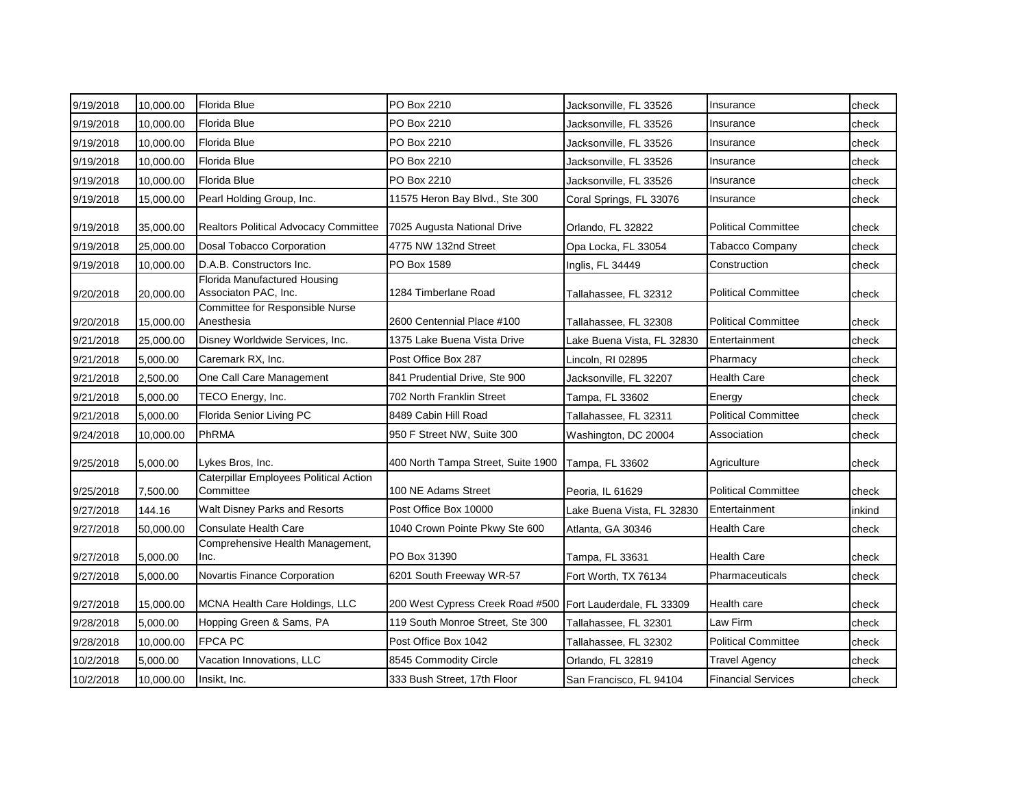| 9/19/2018 | 10,000.00 | Florida Blue | PO Box 2210 | Jacksonville, FL 33526 | Insurance | check |
|---|---|---|---|---|---|---|
| 9/19/2018 | 10,000.00 | Florida Blue | PO Box 2210 | Jacksonville, FL 33526 | Insurance | check |
| 9/19/2018 | 10,000.00 | Florida Blue | PO Box 2210 | Jacksonville, FL 33526 | Insurance | check |
| 9/19/2018 | 10,000.00 | Florida Blue | PO Box 2210 | Jacksonville, FL 33526 | Insurance | check |
| 9/19/2018 | 10,000.00 | Florida Blue | PO Box 2210 | Jacksonville, FL 33526 | Insurance | check |
| 9/19/2018 | 15,000.00 | Pearl Holding Group, Inc. | 11575 Heron Bay Blvd., Ste 300 | Coral Springs, FL 33076 | Insurance | check |
| 9/19/2018 | 35,000.00 | Realtors Political Advocacy Committee | 7025 Augusta National Drive | Orlando, FL 32822 | Political Committee | check |
| 9/19/2018 | 25,000.00 | Dosal Tobacco Corporation | 4775 NW 132nd Street | Opa Locka, FL 33054 | Tabacco Company | check |
| 9/19/2018 | 10,000.00 | D.A.B. Constructors Inc. | PO Box 1589 | Inglis, FL 34449 | Construction | check |
| 9/20/2018 | 20,000.00 | Florida Manufactured Housing Associaton PAC, Inc. | 1284 Timberlane Road | Tallahassee, FL 32312 | Political Committee | check |
| 9/20/2018 | 15,000.00 | Committee for Responsible Nurse Anesthesia | 2600 Centennial Place #100 | Tallahassee, FL 32308 | Political Committee | check |
| 9/21/2018 | 25,000.00 | Disney Worldwide Services, Inc. | 1375 Lake Buena Vista Drive | Lake Buena Vista, FL 32830 | Entertainment | check |
| 9/21/2018 | 5,000.00 | Caremark RX, Inc. | Post Office Box 287 | Lincoln, RI 02895 | Pharmacy | check |
| 9/21/2018 | 2,500.00 | One Call Care Management | 841 Prudential Drive, Ste 900 | Jacksonville, FL 32207 | Health Care | check |
| 9/21/2018 | 5,000.00 | TECO Energy, Inc. | 702 North Franklin Street | Tampa, FL 33602 | Energy | check |
| 9/21/2018 | 5,000.00 | Florida Senior Living PC | 8489 Cabin Hill Road | Tallahassee, FL 32311 | Political Committee | check |
| 9/24/2018 | 10,000.00 | PhRMA | 950 F Street NW, Suite 300 | Washington, DC 20004 | Association | check |
| 9/25/2018 | 5,000.00 | Lykes Bros, Inc. | 400 North Tampa Street, Suite 1900 | Tampa, FL 33602 | Agriculture | check |
| 9/25/2018 | 7,500.00 | Caterpillar Employees Political Action Committee | 100 NE Adams Street | Peoria, IL 61629 | Political Committee | check |
| 9/27/2018 | 144.16 | Walt Disney Parks and Resorts | Post Office Box 10000 | Lake Buena Vista, FL 32830 | Entertainment | inkind |
| 9/27/2018 | 50,000.00 | Consulate Health Care | 1040 Crown Pointe Pkwy Ste 600 | Atlanta, GA 30346 | Health Care | check |
| 9/27/2018 | 5,000.00 | Comprehensive Health Management, Inc. | PO Box 31390 | Tampa, FL 33631 | Health Care | check |
| 9/27/2018 | 5,000.00 | Novartis Finance Corporation | 6201 South Freeway WR-57 | Fort Worth, TX 76134 | Pharmaceuticals | check |
| 9/27/2018 | 15,000.00 | MCNA Health Care Holdings, LLC | 200 West Cypress Creek Road #500 | Fort Lauderdale, FL 33309 | Health care | check |
| 9/28/2018 | 5,000.00 | Hopping Green & Sams, PA | 119 South Monroe Street, Ste 300 | Tallahassee, FL 32301 | Law Firm | check |
| 9/28/2018 | 10,000.00 | FPCA PC | Post Office Box 1042 | Tallahassee, FL 32302 | Political Committee | check |
| 10/2/2018 | 5,000.00 | Vacation Innovations, LLC | 8545 Commodity Circle | Orlando, FL 32819 | Travel Agency | check |
| 10/2/2018 | 10,000.00 | Insikt, Inc. | 333 Bush Street, 17th Floor | San Francisco, FL 94104 | Financial Services | check |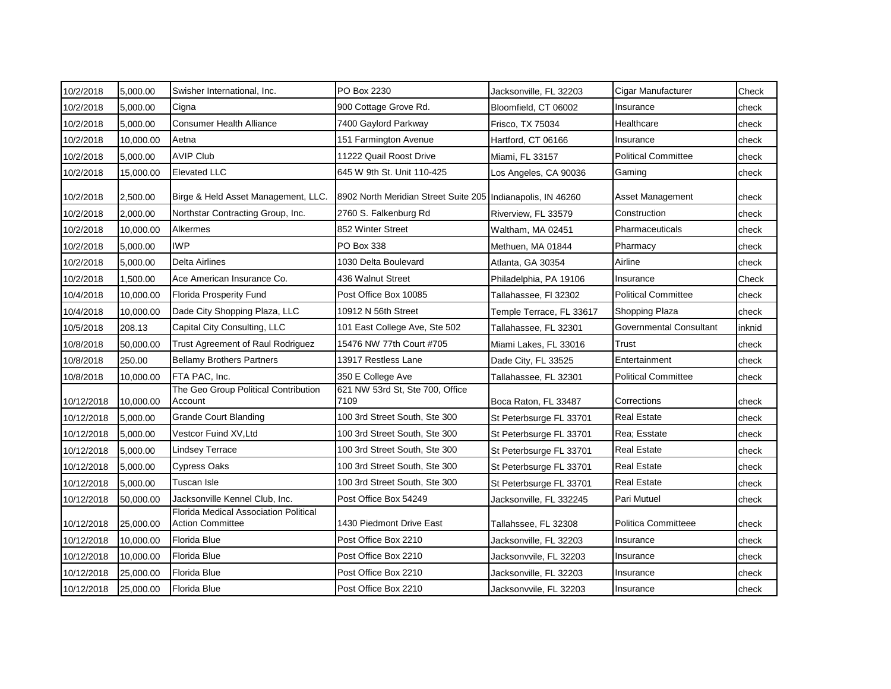| 10/2/2018 | 5,000.00 | Swisher International, Inc. | PO Box 2230 | Jacksonville, FL 32203 | Cigar Manufacturer | Check |
|---|---|---|---|---|---|---|
| 10/2/2018 | 5,000.00 | Cigna | 900 Cottage Grove Rd. | Bloomfield, CT 06002 | Insurance | check |
| 10/2/2018 | 5,000.00 | Consumer Health Alliance | 7400 Gaylord Parkway | Frisco, TX 75034 | Healthcare | check |
| 10/2/2018 | 10,000.00 | Aetna | 151 Farmington Avenue | Hartford, CT 06166 | Insurance | check |
| 10/2/2018 | 5,000.00 | AVIP Club | 11222 Quail Roost Drive | Miami, FL 33157 | Political Committee | check |
| 10/2/2018 | 15,000.00 | Elevated LLC | 645 W 9th St. Unit 110-425 | Los Angeles, CA 90036 | Gaming | check |
| 10/2/2018 | 2,500.00 | Birge & Held Asset Management, LLC. | 8902 North Meridian Street Suite 205 | Indianapolis, IN 46260 | Asset Management | check |
| 10/2/2018 | 2,000.00 | Northstar Contracting Group, Inc. | 2760 S. Falkenburg Rd | Riverview, FL 33579 | Construction | check |
| 10/2/2018 | 10,000.00 | Alkermes | 852 Winter Street | Waltham, MA 02451 | Pharmaceuticals | check |
| 10/2/2018 | 5,000.00 | IWP | PO Box 338 | Methuen, MA 01844 | Pharmacy | check |
| 10/2/2018 | 5,000.00 | Delta Airlines | 1030 Delta Boulevard | Atlanta, GA 30354 | Airline | check |
| 10/2/2018 | 1,500.00 | Ace American Insurance Co. | 436 Walnut Street | Philadelphia, PA 19106 | Insurance | Check |
| 10/4/2018 | 10,000.00 | Florida Prosperity Fund | Post Office Box 10085 | Tallahassee, Fl 32302 | Political Committee | check |
| 10/4/2018 | 10,000.00 | Dade City Shopping Plaza, LLC | 10912 N 56th Street | Temple Terrace, FL 33617 | Shopping Plaza | check |
| 10/5/2018 | 208.13 | Capital City Consulting, LLC | 101 East College Ave, Ste 502 | Tallahassee, FL 32301 | Governmental Consultant | inknid |
| 10/8/2018 | 50,000.00 | Trust Agreement of Raul Rodriguez | 15476 NW 77th Court #705 | Miami Lakes, FL 33016 | Trust | check |
| 10/8/2018 | 250.00 | Bellamy Brothers Partners | 13917 Restless Lane | Dade City, FL 33525 | Entertainment | check |
| 10/8/2018 | 10,000.00 | FTA PAC, Inc. | 350 E College Ave | Tallahassee, FL 32301 | Political Committee | check |
| 10/12/2018 | 10,000.00 | The Geo Group Political Contribution Account | 621 NW 53rd St, Ste 700, Office 7109 | Boca Raton, FL 33487 | Corrections | check |
| 10/12/2018 | 5,000.00 | Grande Court Blanding | 100 3rd Street South, Ste 300 | St Peterbsurge FL 33701 | Real Estate | check |
| 10/12/2018 | 5,000.00 | Vestcor Fuind XV,Ltd | 100 3rd Street South, Ste 300 | St Peterbsurge FL 33701 | Rea; Esstate | check |
| 10/12/2018 | 5,000.00 | Lindsey Terrace | 100 3rd Street South, Ste 300 | St Peterbsurge FL 33701 | Real Estate | check |
| 10/12/2018 | 5,000.00 | Cypress Oaks | 100 3rd Street South, Ste 300 | St Peterbsurge FL 33701 | Real Estate | check |
| 10/12/2018 | 5,000.00 | Tuscan Isle | 100 3rd Street South, Ste 300 | St Peterbsurge FL 33701 | Real Estate | check |
| 10/12/2018 | 50,000.00 | Jacksonville Kennel Club, Inc. | Post Office Box 54249 | Jacksonville, FL 332245 | Pari Mutuel | check |
| 10/12/2018 | 25,000.00 | Florida Medical Association Political Action Committee | 1430 Piedmont Drive East | Tallahssee, FL 32308 | Politica Committeee | check |
| 10/12/2018 | 10,000.00 | Florida Blue | Post Office Box 2210 | Jacksonville, FL 32203 | Insurance | check |
| 10/12/2018 | 10,000.00 | Florida Blue | Post Office Box 2210 | Jacksonvvile, FL 32203 | Insurance | check |
| 10/12/2018 | 25,000.00 | Florida Blue | Post Office Box 2210 | Jacksonville, FL 32203 | Insurance | check |
| 10/12/2018 | 25,000.00 | Florida Blue | Post Office Box 2210 | Jacksonvvile, FL 32203 | Insurance | check |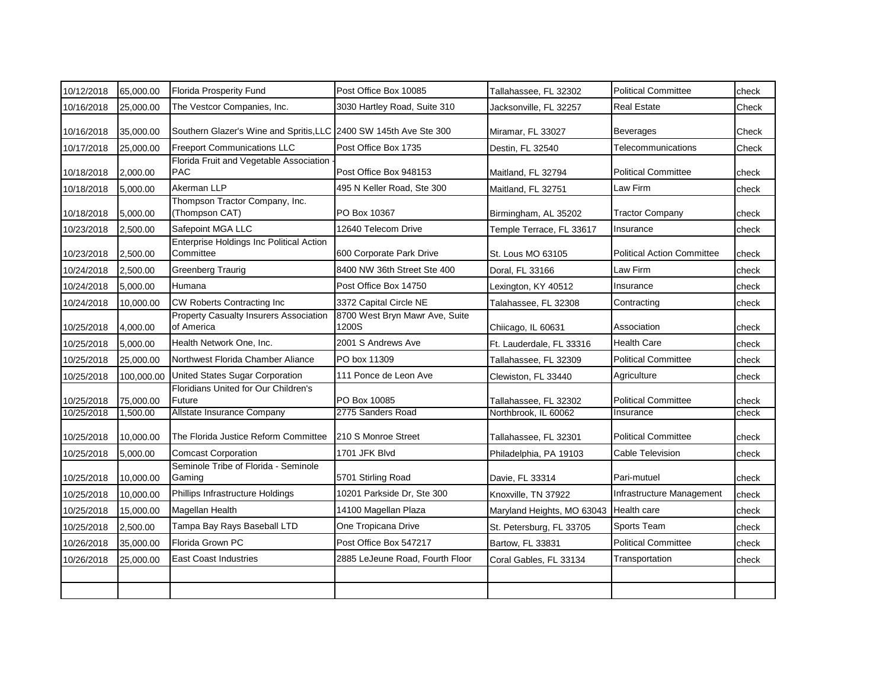| | | | | | | |
|---|---|---|---|---|---|---|
| 10/12/2018 | 65,000.00 | Florida Prosperity Fund | Post Office Box 10085 | Tallahassee, FL 32302 | Political Committee | check |
| 10/16/2018 | 25,000.00 | The Vestcor Companies, Inc. | 3030 Hartley Road, Suite 310 | Jacksonville, FL 32257 | Real Estate | Check |
| 10/16/2018 | 35,000.00 | Southern Glazer's Wine and Spritis,LLC | 2400 SW 145th Ave Ste 300 | Miramar, FL 33027 | Beverages | Check |
| 10/17/2018 | 25,000.00 | Freeport Communications LLC | Post Office Box 1735 | Destin, FL 32540 | Telecommunications | Check |
| 10/18/2018 | 2,000.00 | Florida Fruit and Vegetable Association - PAC | Post Office Box 948153 | Maitland, FL 32794 | Political Committee | check |
| 10/18/2018 | 5,000.00 | Akerman LLP | 495 N Keller Road, Ste 300 | Maitland, FL 32751 | Law Firm | check |
| 10/18/2018 | 5,000.00 | Thompson Tractor Company, Inc. (Thompson CAT) | PO Box 10367 | Birmingham, AL 35202 | Tractor Company | check |
| 10/23/2018 | 2,500.00 | Safepoint MGA LLC | 12640 Telecom Drive | Temple Terrace, FL 33617 | Insurance | check |
| 10/23/2018 | 2,500.00 | Enterprise Holdings Inc Political Action Committee | 600 Corporate Park Drive | St. Lous MO 63105 | Political Action Committee | check |
| 10/24/2018 | 2,500.00 | Greenberg Traurig | 8400 NW 36th Street Ste 400 | Doral, FL 33166 | Law Firm | check |
| 10/24/2018 | 5,000.00 | Humana | Post Office Box 14750 | Lexington, KY 40512 | Insurance | check |
| 10/24/2018 | 10,000.00 | CW Roberts Contracting Inc | 3372 Capital Circle NE | Talahassee, FL 32308 | Contracting | check |
| 10/25/2018 | 4,000.00 | Property Casualty Insurers Association of America | 8700 West Bryn Mawr Ave, Suite 1200S | Chiicago, IL 60631 | Association | check |
| 10/25/2018 | 5,000.00 | Health Network One, Inc. | 2001 S Andrews Ave | Ft. Lauderdale, FL 33316 | Health Care | check |
| 10/25/2018 | 25,000.00 | Northwest Florida Chamber Aliance | PO box 11309 | Tallahassee, FL 32309 | Political Committee | check |
| 10/25/2018 | 100,000.00 | United States Sugar Corporation | 111 Ponce de Leon Ave | Clewiston, FL 33440 | Agriculture | check |
| 10/25/2018 | 75,000.00 | Floridians United for Our Children's Future | PO Box 10085 | Tallahassee, FL 32302 | Political Committee | check |
| 10/25/2018 | 1,500.00 | Allstate Insurance Company | 2775 Sanders Road | Northbrook, IL 60062 | Insurance | check |
| 10/25/2018 | 10,000.00 | The Florida Justice Reform Committee | 210 S Monroe Street | Tallahassee, FL 32301 | Political Committee | check |
| 10/25/2018 | 5,000.00 | Comcast Corporation | 1701 JFK Blvd | Philadelphia, PA 19103 | Cable Television | check |
| 10/25/2018 | 10,000.00 | Seminole Tribe of Florida - Seminole Gaming | 5701 Stirling Road | Davie, FL 33314 | Pari-mutuel | check |
| 10/25/2018 | 10,000.00 | Phillips Infrastructure Holdings | 10201 Parkside Dr, Ste 300 | Knoxville, TN 37922 | Infrastructure Management | check |
| 10/25/2018 | 15,000.00 | Magellan Health | 14100 Magellan Plaza | Maryland Heights, MO 63043 | Health care | check |
| 10/25/2018 | 2,500.00 | Tampa Bay Rays Baseball LTD | One Tropicana Drive | St. Petersburg, FL 33705 | Sports Team | check |
| 10/26/2018 | 35,000.00 | Florida Grown PC | Post Office Box 547217 | Bartow, FL 33831 | Political Committee | check |
| 10/26/2018 | 25,000.00 | East Coast Industries | 2885 LeJeune Road, Fourth Floor | Coral Gables, FL 33134 | Transportation | check |
| | | | | | | |
| | | | | | | |